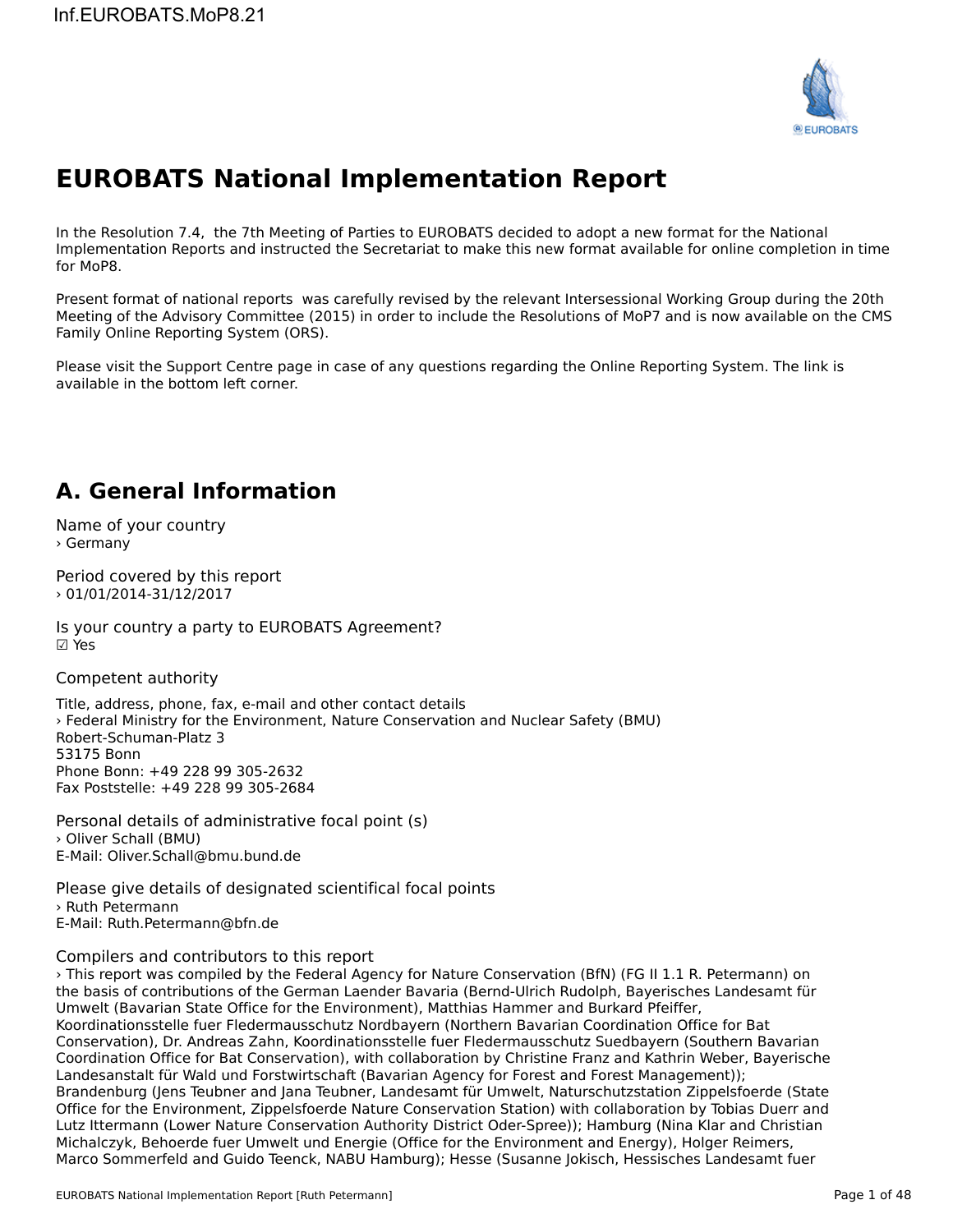Inf.EUROBATS.MoP8.21

# EUROBATS National Implementation Report

In the Resolution 7.4, the 7th Meeting of Parties to EUROBATS decided to adopt a new format for the National Implementation Reports and instructed the Secretariat to make this new format available for online completion in time for MoP8.

Present format of national reports was carefully revised by the relevant Intersessional Working Group during the 20th Meeting of the Advisory Committee (2015) in order to include the Resolutions of MoP7 and is now available on the CMS Family Online Reporting System (ORS).

Please visit the Support Centre page in case of any questions regarding the Online Reporting System. The link is available in the bottom left corner.

## A. General Information

Name of your country
› Germany

Period covered by this report
› 01/01/2014-31/12/2017

Is your country a party to EUROBATS Agreement?
☑ Yes

Competent authority

Title, address, phone, fax, e-mail and other contact details
› Federal Ministry for the Environment, Nature Conservation and Nuclear Safety (BMU)
Robert-Schuman-Platz 3
53175 Bonn
Phone Bonn: +49 228 99 305-2632
Fax Poststelle: +49 228 99 305-2684

Personal details of administrative focal point (s)
› Oliver Schall (BMU)
E-Mail: Oliver.Schall@bmu.bund.de

Please give details of designated scientifical focal points
› Ruth Petermann
E-Mail: Ruth.Petermann@bfn.de

Compilers and contributors to this report
› This report was compiled by the Federal Agency for Nature Conservation (BfN) (FG II 1.1 R. Petermann) on the basis of contributions of the German Laender Bavaria (Bernd-Ulrich Rudolph, Bayerisches Landesamt für Umwelt (Bavarian State Office for the Environment), Matthias Hammer and Burkard Pfeiffer, Koordinationsstelle fuer Fledermausschutz Nordbayern (Northern Bavarian Coordination Office for Bat Conservation), Dr. Andreas Zahn, Koordinationsstelle fuer Fledermausschutz Suedbayern (Southern Bavarian Coordination Office for Bat Conservation), with collaboration by Christine Franz and Kathrin Weber, Bayerische Landesanstalt für Wald und Forstwirtschaft (Bavarian Agency for Forest and Forest Management)); Brandenburg (Jens Teubner and Jana Teubner, Landesamt für Umwelt, Naturschutzstation Zippelsfoerde (State Office for the Environment, Zippelsfoerde Nature Conservation Station) with collaboration by Tobias Duerr and Lutz Ittermann (Lower Nature Conservation Authority District Oder-Spree)); Hamburg (Nina Klar and Christian Michalczyk, Behoerde fuer Umwelt und Energie (Office for the Environment and Energy), Holger Reimers, Marco Sommerfeld and Guido Teenck, NABU Hamburg); Hesse (Susanne Jokisch, Hessisches Landesamt fuer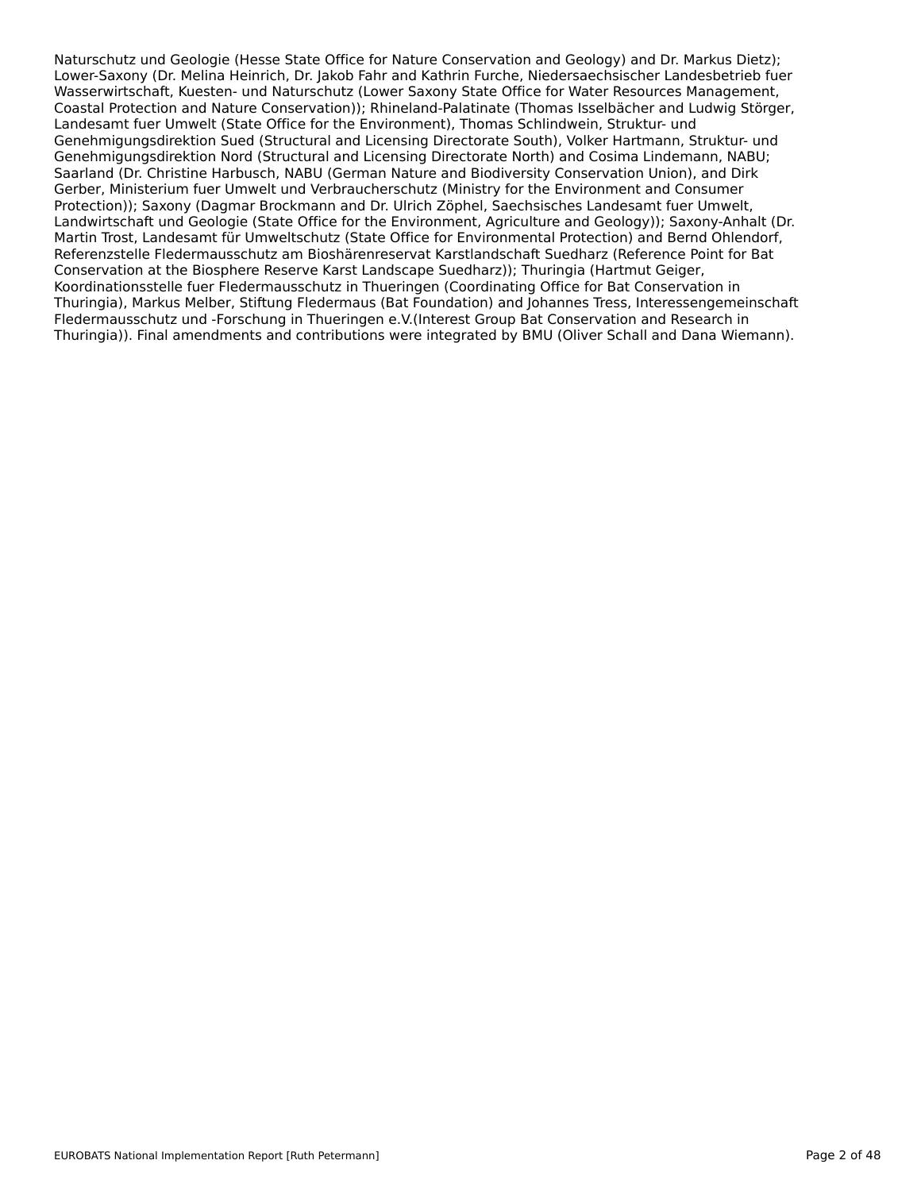Naturschutz und Geologie (Hesse State Office for Nature Conservation and Geology) and Dr. Markus Dietz); Lower-Saxony (Dr. Melina Heinrich, Dr. Jakob Fahr and Kathrin Furche, Niedersaechsischer Landesbetrieb fuer Wasserwirtschaft, Kuesten- und Naturschutz (Lower Saxony State Office for Water Resources Management, Coastal Protection and Nature Conservation)); Rhineland-Palatinate (Thomas Isselbächer and Ludwig Störger, Landesamt fuer Umwelt (State Office for the Environment), Thomas Schlindwein, Struktur- und Genehmigungsdirektion Sued (Structural and Licensing Directorate South), Volker Hartmann, Struktur- und Genehmigungsdirektion Nord (Structural and Licensing Directorate North) and Cosima Lindemann, NABU; Saarland (Dr. Christine Harbusch, NABU (German Nature and Biodiversity Conservation Union), and Dirk Gerber, Ministerium fuer Umwelt und Verbraucherschutz (Ministry for the Environment and Consumer Protection)); Saxony (Dagmar Brockmann and Dr. Ulrich Zöphel, Saechsisches Landesamt fuer Umwelt, Landwirtschaft und Geologie (State Office for the Environment, Agriculture and Geology)); Saxony-Anhalt (Dr. Martin Trost, Landesamt für Umweltschutz (State Office for Environmental Protection) and Bernd Ohlendorf, Referenzstelle Fledermausschutz am Bioshärenreservat Karstlandschaft Suedharz (Reference Point for Bat Conservation at the Biosphere Reserve Karst Landscape Suedharz)); Thuringia (Hartmut Geiger, Koordinationsstelle fuer Fledermausschutz in Thueringen (Coordinating Office for Bat Conservation in Thuringia), Markus Melber, Stiftung Fledermaus (Bat Foundation) and Johannes Tress, Interessengemeinschaft Fledermausschutz und -Forschung in Thueringen e.V.(Interest Group Bat Conservation and Research in Thuringia)). Final amendments and contributions were integrated by BMU (Oliver Schall and Dana Wiemann).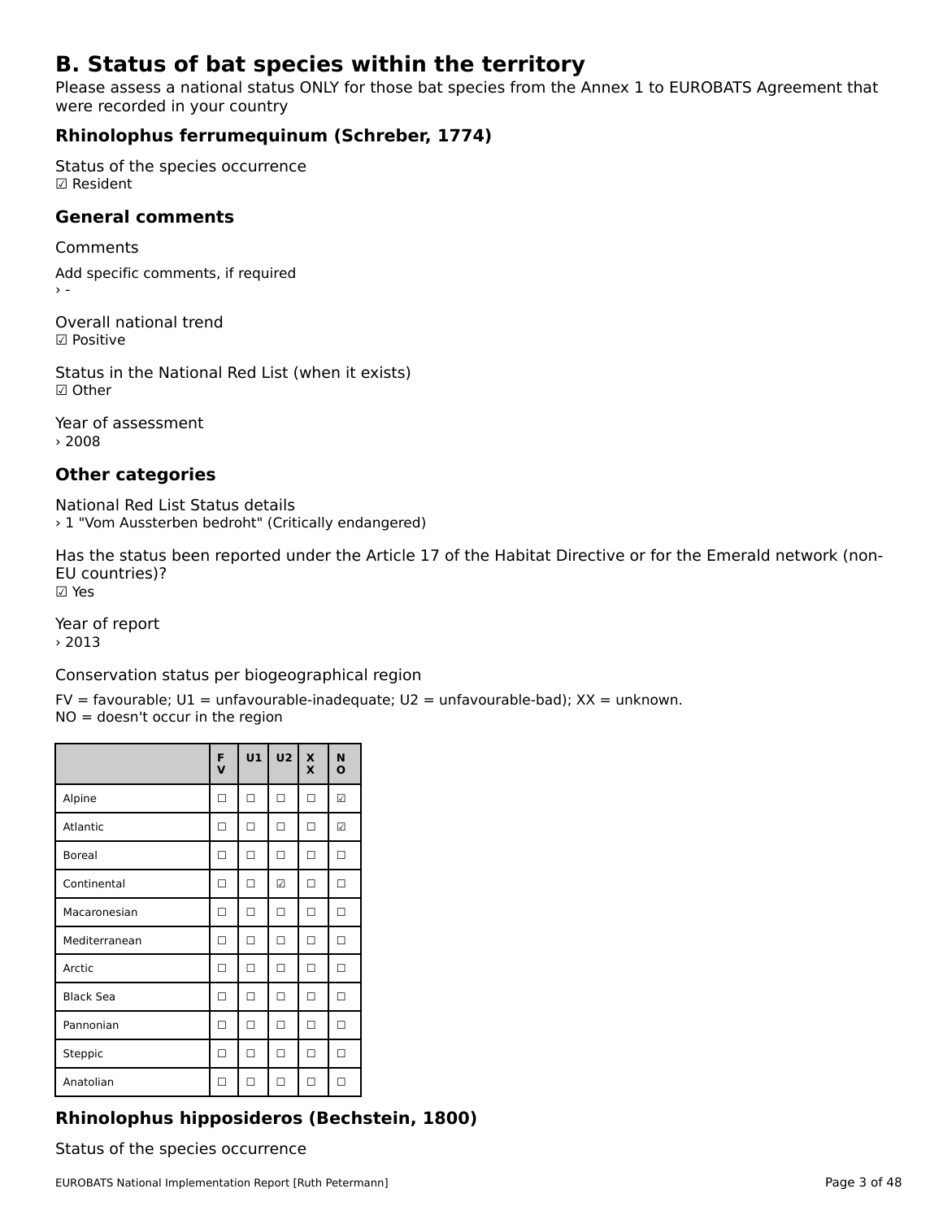# B. Status of bat species within the territory

Please assess a national status ONLY for those bat species from the Annex 1 to EUROBATS Agreement that were recorded in your country

## Rhinolophus ferrumequinum (Schreber, 1774)

Status of the species occurrence
☑ Resident

## General comments

Comments

Add specific comments, if required
› -

Overall national trend
☑ Positive

Status in the National Red List (when it exists)
☑ Other

Year of assessment
› 2008

## Other categories

National Red List Status details
› 1 "Vom Aussterben bedroht" (Critically endangered)

Has the status been reported under the Article 17 of the Habitat Directive or for the Emerald network (non-EU countries)?
☑ Yes

Year of report
› 2013

Conservation status per biogeographical region

FV = favourable; U1 = unfavourable-inadequate; U2 = unfavourable-bad); XX = unknown.
NO = doesn't occur in the region

| | FV | U1 | U2 | XX | NO |
|---|---|---|---|---|---|
| Alpine | ☐ | ☐ | ☐ | ☐ | ☑ |
| Atlantic | ☐ | ☐ | ☐ | ☐ | ☑ |
| Boreal | ☐ | ☐ | ☐ | ☐ | ☐ |
| Continental | ☐ | ☐ | ☑ | ☐ | ☐ |
| Macaronesian | ☐ | ☐ | ☐ | ☐ | ☐ |
| Mediterranean | ☐ | ☐ | ☐ | ☐ | ☐ |
| Arctic | ☐ | ☐ | ☐ | ☐ | ☐ |
| Black Sea | ☐ | ☐ | ☐ | ☐ | ☐ |
| Pannonian | ☐ | ☐ | ☐ | ☐ | ☐ |
| Steppic | ☐ | ☐ | ☐ | ☐ | ☐ |
| Anatolian | ☐ | ☐ | ☐ | ☐ | ☐ |

## Rhinolophus hipposideros (Bechstein, 1800)

Status of the species occurrence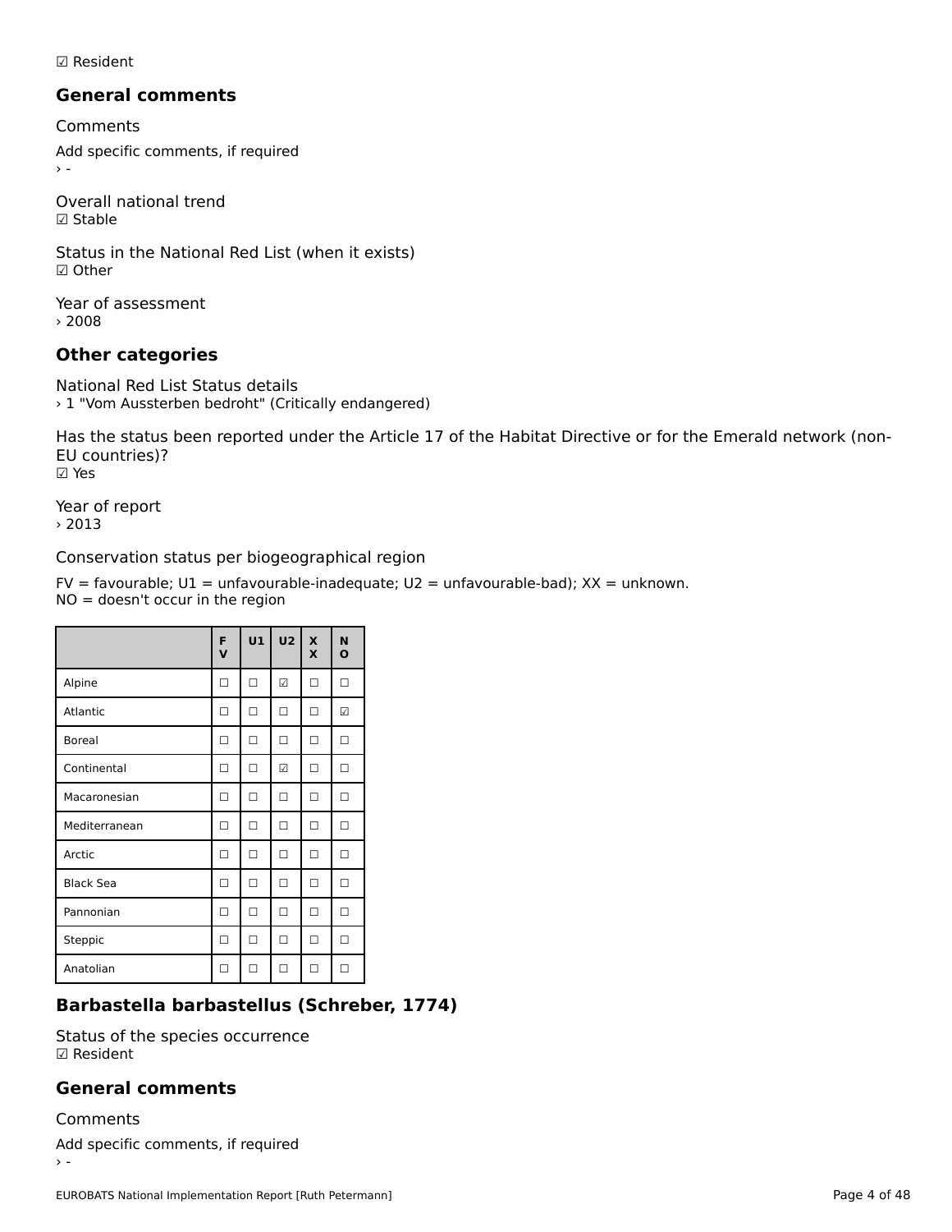☑ Resident

## General comments

Comments

Add specific comments, if required

› -

Overall national trend

☑ Stable

Status in the National Red List (when it exists)

☑ Other

Year of assessment

› 2008

## Other categories

National Red List Status details

› 1 "Vom Aussterben bedroht" (Critically endangered)

Has the status been reported under the Article 17 of the Habitat Directive or for the Emerald network (non-EU countries)?

☑ Yes

Year of report

› 2013

Conservation status per biogeographical region

FV = favourable; U1 = unfavourable-inadequate; U2 = unfavourable-bad); XX = unknown.
NO = doesn't occur in the region

| | FV | U1 | U2 | XX | NO |
|---|---|---|---|---|---|
| Alpine | ☐ | ☐ | ☑ | ☐ | ☐ |
| Atlantic | ☐ | ☐ | ☐ | ☐ | ☑ |
| Boreal | ☐ | ☐ | ☐ | ☐ | ☐ |
| Continental | ☐ | ☐ | ☑ | ☐ | ☐ |
| Macaronesian | ☐ | ☐ | ☐ | ☐ | ☐ |
| Mediterranean | ☐ | ☐ | ☐ | ☐ | ☐ |
| Arctic | ☐ | ☐ | ☐ | ☐ | ☐ |
| Black Sea | ☐ | ☐ | ☐ | ☐ | ☐ |
| Pannonian | ☐ | ☐ | ☐ | ☐ | ☐ |
| Steppic | ☐ | ☐ | ☐ | ☐ | ☐ |
| Anatolian | ☐ | ☐ | ☐ | ☐ | ☐ |

## Barbastella barbastellus (Schreber, 1774)

Status of the species occurrence

☑ Resident

## General comments

Comments

Add specific comments, if required

› -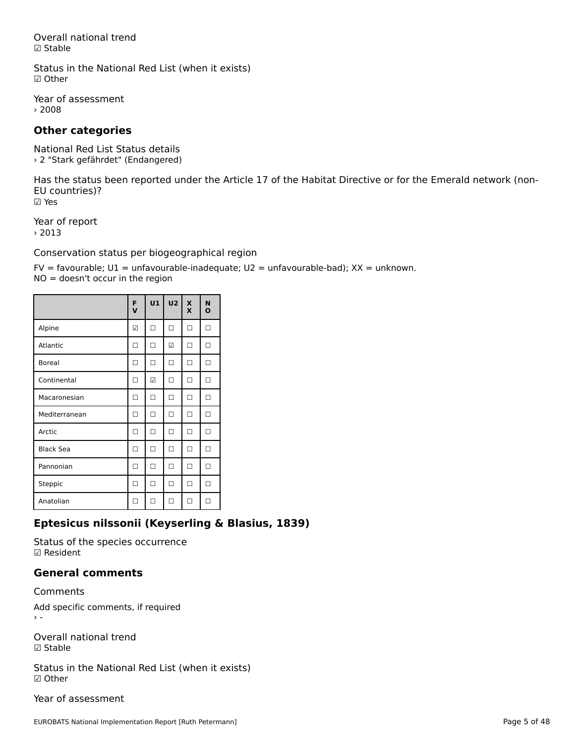Overall national trend
☑ Stable

Status in the National Red List (when it exists)
☑ Other

Year of assessment
› 2008

## Other categories

National Red List Status details
› 2 "Stark gefährdet" (Endangered)

Has the status been reported under the Article 17 of the Habitat Directive or for the Emerald network (non-EU countries)?
☑ Yes

Year of report
› 2013

Conservation status per biogeographical region

FV = favourable; U1 = unfavourable-inadequate; U2 = unfavourable-bad); XX = unknown.
NO = doesn't occur in the region

| | FV | U1 | U2 | XX | NO |
|---|---|---|---|---|---|
| Alpine | ☑ | ☐ | ☐ | ☐ | ☐ |
| Atlantic | ☐ | ☐ | ☑ | ☐ | ☐ |
| Boreal | ☐ | ☐ | ☐ | ☐ | ☐ |
| Continental | ☐ | ☑ | ☐ | ☐ | ☐ |
| Macaronesian | ☐ | ☐ | ☐ | ☐ | ☐ |
| Mediterranean | ☐ | ☐ | ☐ | ☐ | ☐ |
| Arctic | ☐ | ☐ | ☐ | ☐ | ☐ |
| Black Sea | ☐ | ☐ | ☐ | ☐ | ☐ |
| Pannonian | ☐ | ☐ | ☐ | ☐ | ☐ |
| Steppic | ☐ | ☐ | ☐ | ☐ | ☐ |
| Anatolian | ☐ | ☐ | ☐ | ☐ | ☐ |

## Eptesicus nilssonii (Keyserling & Blasius, 1839)

Status of the species occurrence
☑ Resident

## General comments

Comments

Add specific comments, if required
› -

Overall national trend
☑ Stable

Status in the National Red List (when it exists)
☑ Other

Year of assessment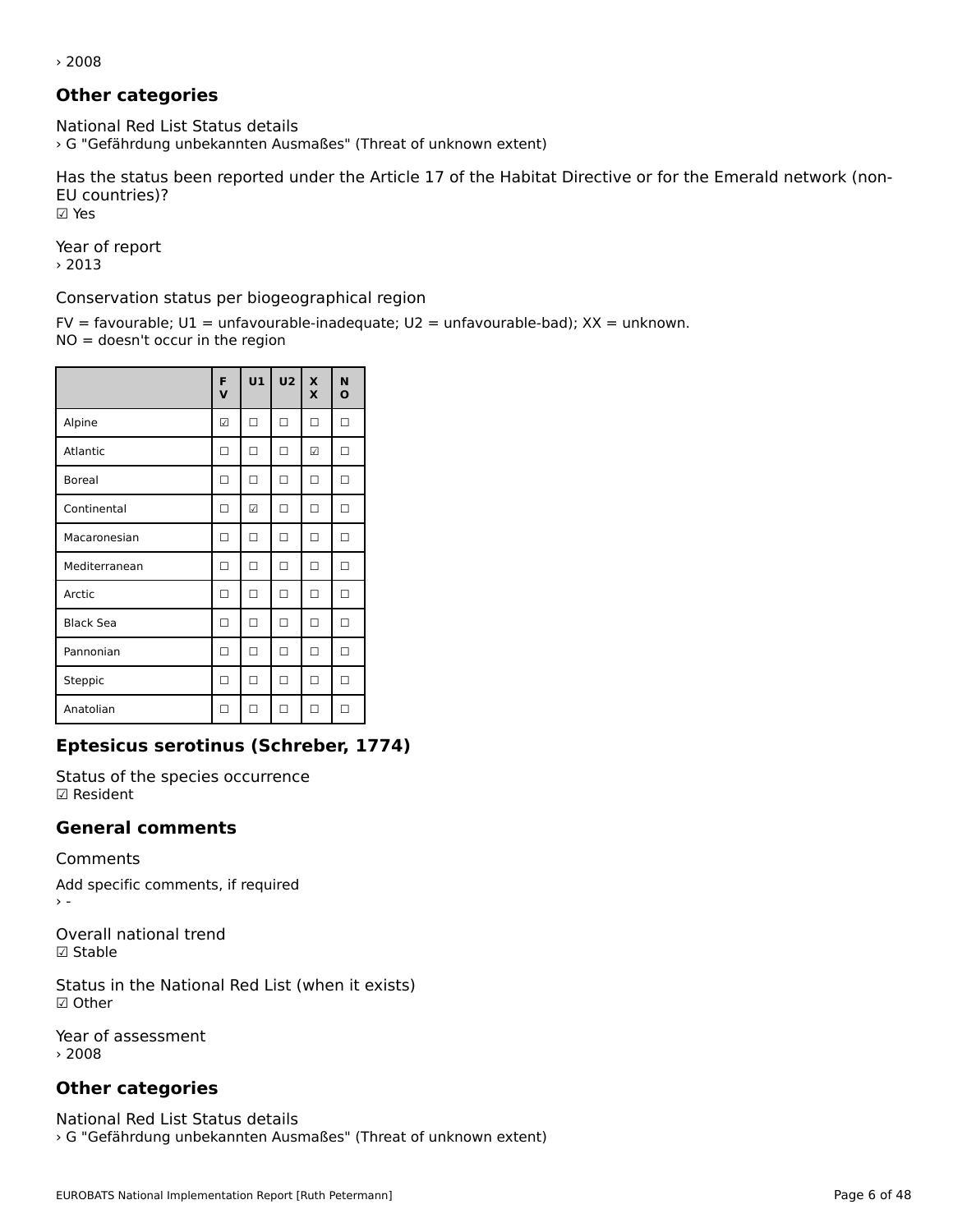› 2008

## Other categories

National Red List Status details
› G "Gefährdung unbekannten Ausmaßes" (Threat of unknown extent)

Has the status been reported under the Article 17 of the Habitat Directive or for the Emerald network (non-EU countries)?
☑ Yes

Year of report
› 2013

Conservation status per biogeographical region

FV = favourable; U1 = unfavourable-inadequate; U2 = unfavourable-bad); XX = unknown.
NO = doesn't occur in the region

| | FV | U1 | U2 | XX | NO |
|---|---|---|---|---|---|
| Alpine | ☑ | ☐ | ☐ | ☐ | ☐ |
| Atlantic | ☐ | ☐ | ☐ | ☑ | ☐ |
| Boreal | ☐ | ☐ | ☐ | ☐ | ☐ |
| Continental | ☐ | ☑ | ☐ | ☐ | ☐ |
| Macaronesian | ☐ | ☐ | ☐ | ☐ | ☐ |
| Mediterranean | ☐ | ☐ | ☐ | ☐ | ☐ |
| Arctic | ☐ | ☐ | ☐ | ☐ | ☐ |
| Black Sea | ☐ | ☐ | ☐ | ☐ | ☐ |
| Pannonian | ☐ | ☐ | ☐ | ☐ | ☐ |
| Steppic | ☐ | ☐ | ☐ | ☐ | ☐ |
| Anatolian | ☐ | ☐ | ☐ | ☐ | ☐ |

## Eptesicus serotinus (Schreber, 1774)

Status of the species occurrence
☑ Resident

## General comments

Comments

Add specific comments, if required
› -

Overall national trend
☑ Stable

Status in the National Red List (when it exists)
☑ Other

Year of assessment
› 2008

## Other categories

National Red List Status details
› G "Gefährdung unbekannten Ausmaßes" (Threat of unknown extent)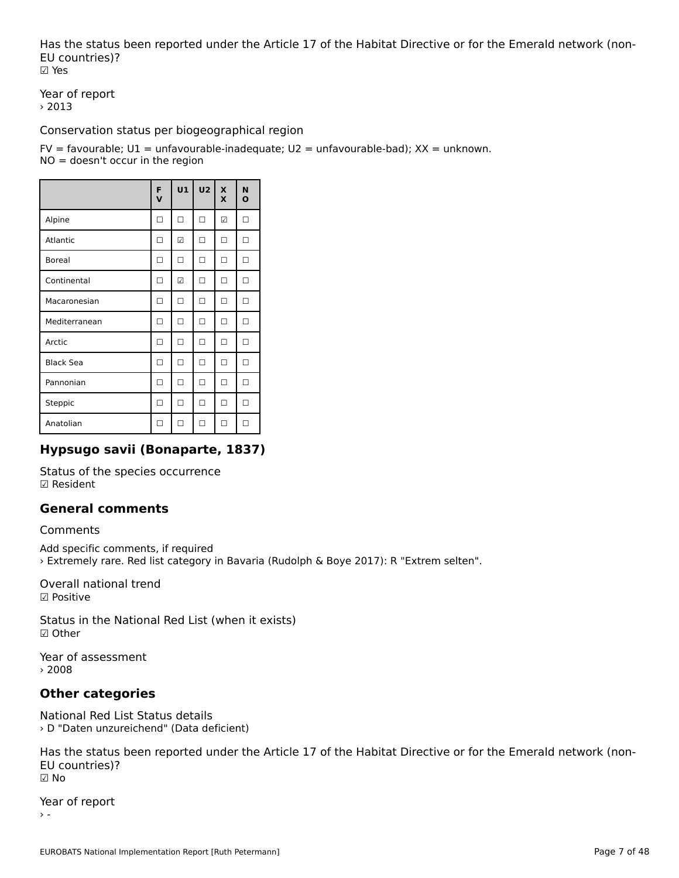Has the status been reported under the Article 17 of the Habitat Directive or for the Emerald network (non-EU countries)?
☑ Yes

Year of report
› 2013

Conservation status per biogeographical region

FV = favourable; U1 = unfavourable-inadequate; U2 = unfavourable-bad); XX = unknown.
NO = doesn't occur in the region

| | FV | U1 | U2 | XX | NO |
|---|---|---|---|---|---|
| Alpine | ☐ | ☐ | ☐ | ☑ | ☐ |
| Atlantic | ☐ | ☑ | ☐ | ☐ | ☐ |
| Boreal | ☐ | ☐ | ☐ | ☐ | ☐ |
| Continental | ☐ | ☑ | ☐ | ☐ | ☐ |
| Macaronesian | ☐ | ☐ | ☐ | ☐ | ☐ |
| Mediterranean | ☐ | ☐ | ☐ | ☐ | ☐ |
| Arctic | ☐ | ☐ | ☐ | ☐ | ☐ |
| Black Sea | ☐ | ☐ | ☐ | ☐ | ☐ |
| Pannonian | ☐ | ☐ | ☐ | ☐ | ☐ |
| Steppic | ☐ | ☐ | ☐ | ☐ | ☐ |
| Anatolian | ☐ | ☐ | ☐ | ☐ | ☐ |

## Hypsugo savii (Bonaparte, 1837)

Status of the species occurrence
☑ Resident

## General comments

Comments

Add specific comments, if required
› Extremely rare. Red list category in Bavaria (Rudolph & Boye 2017): R "Extrem selten".

Overall national trend
☑ Positive

Status in the National Red List (when it exists)
☑ Other

Year of assessment
› 2008

## Other categories

National Red List Status details
› D "Daten unzureichend" (Data deficient)

Has the status been reported under the Article 17 of the Habitat Directive or for the Emerald network (non-EU countries)?
☑ No

Year of report
› -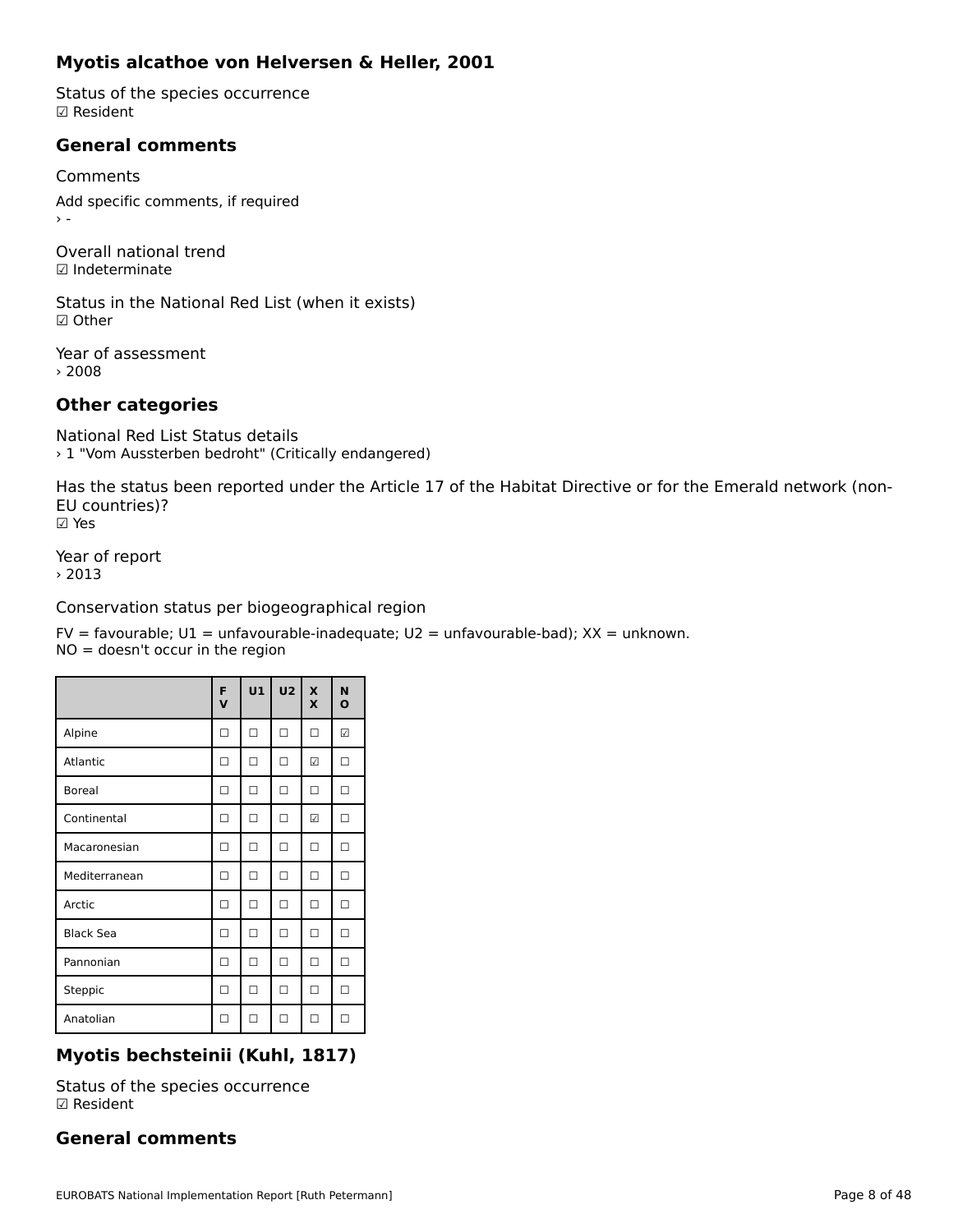### Myotis alcathoe von Helversen & Heller, 2001

Status of the species occurrence
☑ Resident

### General comments

Comments

Add specific comments, if required
› -

Overall national trend
☑ Indeterminate

Status in the National Red List (when it exists)
☑ Other

Year of assessment
› 2008

### Other categories

National Red List Status details
› 1 "Vom Aussterben bedroht" (Critically endangered)

Has the status been reported under the Article 17 of the Habitat Directive or for the Emerald network (non-EU countries)?
☑ Yes

Year of report
› 2013

Conservation status per biogeographical region

FV = favourable; U1 = unfavourable-inadequate; U2 = unfavourable-bad); XX = unknown.
NO = doesn't occur in the region

| | FV | U1 | U2 | XX | NO |
|---|---|---|---|---|---|
| Alpine | ☐ | ☐ | ☐ | ☐ | ☑ |
| Atlantic | ☐ | ☐ | ☐ | ☑ | ☐ |
| Boreal | ☐ | ☐ | ☐ | ☐ | ☐ |
| Continental | ☐ | ☐ | ☐ | ☑ | ☐ |
| Macaronesian | ☐ | ☐ | ☐ | ☐ | ☐ |
| Mediterranean | ☐ | ☐ | ☐ | ☐ | ☐ |
| Arctic | ☐ | ☐ | ☐ | ☐ | ☐ |
| Black Sea | ☐ | ☐ | ☐ | ☐ | ☐ |
| Pannonian | ☐ | ☐ | ☐ | ☐ | ☐ |
| Steppic | ☐ | ☐ | ☐ | ☐ | ☐ |
| Anatolian | ☐ | ☐ | ☐ | ☐ | ☐ |

### Myotis bechsteinii (Kuhl, 1817)

Status of the species occurrence
☑ Resident

### General comments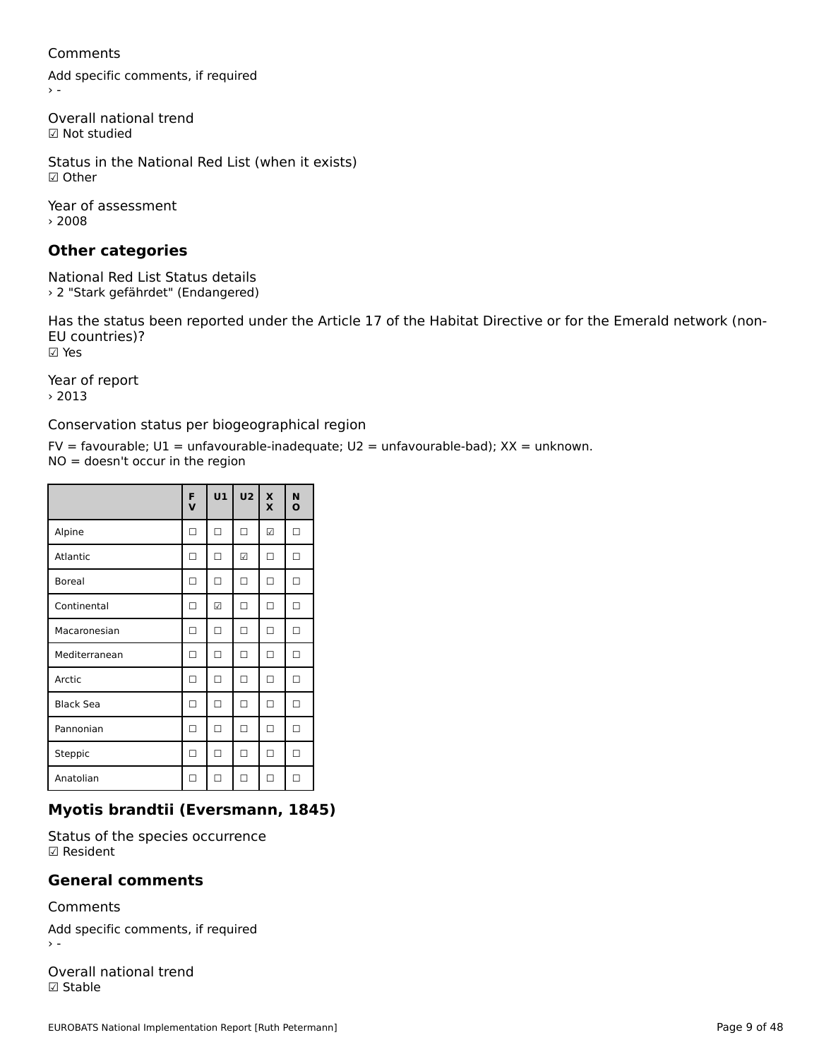Comments

Add specific comments, if required
› -

Overall national trend
☑ Not studied

Status in the National Red List (when it exists)
☑ Other

Year of assessment
› 2008

## Other categories

National Red List Status details
› 2 "Stark gefährdet" (Endangered)

Has the status been reported under the Article 17 of the Habitat Directive or for the Emerald network (non-EU countries)?
☑ Yes

Year of report
› 2013

Conservation status per biogeographical region

FV = favourable; U1 = unfavourable-inadequate; U2 = unfavourable-bad); XX = unknown.
NO = doesn't occur in the region

| | FV | U1 | U2 | XX | NO |
|---|---|---|---|---|---|
| Alpine | ☐ | ☐ | ☐ | ☑ | ☐ |
| Atlantic | ☐ | ☐ | ☑ | ☐ | ☐ |
| Boreal | ☐ | ☐ | ☐ | ☐ | ☐ |
| Continental | ☐ | ☑ | ☐ | ☐ | ☐ |
| Macaronesian | ☐ | ☐ | ☐ | ☐ | ☐ |
| Mediterranean | ☐ | ☐ | ☐ | ☐ | ☐ |
| Arctic | ☐ | ☐ | ☐ | ☐ | ☐ |
| Black Sea | ☐ | ☐ | ☐ | ☐ | ☐ |
| Pannonian | ☐ | ☐ | ☐ | ☐ | ☐ |
| Steppic | ☐ | ☐ | ☐ | ☐ | ☐ |
| Anatolian | ☐ | ☐ | ☐ | ☐ | ☐ |

## Myotis brandtii (Eversmann, 1845)

Status of the species occurrence
☑ Resident

## General comments

Comments

Add specific comments, if required
› -

Overall national trend
☑ Stable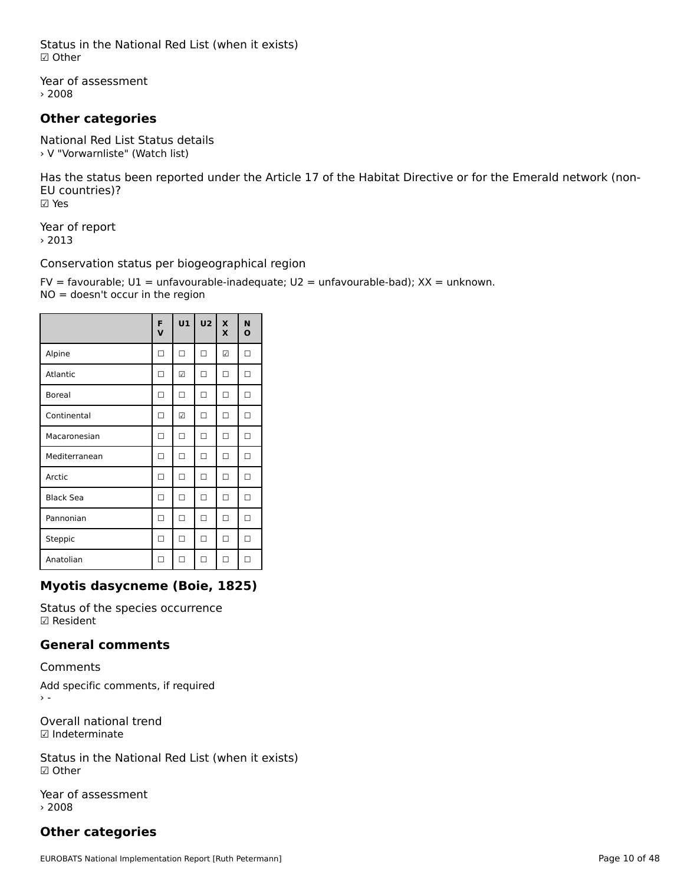Status in the National Red List (when it exists)
☑ Other

Year of assessment
› 2008

## Other categories

National Red List Status details
› V "Vorwarnliste" (Watch list)

Has the status been reported under the Article 17 of the Habitat Directive or for the Emerald network (non-EU countries)?
☑ Yes

Year of report
› 2013

Conservation status per biogeographical region

FV = favourable; U1 = unfavourable-inadequate; U2 = unfavourable-bad); XX = unknown.
NO = doesn't occur in the region

| | FV | U1 | U2 | XX | NO |
|---|---|---|---|---|---|
| Alpine | ☐ | ☐ | ☐ | ☑ | ☐ |
| Atlantic | ☐ | ☑ | ☐ | ☐ | ☐ |
| Boreal | ☐ | ☐ | ☐ | ☐ | ☐ |
| Continental | ☐ | ☑ | ☐ | ☐ | ☐ |
| Macaronesian | ☐ | ☐ | ☐ | ☐ | ☐ |
| Mediterranean | ☐ | ☐ | ☐ | ☐ | ☐ |
| Arctic | ☐ | ☐ | ☐ | ☐ | ☐ |
| Black Sea | ☐ | ☐ | ☐ | ☐ | ☐ |
| Pannonian | ☐ | ☐ | ☐ | ☐ | ☐ |
| Steppic | ☐ | ☐ | ☐ | ☐ | ☐ |
| Anatolian | ☐ | ☐ | ☐ | ☐ | ☐ |

## Myotis dasycneme (Boie, 1825)

Status of the species occurrence
☑ Resident

## General comments

Comments

Add specific comments, if required
› -

Overall national trend
☑ Indeterminate

Status in the National Red List (when it exists)
☑ Other

Year of assessment
› 2008

## Other categories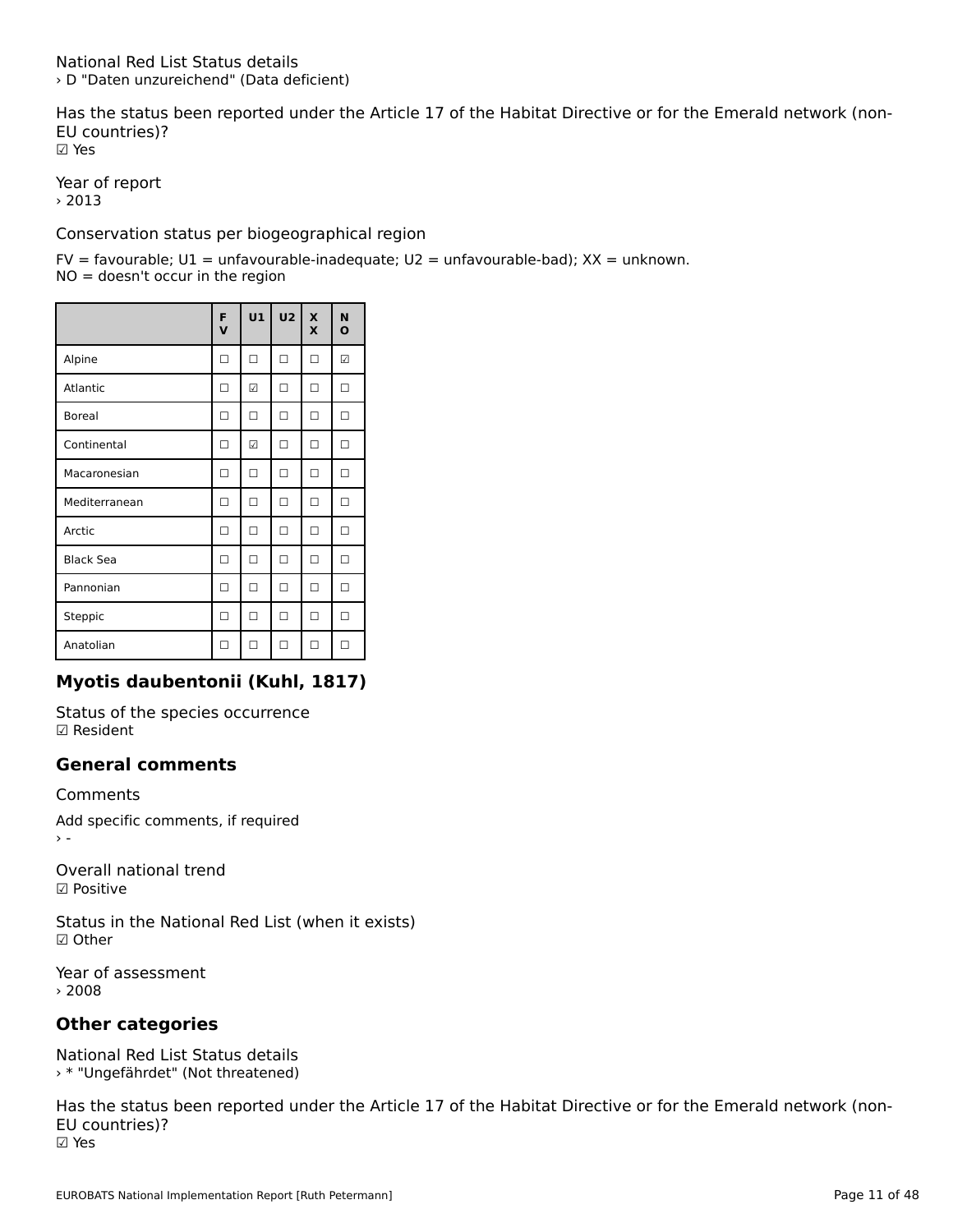National Red List Status details
› D "Daten unzureichend" (Data deficient)

Has the status been reported under the Article 17 of the Habitat Directive or for the Emerald network (non-EU countries)?
☑ Yes

Year of report
› 2013

Conservation status per biogeographical region

FV = favourable; U1 = unfavourable-inadequate; U2 = unfavourable-bad); XX = unknown.
NO = doesn't occur in the region

| | FV | U1 | U2 | XX | NO |
|---|---|---|---|---|---|
| Alpine | ☐ | ☐ | ☐ | ☐ | ☑ |
| Atlantic | ☐ | ☑ | ☐ | ☐ | ☐ |
| Boreal | ☐ | ☐ | ☐ | ☐ | ☐ |
| Continental | ☐ | ☑ | ☐ | ☐ | ☐ |
| Macaronesian | ☐ | ☐ | ☐ | ☐ | ☐ |
| Mediterranean | ☐ | ☐ | ☐ | ☐ | ☐ |
| Arctic | ☐ | ☐ | ☐ | ☐ | ☐ |
| Black Sea | ☐ | ☐ | ☐ | ☐ | ☐ |
| Pannonian | ☐ | ☐ | ☐ | ☐ | ☐ |
| Steppic | ☐ | ☐ | ☐ | ☐ | ☐ |
| Anatolian | ☐ | ☐ | ☐ | ☐ | ☐ |

## Myotis daubentonii (Kuhl, 1817)

Status of the species occurrence
☑ Resident

## General comments

Comments

Add specific comments, if required
› -

Overall national trend
☑ Positive

Status in the National Red List (when it exists)
☑ Other

Year of assessment
› 2008

## Other categories

National Red List Status details
› * "Ungefährdet" (Not threatened)

Has the status been reported under the Article 17 of the Habitat Directive or for the Emerald network (non-EU countries)?
☑ Yes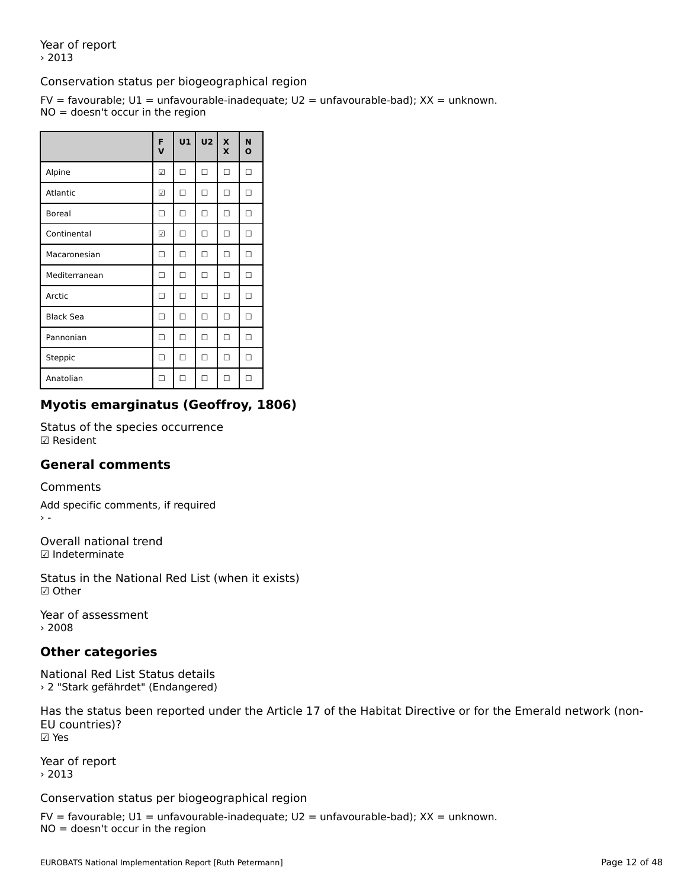Year of report
› 2013

Conservation status per biogeographical region

FV = favourable; U1 = unfavourable-inadequate; U2 = unfavourable-bad); XX = unknown.
NO = doesn't occur in the region

| | FV | U1 | U2 | XX | NO |
|---|---|---|---|---|---|
| Alpine | ☑ | ☐ | ☐ | ☐ | ☐ |
| Atlantic | ☑ | ☐ | ☐ | ☐ | ☐ |
| Boreal | ☐ | ☐ | ☐ | ☐ | ☐ |
| Continental | ☑ | ☐ | ☐ | ☐ | ☐ |
| Macaronesian | ☐ | ☐ | ☐ | ☐ | ☐ |
| Mediterranean | ☐ | ☐ | ☐ | ☐ | ☐ |
| Arctic | ☐ | ☐ | ☐ | ☐ | ☐ |
| Black Sea | ☐ | ☐ | ☐ | ☐ | ☐ |
| Pannonian | ☐ | ☐ | ☐ | ☐ | ☐ |
| Steppic | ☐ | ☐ | ☐ | ☐ | ☐ |
| Anatolian | ☐ | ☐ | ☐ | ☐ | ☐ |

## Myotis emarginatus (Geoffroy, 1806)

Status of the species occurrence
☑ Resident

## General comments

Comments

Add specific comments, if required
› -

Overall national trend
☑ Indeterminate

Status in the National Red List (when it exists)
☑ Other

Year of assessment
› 2008

## Other categories

National Red List Status details
› 2 "Stark gefährdet" (Endangered)

Has the status been reported under the Article 17 of the Habitat Directive or for the Emerald network (non-EU countries)?
☑ Yes

Year of report
› 2013

Conservation status per biogeographical region

FV = favourable; U1 = unfavourable-inadequate; U2 = unfavourable-bad); XX = unknown.
NO = doesn't occur in the region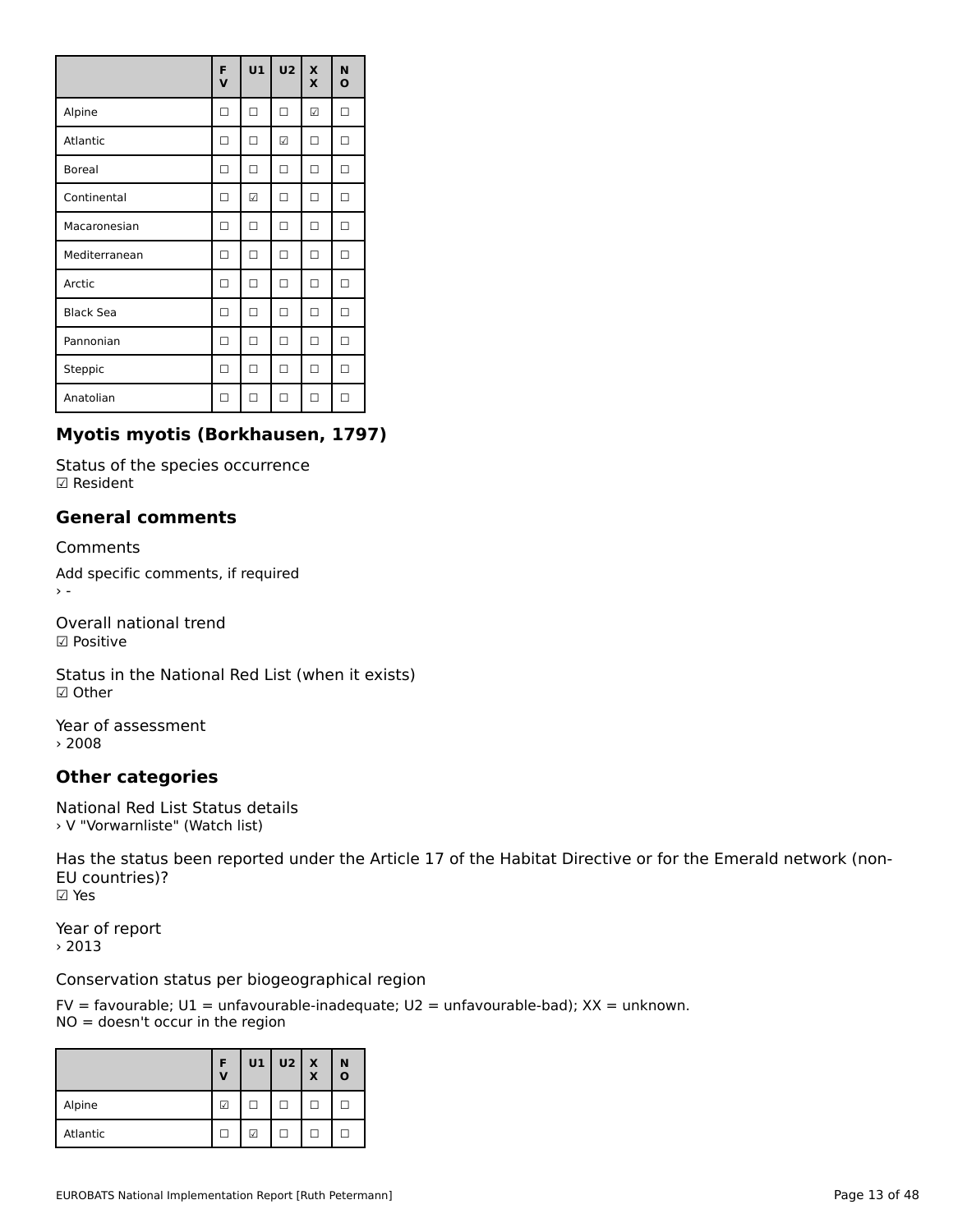| | FV | U1 | U2 | XX | NO |
|---|---|---|---|---|---|
| Alpine | ☐ | ☐ | ☐ | ☑ | ☐ |
| Atlantic | ☐ | ☐ | ☑ | ☐ | ☐ |
| Boreal | ☐ | ☐ | ☐ | ☐ | ☐ |
| Continental | ☐ | ☑ | ☐ | ☐ | ☐ |
| Macaronesian | ☐ | ☐ | ☐ | ☐ | ☐ |
| Mediterranean | ☐ | ☐ | ☐ | ☐ | ☐ |
| Arctic | ☐ | ☐ | ☐ | ☐ | ☐ |
| Black Sea | ☐ | ☐ | ☐ | ☐ | ☐ |
| Pannonian | ☐ | ☐ | ☐ | ☐ | ☐ |
| Steppic | ☐ | ☐ | ☐ | ☐ | ☐ |
| Anatolian | ☐ | ☐ | ☐ | ☐ | ☐ |

## Myotis myotis (Borkhausen, 1797)

Status of the species occurrence
☑ Resident

### General comments

Comments

Add specific comments, if required
› -

Overall national trend
☑ Positive

Status in the National Red List (when it exists)
☑ Other

Year of assessment
› 2008

### Other categories

National Red List Status details
› V "Vorwarnliste" (Watch list)

Has the status been reported under the Article 17 of the Habitat Directive or for the Emerald network (non-EU countries)?
☑ Yes

Year of report
› 2013

Conservation status per biogeographical region

FV = favourable; U1 = unfavourable-inadequate; U2 = unfavourable-bad); XX = unknown.
NO = doesn't occur in the region

| | FV | U1 | U2 | XX | NO |
|---|---|---|---|---|---|
| Alpine | ☑ | ☐ | ☐ | ☐ | ☐ |
| Atlantic | ☐ | ☑ | ☐ | ☐ | ☐ |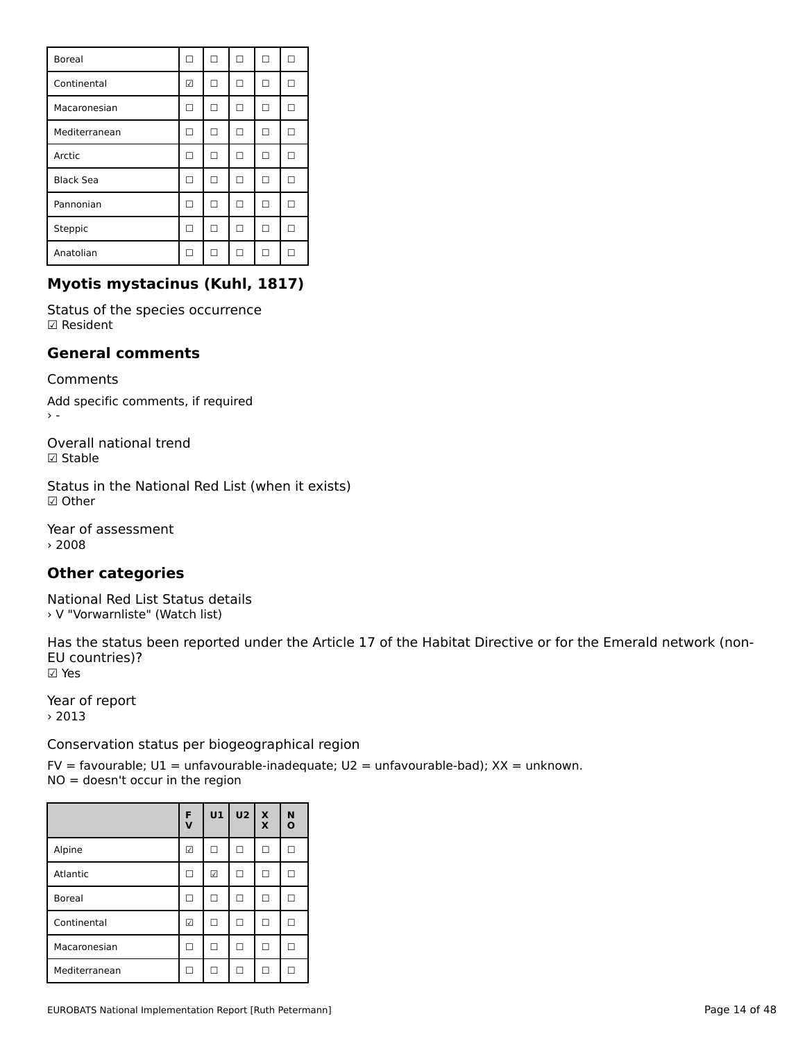| | | | | | |
|---|---|---|---|---|---|
| Boreal | ☐ | ☐ | ☐ | ☐ | ☐ |
| Continental | ☑ | ☐ | ☐ | ☐ | ☐ |
| Macaronesian | ☐ | ☐ | ☐ | ☐ | ☐ |
| Mediterranean | ☐ | ☐ | ☐ | ☐ | ☐ |
| Arctic | ☐ | ☐ | ☐ | ☐ | ☐ |
| Black Sea | ☐ | ☐ | ☐ | ☐ | ☐ |
| Pannonian | ☐ | ☐ | ☐ | ☐ | ☐ |
| Steppic | ☐ | ☐ | ☐ | ☐ | ☐ |
| Anatolian | ☐ | ☐ | ☐ | ☐ | ☐ |

## Myotis mystacinus (Kuhl, 1817)

Status of the species occurrence
☑ Resident

## General comments

Comments

Add specific comments, if required
› -

Overall national trend
☑ Stable

Status in the National Red List (when it exists)
☑ Other

Year of assessment
› 2008

## Other categories

National Red List Status details
› V "Vorwarnliste" (Watch list)

Has the status been reported under the Article 17 of the Habitat Directive or for the Emerald network (non-EU countries)?
☑ Yes

Year of report
› 2013

Conservation status per biogeographical region

FV = favourable; U1 = unfavourable-inadequate; U2 = unfavourable-bad); XX = unknown.
NO = doesn't occur in the region

| | FV | U1 | U2 | XX | NO |
|---|---|---|---|---|---|
| Alpine | ☑ | ☐ | ☐ | ☐ | ☐ |
| Atlantic | ☐ | ☑ | ☐ | ☐ | ☐ |
| Boreal | ☐ | ☐ | ☐ | ☐ | ☐ |
| Continental | ☑ | ☐ | ☐ | ☐ | ☐ |
| Macaronesian | ☐ | ☐ | ☐ | ☐ | ☐ |
| Mediterranean | ☐ | ☐ | ☐ | ☐ | ☐ |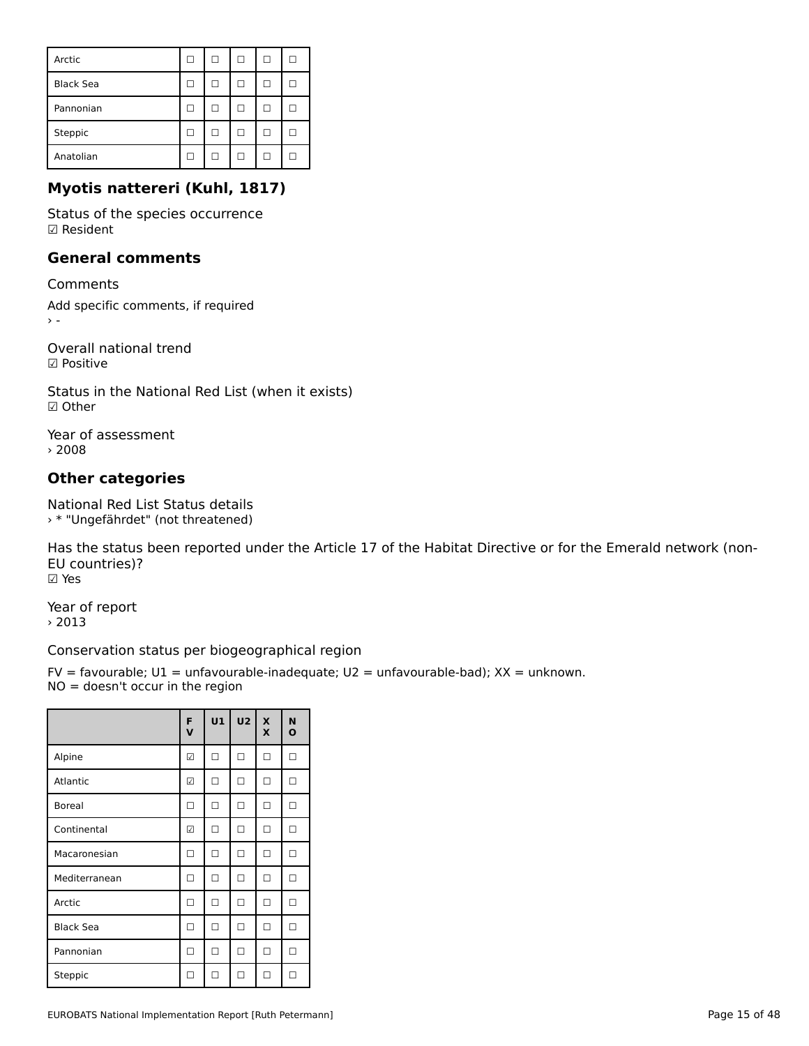| | | | | | |
|---|---|---|---|---|---|
| Arctic | ☐ | ☐ | ☐ | ☐ | ☐ |
| Black Sea | ☐ | ☐ | ☐ | ☐ | ☐ |
| Pannonian | ☐ | ☐ | ☐ | ☐ | ☐ |
| Steppic | ☐ | ☐ | ☐ | ☐ | ☐ |
| Anatolian | ☐ | ☐ | ☐ | ☐ | ☐ |

## Myotis nattereri (Kuhl, 1817)

Status of the species occurrence
☑ Resident

## General comments

Comments

Add specific comments, if required
› -

Overall national trend
☑ Positive

Status in the National Red List (when it exists)
☑ Other

Year of assessment
› 2008

## Other categories

National Red List Status details
› * "Ungefährdet" (not threatened)

Has the status been reported under the Article 17 of the Habitat Directive or for the Emerald network (non-EU countries)?
☑ Yes

Year of report
› 2013

Conservation status per biogeographical region

FV = favourable; U1 = unfavourable-inadequate; U2 = unfavourable-bad); XX = unknown.
NO = doesn't occur in the region

| | FV | U1 | U2 | XX | NO |
|---|---|---|---|---|---|
| Alpine | ☑ | ☐ | ☐ | ☐ | ☐ |
| Atlantic | ☑ | ☐ | ☐ | ☐ | ☐ |
| Boreal | ☐ | ☐ | ☐ | ☐ | ☐ |
| Continental | ☑ | ☐ | ☐ | ☐ | ☐ |
| Macaronesian | ☐ | ☐ | ☐ | ☐ | ☐ |
| Mediterranean | ☐ | ☐ | ☐ | ☐ | ☐ |
| Arctic | ☐ | ☐ | ☐ | ☐ | ☐ |
| Black Sea | ☐ | ☐ | ☐ | ☐ | ☐ |
| Pannonian | ☐ | ☐ | ☐ | ☐ | ☐ |
| Steppic | ☐ | ☐ | ☐ | ☐ | ☐ |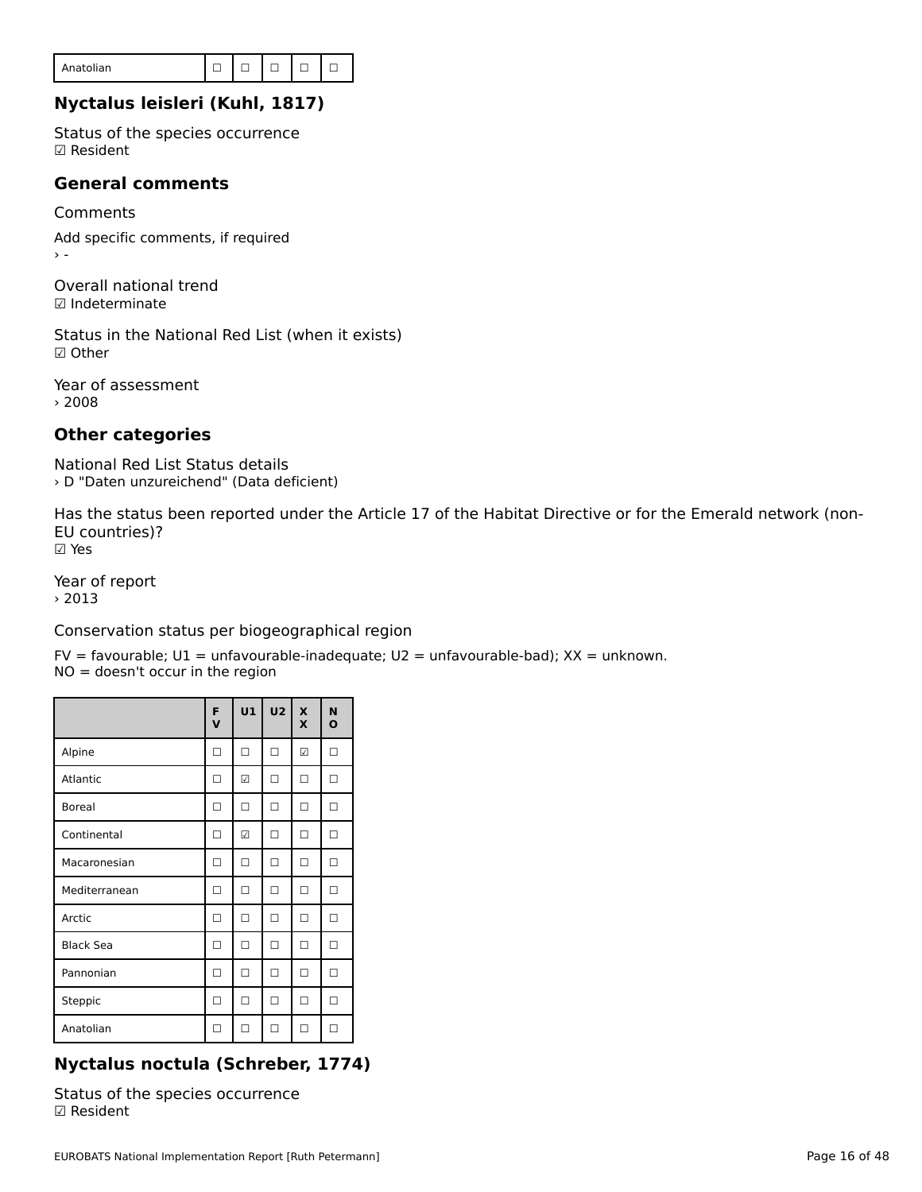| Anatolian | ☐ | ☐ | ☐ | ☐ | ☐ |
|---|---|---|---|---|---|

## Nyctalus leisleri (Kuhl, 1817)

Status of the species occurrence
☑ Resident

## General comments

Comments

Add specific comments, if required
› -

Overall national trend
☑ Indeterminate

Status in the National Red List (when it exists)
☑ Other

Year of assessment
› 2008

## Other categories

National Red List Status details
› D "Daten unzureichend" (Data deficient)

Has the status been reported under the Article 17 of the Habitat Directive or for the Emerald network (non-EU countries)?
☑ Yes

Year of report
› 2013

Conservation status per biogeographical region

FV = favourable; U1 = unfavourable-inadequate; U2 = unfavourable-bad); XX = unknown.
NO = doesn't occur in the region

| | FV | U1 | U2 | XX | NO |
|---|---|---|---|---|---|
| Alpine | ☐ | ☐ | ☐ | ☑ | ☐ |
| Atlantic | ☐ | ☑ | ☐ | ☐ | ☐ |
| Boreal | ☐ | ☐ | ☐ | ☐ | ☐ |
| Continental | ☐ | ☑ | ☐ | ☐ | ☐ |
| Macaronesian | ☐ | ☐ | ☐ | ☐ | ☐ |
| Mediterranean | ☐ | ☐ | ☐ | ☐ | ☐ |
| Arctic | ☐ | ☐ | ☐ | ☐ | ☐ |
| Black Sea | ☐ | ☐ | ☐ | ☐ | ☐ |
| Pannonian | ☐ | ☐ | ☐ | ☐ | ☐ |
| Steppic | ☐ | ☐ | ☐ | ☐ | ☐ |
| Anatolian | ☐ | ☐ | ☐ | ☐ | ☐ |

## Nyctalus noctula (Schreber, 1774)

Status of the species occurrence
☑ Resident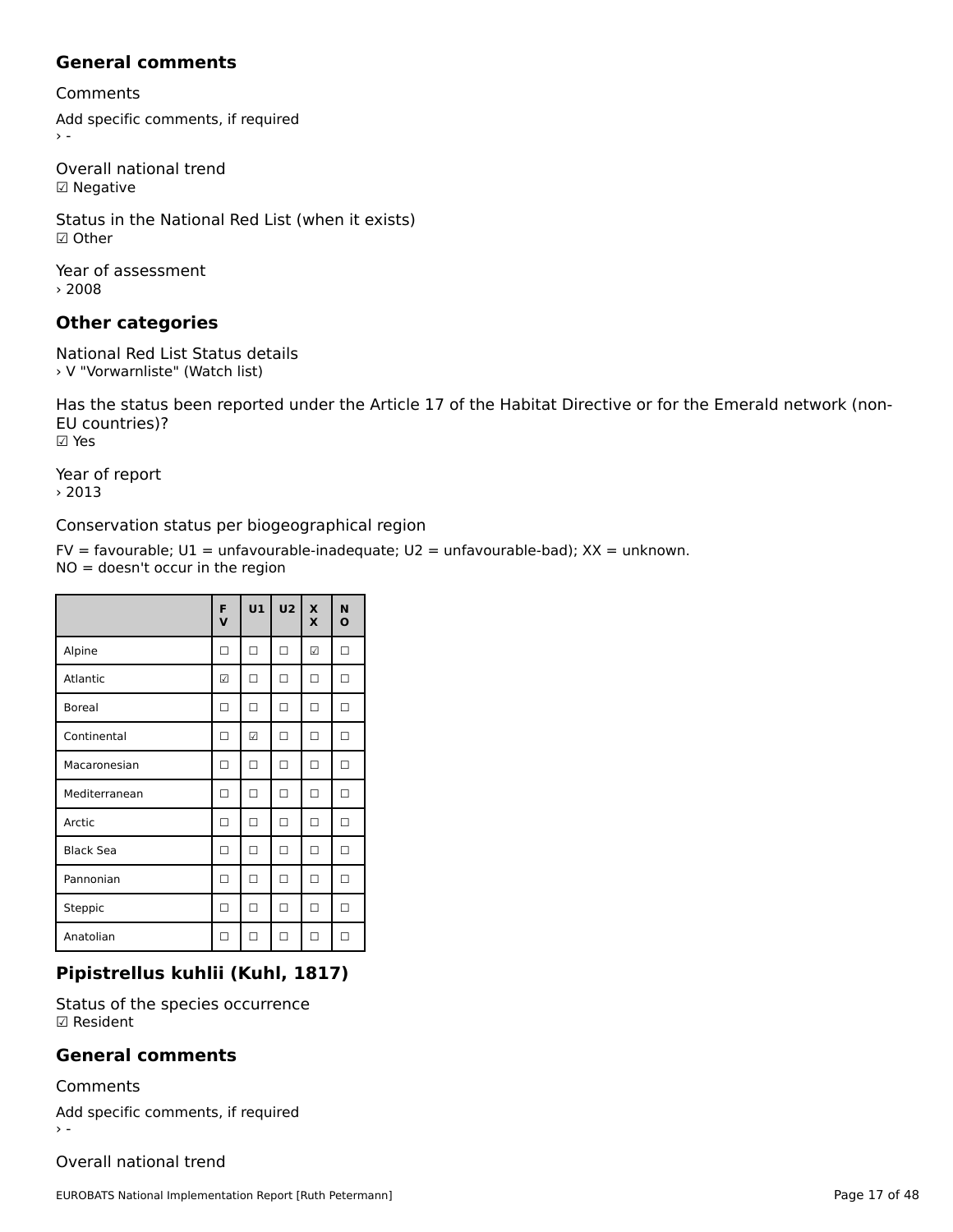## General comments

Comments

Add specific comments, if required
› -

Overall national trend
☑ Negative

Status in the National Red List (when it exists)
☑ Other

Year of assessment
› 2008

## Other categories

National Red List Status details
› V "Vorwarnliste" (Watch list)

Has the status been reported under the Article 17 of the Habitat Directive or for the Emerald network (non-EU countries)?
☑ Yes

Year of report
› 2013

Conservation status per biogeographical region

FV = favourable; U1 = unfavourable-inadequate; U2 = unfavourable-bad); XX = unknown.
NO = doesn't occur in the region

| | FV | U1 | U2 | XX | NO |
|---|---|---|---|---|---|
| Alpine | ☐ | ☐ | ☐ | ☑ | ☐ |
| Atlantic | ☑ | ☐ | ☐ | ☐ | ☐ |
| Boreal | ☐ | ☐ | ☐ | ☐ | ☐ |
| Continental | ☐ | ☑ | ☐ | ☐ | ☐ |
| Macaronesian | ☐ | ☐ | ☐ | ☐ | ☐ |
| Mediterranean | ☐ | ☐ | ☐ | ☐ | ☐ |
| Arctic | ☐ | ☐ | ☐ | ☐ | ☐ |
| Black Sea | ☐ | ☐ | ☐ | ☐ | ☐ |
| Pannonian | ☐ | ☐ | ☐ | ☐ | ☐ |
| Steppic | ☐ | ☐ | ☐ | ☐ | ☐ |
| Anatolian | ☐ | ☐ | ☐ | ☐ | ☐ |

## Pipistrellus kuhlii (Kuhl, 1817)

Status of the species occurrence
☑ Resident

## General comments

Comments

Add specific comments, if required
› -

Overall national trend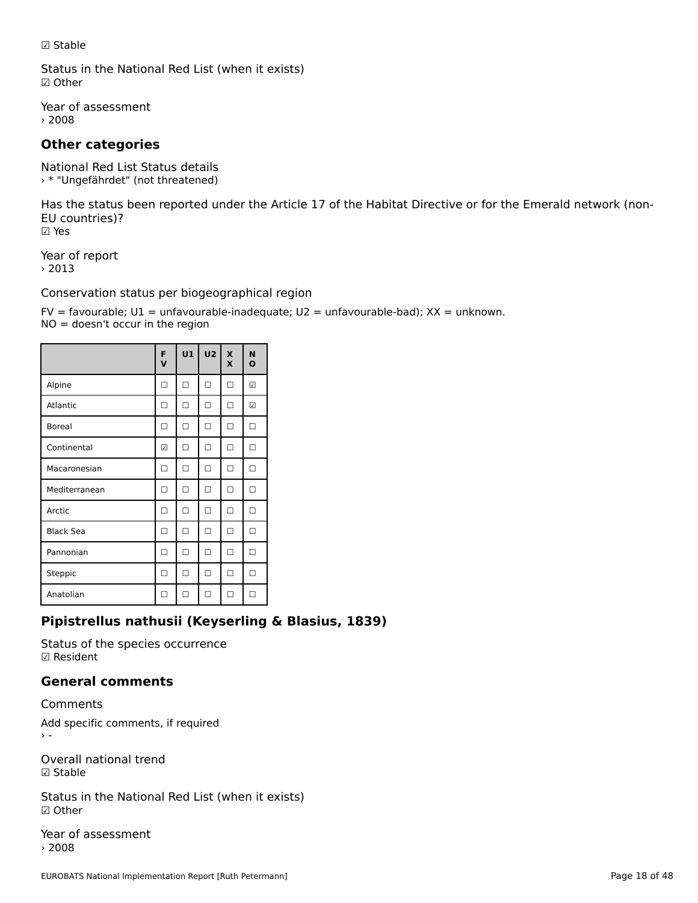☑ Stable

Status in the National Red List (when it exists)
☑ Other

Year of assessment
› 2008

## Other categories

National Red List Status details
› * "Ungefährdet" (not threatened)

Has the status been reported under the Article 17 of the Habitat Directive or for the Emerald network (non-EU countries)?
☑ Yes

Year of report
› 2013

Conservation status per biogeographical region

FV = favourable; U1 = unfavourable-inadequate; U2 = unfavourable-bad); XX = unknown.
NO = doesn't occur in the region

| | FV | U1 | U2 | XX | NO |
|---|---|---|---|---|---|
| Alpine | ☐ | ☐ | ☐ | ☐ | ☑ |
| Atlantic | ☐ | ☐ | ☐ | ☐ | ☑ |
| Boreal | ☐ | ☐ | ☐ | ☐ | ☐ |
| Continental | ☑ | ☐ | ☐ | ☐ | ☐ |
| Macaronesian | ☐ | ☐ | ☐ | ☐ | ☐ |
| Mediterranean | ☐ | ☐ | ☐ | ☐ | ☐ |
| Arctic | ☐ | ☐ | ☐ | ☐ | ☐ |
| Black Sea | ☐ | ☐ | ☐ | ☐ | ☐ |
| Pannonian | ☐ | ☐ | ☐ | ☐ | ☐ |
| Steppic | ☐ | ☐ | ☐ | ☐ | ☐ |
| Anatolian | ☐ | ☐ | ☐ | ☐ | ☐ |

## Pipistrellus nathusii (Keyserling & Blasius, 1839)

Status of the species occurrence
☑ Resident

## General comments

Comments

Add specific comments, if required
› -

Overall national trend
☑ Stable

Status in the National Red List (when it exists)
☑ Other

Year of assessment
› 2008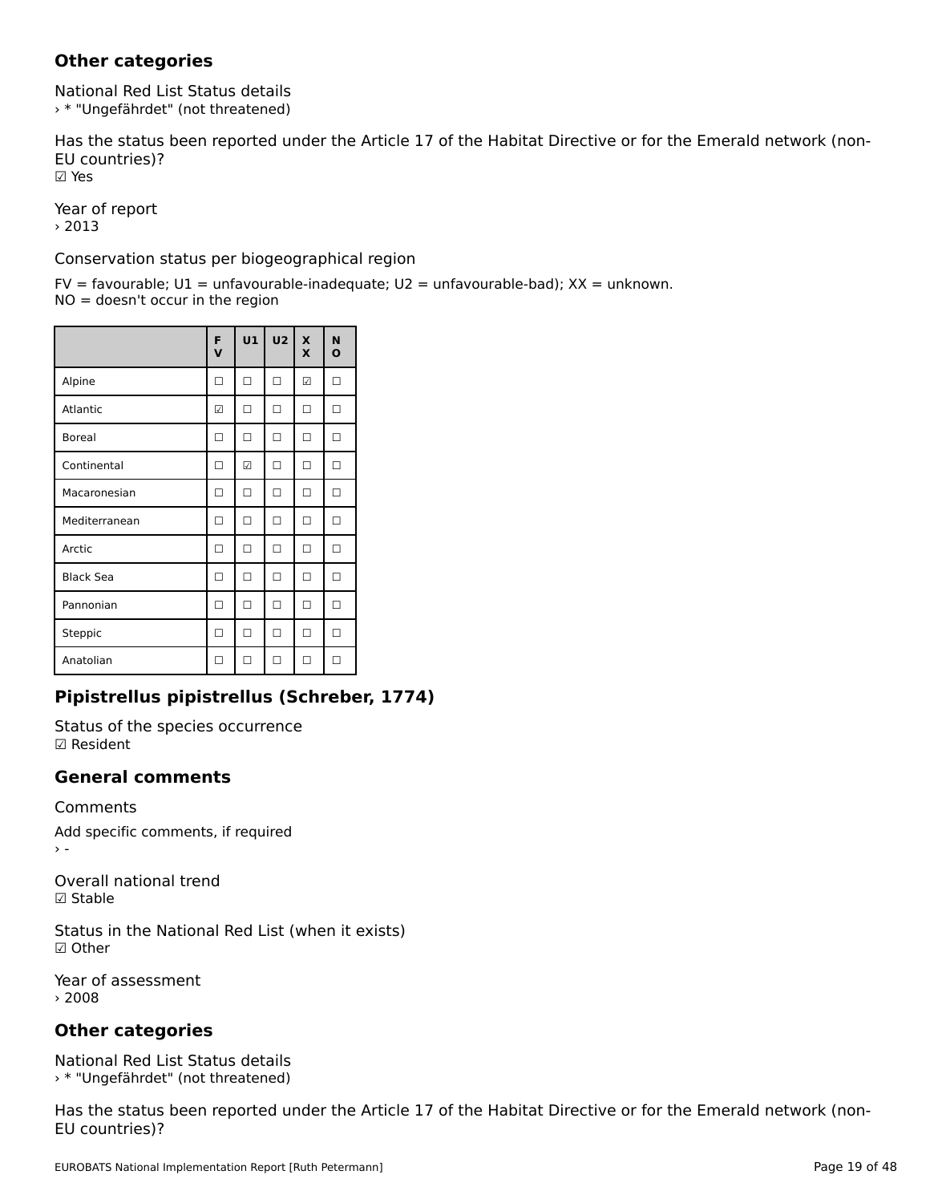## Other categories

National Red List Status details
› * "Ungefährdet" (not threatened)

Has the status been reported under the Article 17 of the Habitat Directive or for the Emerald network (non-EU countries)?
☑ Yes

Year of report
› 2013

Conservation status per biogeographical region

FV = favourable; U1 = unfavourable-inadequate; U2 = unfavourable-bad); XX = unknown.
NO = doesn't occur in the region

| | FV | U1 | U2 | XX | NO |
|---|---|---|---|---|---|
| Alpine | ☐ | ☐ | ☐ | ☑ | ☐ |
| Atlantic | ☑ | ☐ | ☐ | ☐ | ☐ |
| Boreal | ☐ | ☐ | ☐ | ☐ | ☐ |
| Continental | ☐ | ☑ | ☐ | ☐ | ☐ |
| Macaronesian | ☐ | ☐ | ☐ | ☐ | ☐ |
| Mediterranean | ☐ | ☐ | ☐ | ☐ | ☐ |
| Arctic | ☐ | ☐ | ☐ | ☐ | ☐ |
| Black Sea | ☐ | ☐ | ☐ | ☐ | ☐ |
| Pannonian | ☐ | ☐ | ☐ | ☐ | ☐ |
| Steppic | ☐ | ☐ | ☐ | ☐ | ☐ |
| Anatolian | ☐ | ☐ | ☐ | ☐ | ☐ |

## Pipistrellus pipistrellus (Schreber, 1774)

Status of the species occurrence
☑ Resident

## General comments

Comments

Add specific comments, if required
› -

Overall national trend
☑ Stable

Status in the National Red List (when it exists)
☑ Other

Year of assessment
› 2008

## Other categories

National Red List Status details
› * "Ungefährdet" (not threatened)

Has the status been reported under the Article 17 of the Habitat Directive or for the Emerald network (non-EU countries)?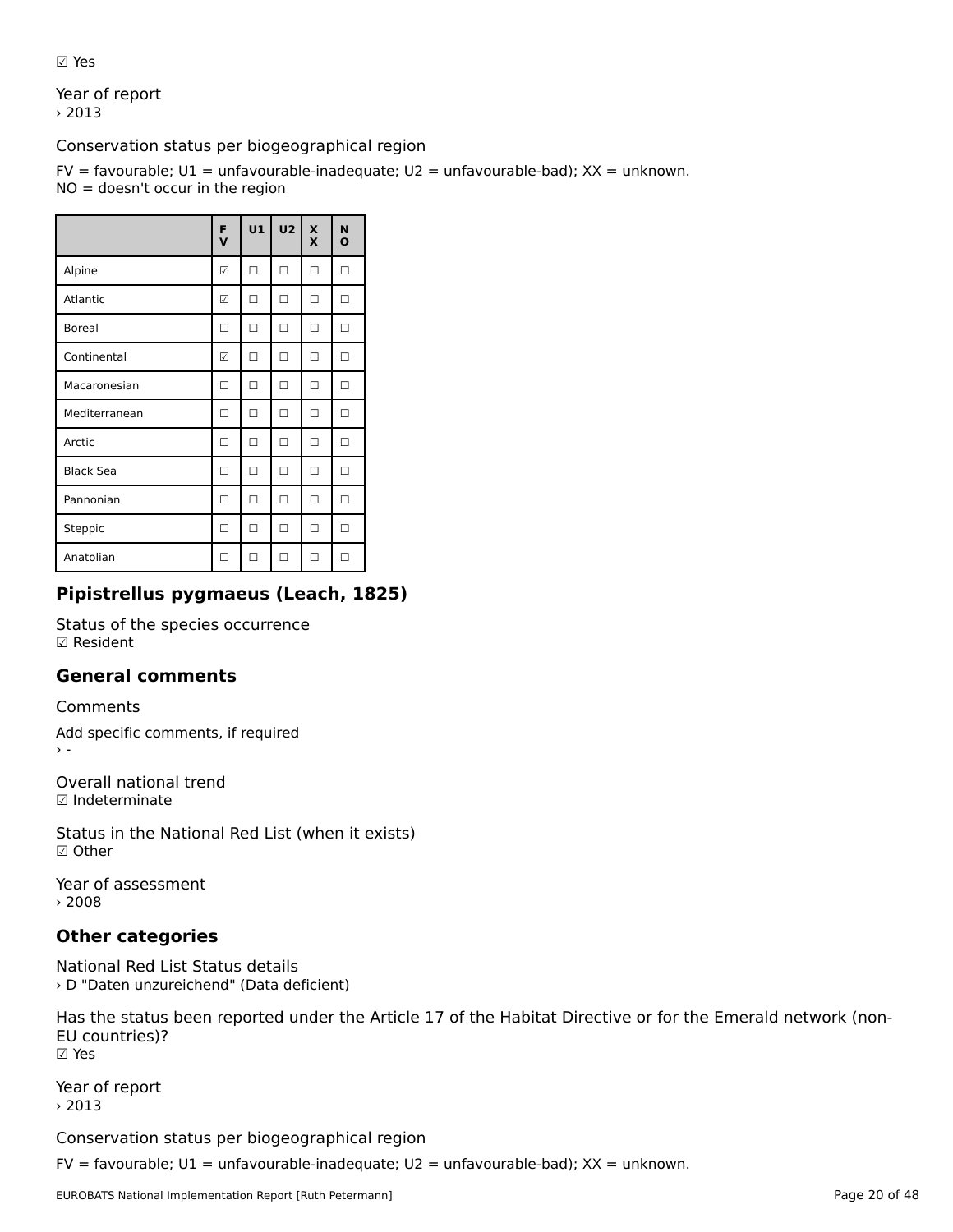☑ Yes

Year of report
› 2013

Conservation status per biogeographical region

FV = favourable; U1 = unfavourable-inadequate; U2 = unfavourable-bad); XX = unknown.
NO = doesn't occur in the region

| | FV | U1 | U2 | XX | NO |
|---|---|---|---|---|---|
| Alpine | ☑ | ☐ | ☐ | ☐ | ☐ |
| Atlantic | ☑ | ☐ | ☐ | ☐ | ☐ |
| Boreal | ☐ | ☐ | ☐ | ☐ | ☐ |
| Continental | ☑ | ☐ | ☐ | ☐ | ☐ |
| Macaronesian | ☐ | ☐ | ☐ | ☐ | ☐ |
| Mediterranean | ☐ | ☐ | ☐ | ☐ | ☐ |
| Arctic | ☐ | ☐ | ☐ | ☐ | ☐ |
| Black Sea | ☐ | ☐ | ☐ | ☐ | ☐ |
| Pannonian | ☐ | ☐ | ☐ | ☐ | ☐ |
| Steppic | ☐ | ☐ | ☐ | ☐ | ☐ |
| Anatolian | ☐ | ☐ | ☐ | ☐ | ☐ |

## Pipistrellus pygmaeus (Leach, 1825)

Status of the species occurrence
☑ Resident

### General comments

Comments

Add specific comments, if required
› -

Overall national trend
☑ Indeterminate

Status in the National Red List (when it exists)
☑ Other

Year of assessment
› 2008

### Other categories

National Red List Status details
› D "Daten unzureichend" (Data deficient)

Has the status been reported under the Article 17 of the Habitat Directive or for the Emerald network (non-EU countries)?
☑ Yes

Year of report
› 2013

Conservation status per biogeographical region

FV = favourable; U1 = unfavourable-inadequate; U2 = unfavourable-bad); XX = unknown.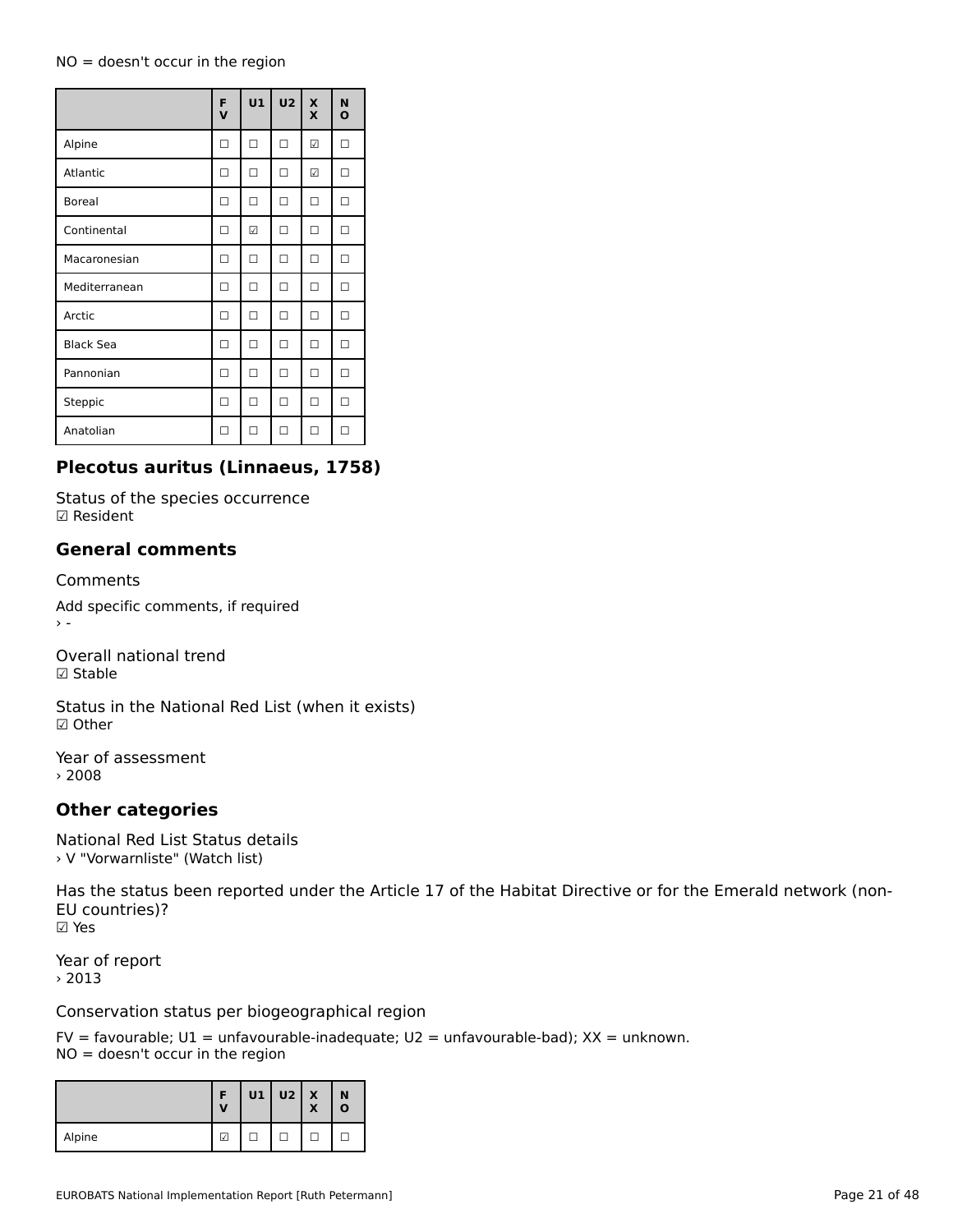NO = doesn't occur in the region

| | FV | U1 | U2 | XX | NO |
|---|---|---|---|---|---|
| Alpine | ☐ | ☐ | ☐ | ☑ | ☐ |
| Atlantic | ☐ | ☐ | ☐ | ☑ | ☐ |
| Boreal | ☐ | ☐ | ☐ | ☐ | ☐ |
| Continental | ☐ | ☑ | ☐ | ☐ | ☐ |
| Macaronesian | ☐ | ☐ | ☐ | ☐ | ☐ |
| Mediterranean | ☐ | ☐ | ☐ | ☐ | ☐ |
| Arctic | ☐ | ☐ | ☐ | ☐ | ☐ |
| Black Sea | ☐ | ☐ | ☐ | ☐ | ☐ |
| Pannonian | ☐ | ☐ | ☐ | ☐ | ☐ |
| Steppic | ☐ | ☐ | ☐ | ☐ | ☐ |
| Anatolian | ☐ | ☐ | ☐ | ☐ | ☐ |

## Plecotus auritus (Linnaeus, 1758)

Status of the species occurrence
☑ Resident

## General comments

Comments

Add specific comments, if required
› -

Overall national trend
☑ Stable

Status in the National Red List (when it exists)
☑ Other

Year of assessment
› 2008

## Other categories

National Red List Status details
› V "Vorwarnliste" (Watch list)

Has the status been reported under the Article 17 of the Habitat Directive or for the Emerald network (non-EU countries)?
☑ Yes

Year of report
› 2013

Conservation status per biogeographical region

FV = favourable; U1 = unfavourable-inadequate; U2 = unfavourable-bad); XX = unknown.
NO = doesn't occur in the region

| | FV | U1 | U2 | XX | NO |
|---|---|---|---|---|---|
| Alpine | ☑ | ☐ | ☐ | ☐ | ☐ |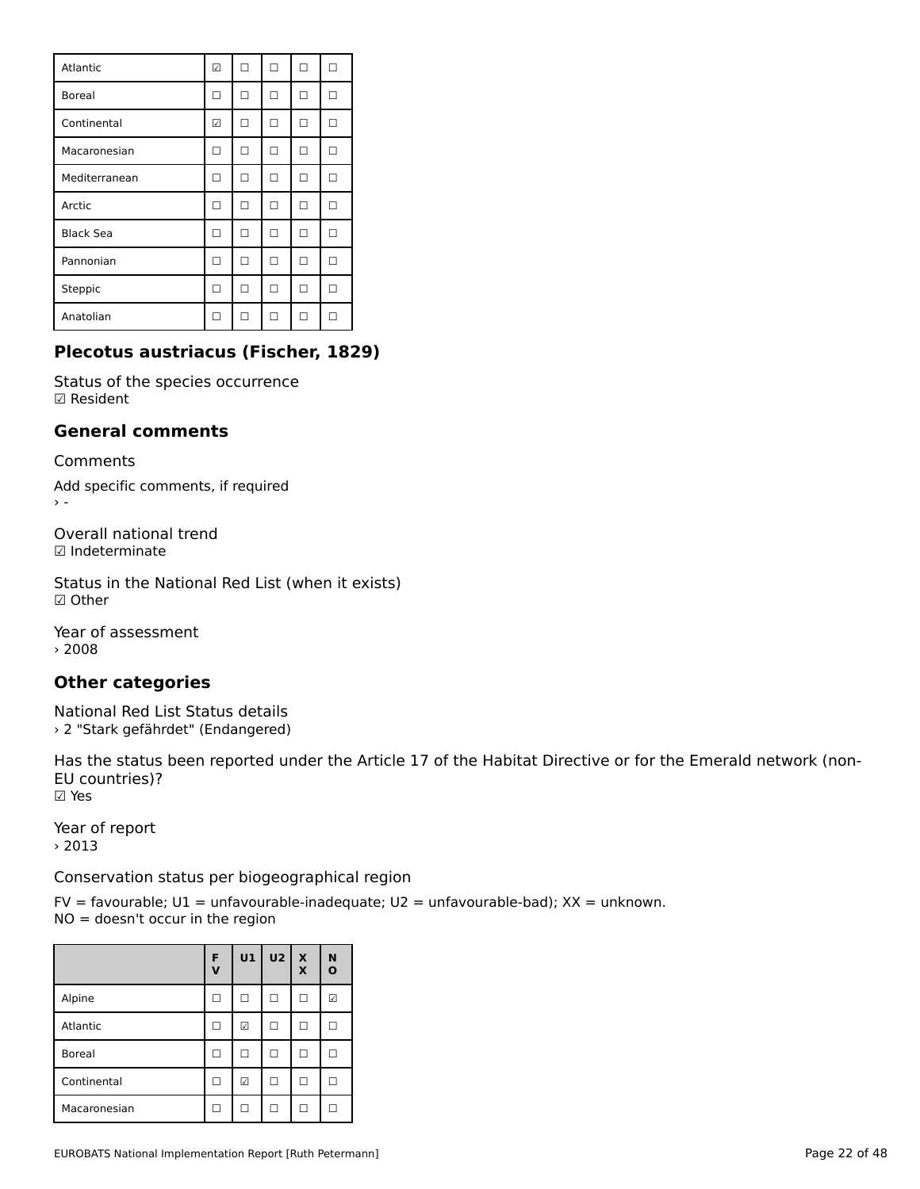| Atlantic | ☑ | ☐ | ☐ | ☐ | ☐ |
|---|---|---|---|---|---|
| Boreal | ☐ | ☐ | ☐ | ☐ | ☐ |
| Continental | ☑ | ☐ | ☐ | ☐ | ☐ |
| Macaronesian | ☐ | ☐ | ☐ | ☐ | ☐ |
| Mediterranean | ☐ | ☐ | ☐ | ☐ | ☐ |
| Arctic | ☐ | ☐ | ☐ | ☐ | ☐ |
| Black Sea | ☐ | ☐ | ☐ | ☐ | ☐ |
| Pannonian | ☐ | ☐ | ☐ | ☐ | ☐ |
| Steppic | ☐ | ☐ | ☐ | ☐ | ☐ |
| Anatolian | ☐ | ☐ | ☐ | ☐ | ☐ |

## Plecotus austriacus (Fischer, 1829)

Status of the species occurrence
☑ Resident

## General comments

Comments

Add specific comments, if required
› -

Overall national trend
☑ Indeterminate

Status in the National Red List (when it exists)
☑ Other

Year of assessment
› 2008

## Other categories

National Red List Status details
› 2 "Stark gefährdet" (Endangered)

Has the status been reported under the Article 17 of the Habitat Directive or for the Emerald network (non-EU countries)?
☑ Yes

Year of report
› 2013

Conservation status per biogeographical region

FV = favourable; U1 = unfavourable-inadequate; U2 = unfavourable-bad); XX = unknown.
NO = doesn't occur in the region

| | FV | U1 | U2 | XX | NO |
|---|---|---|---|---|---|
| Alpine | ☐ | ☐ | ☐ | ☐ | ☑ |
| Atlantic | ☐ | ☑ | ☐ | ☐ | ☐ |
| Boreal | ☐ | ☐ | ☐ | ☐ | ☐ |
| Continental | ☐ | ☑ | ☐ | ☐ | ☐ |
| Macaronesian | ☐ | ☐ | ☐ | ☐ | ☐ |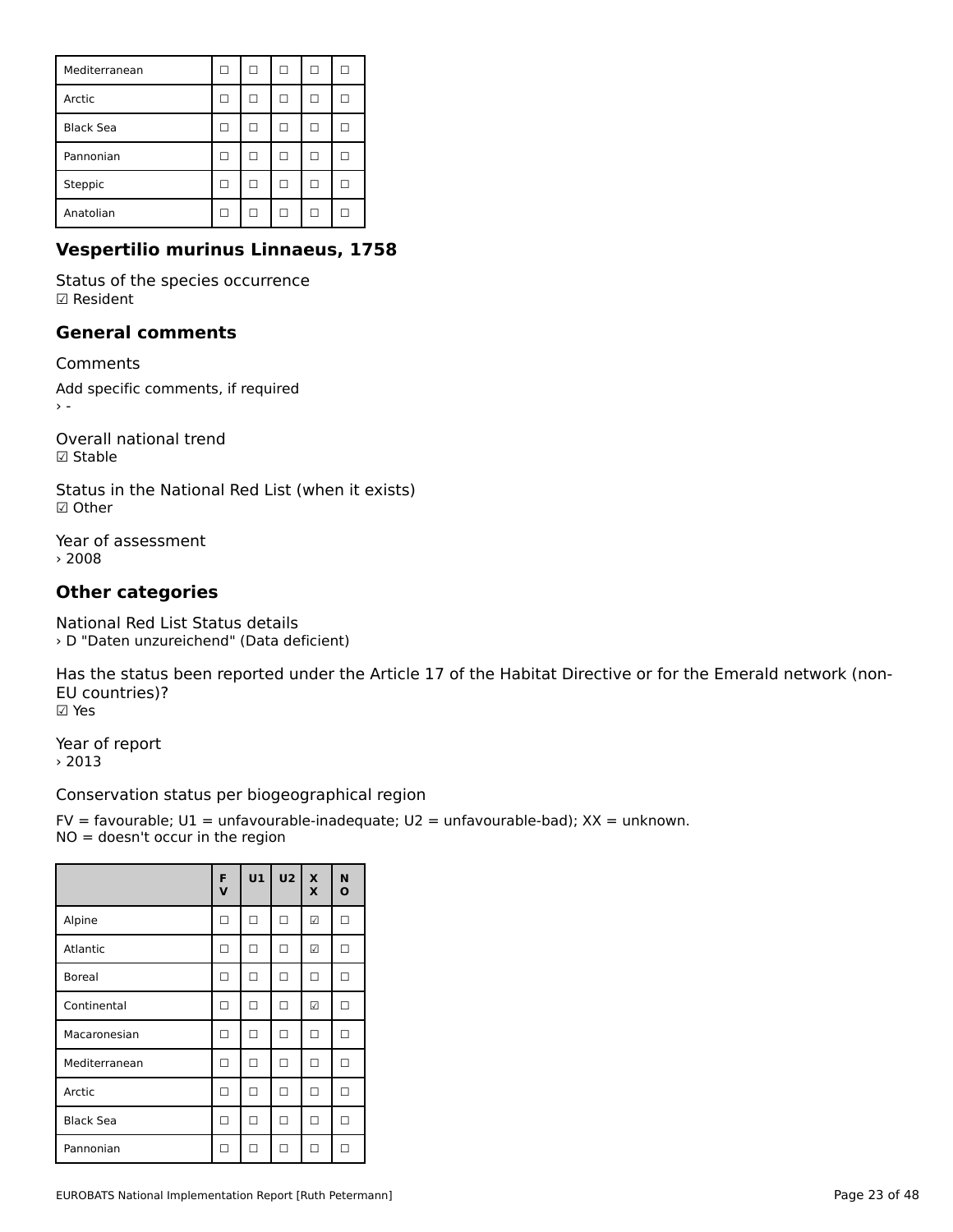| Mediterranean | ☐ | ☐ | ☐ | ☐ | ☐ |
|---|---|---|---|---|---|
| Arctic | ☐ | ☐ | ☐ | ☐ | ☐ |
| Black Sea | ☐ | ☐ | ☐ | ☐ | ☐ |
| Pannonian | ☐ | ☐ | ☐ | ☐ | ☐ |
| Steppic | ☐ | ☐ | ☐ | ☐ | ☐ |
| Anatolian | ☐ | ☐ | ☐ | ☐ | ☐ |

## Vespertilio murinus Linnaeus, 1758

Status of the species occurrence
☑ Resident

## General comments

Comments

Add specific comments, if required
› -

Overall national trend
☑ Stable

Status in the National Red List (when it exists)
☑ Other

Year of assessment
› 2008

## Other categories

National Red List Status details
› D "Daten unzureichend" (Data deficient)

Has the status been reported under the Article 17 of the Habitat Directive or for the Emerald network (non-EU countries)?
☑ Yes

Year of report
› 2013

Conservation status per biogeographical region

FV = favourable; U1 = unfavourable-inadequate; U2 = unfavourable-bad); XX = unknown.
NO = doesn't occur in the region

| | FV | U1 | U2 | XX | NO |
|---|---|---|---|---|---|
| Alpine | ☐ | ☐ | ☐ | ☑ | ☐ |
| Atlantic | ☐ | ☐ | ☐ | ☑ | ☐ |
| Boreal | ☐ | ☐ | ☐ | ☐ | ☐ |
| Continental | ☐ | ☐ | ☐ | ☑ | ☐ |
| Macaronesian | ☐ | ☐ | ☐ | ☐ | ☐ |
| Mediterranean | ☐ | ☐ | ☐ | ☐ | ☐ |
| Arctic | ☐ | ☐ | ☐ | ☐ | ☐ |
| Black Sea | ☐ | ☐ | ☐ | ☐ | ☐ |
| Pannonian | ☐ | ☐ | ☐ | ☐ | ☐ |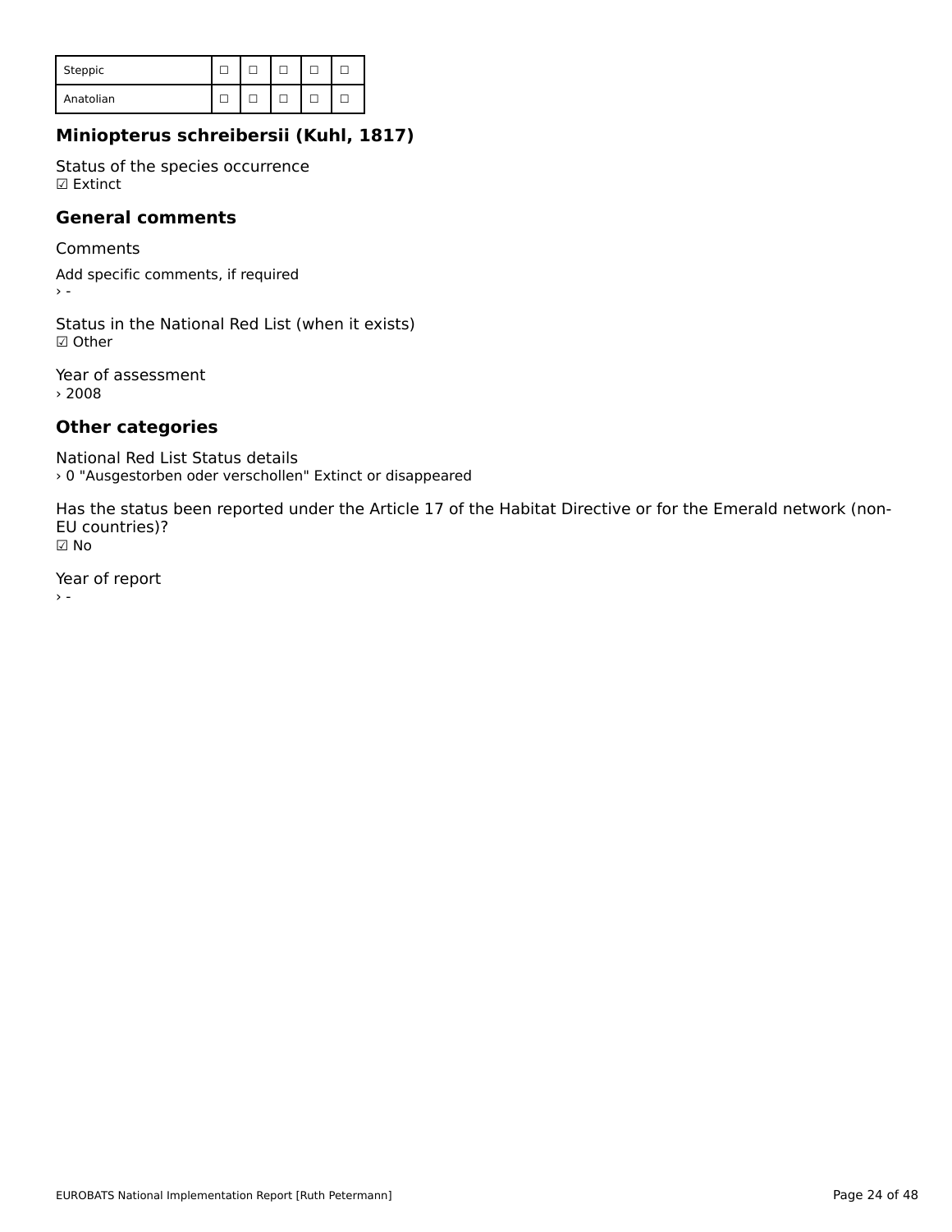| Steppic | ☐ | ☐ | ☐ | ☐ | ☐ |
|---|---|---|---|---|---|
| Anatolian | ☐ | ☐ | ☐ | ☐ | ☐ |

## Miniopterus schreibersii (Kuhl, 1817)

Status of the species occurrence
☑ Extinct

## General comments

Comments

Add specific comments, if required
› -

Status in the National Red List (when it exists)
☑ Other

Year of assessment
› 2008

## Other categories

National Red List Status details
› 0 "Ausgestorben oder verschollen" Extinct or disappeared

Has the status been reported under the Article 17 of the Habitat Directive or for the Emerald network (non-EU countries)?
☑ No

Year of report
› -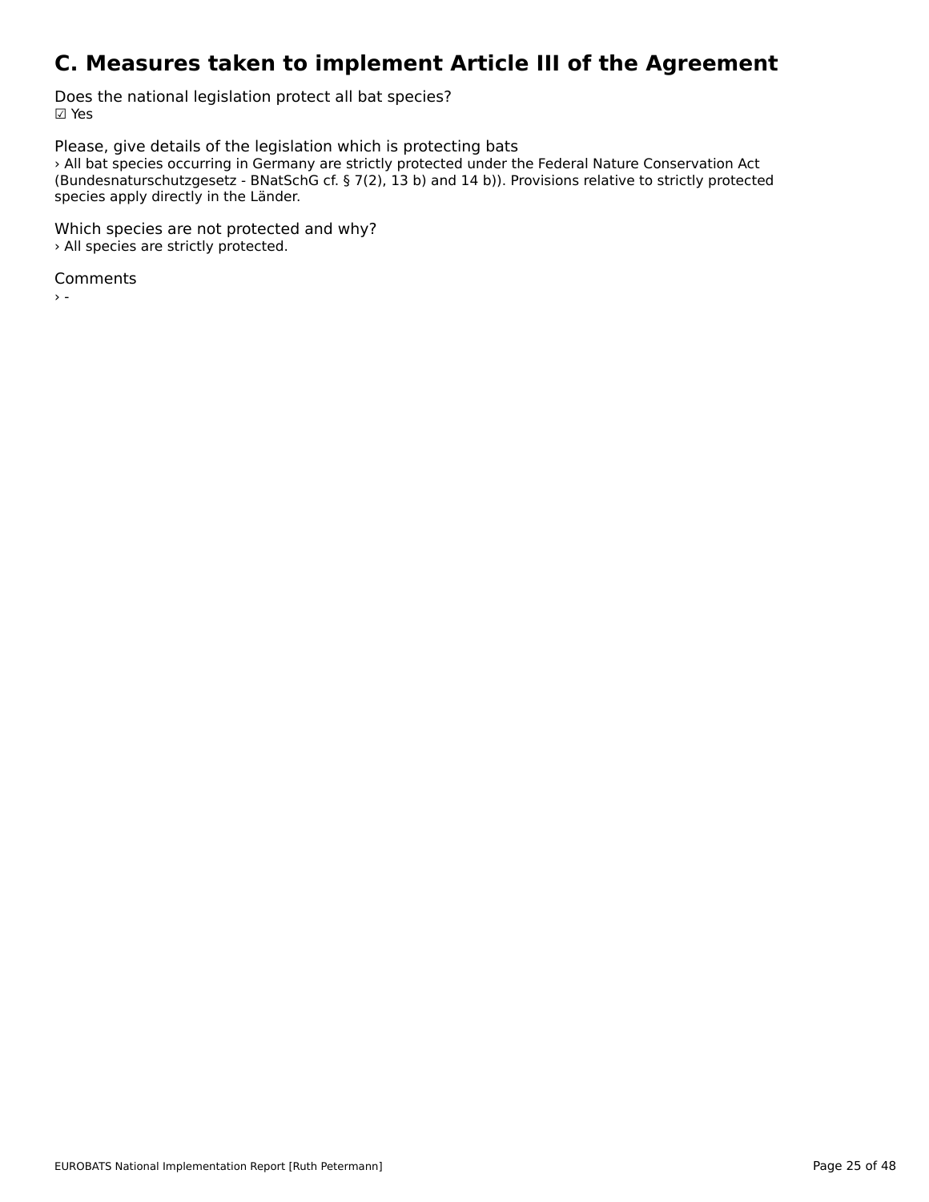# C. Measures taken to implement Article III of the Agreement

Does the national legislation protect all bat species?
☑ Yes

Please, give details of the legislation which is protecting bats
› All bat species occurring in Germany are strictly protected under the Federal Nature Conservation Act (Bundesnaturschutzgesetz - BNatSchG cf. § 7(2), 13 b) and 14 b)). Provisions relative to strictly protected species apply directly in the Länder.

Which species are not protected and why?
› All species are strictly protected.

Comments
› -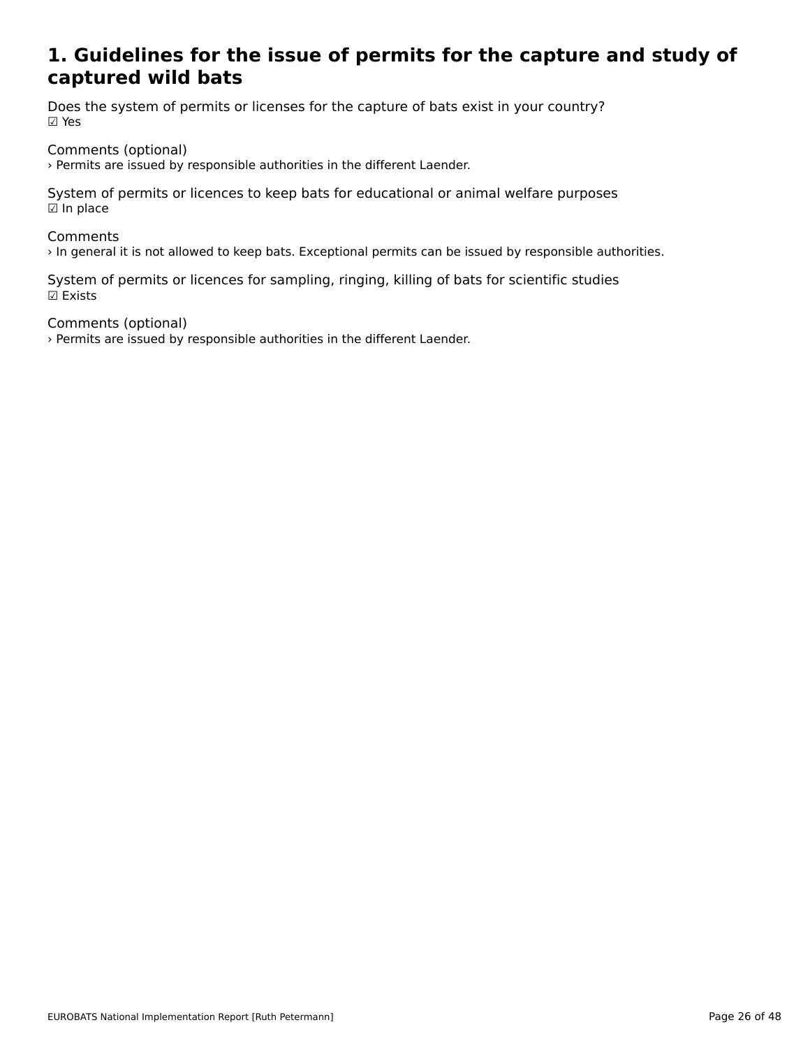# 1. Guidelines for the issue of permits for the capture and study of captured wild bats

Does the system of permits or licenses for the capture of bats exist in your country?
☑ Yes

Comments (optional)
› Permits are issued by responsible authorities in the different Laender.

System of permits or licences to keep bats for educational or animal welfare purposes
☑ In place

Comments
› In general it is not allowed to keep bats. Exceptional permits can be issued by responsible authorities.

System of permits or licences for sampling, ringing, killing of bats for scientific studies
☑ Exists

Comments (optional)
› Permits are issued by responsible authorities in the different Laender.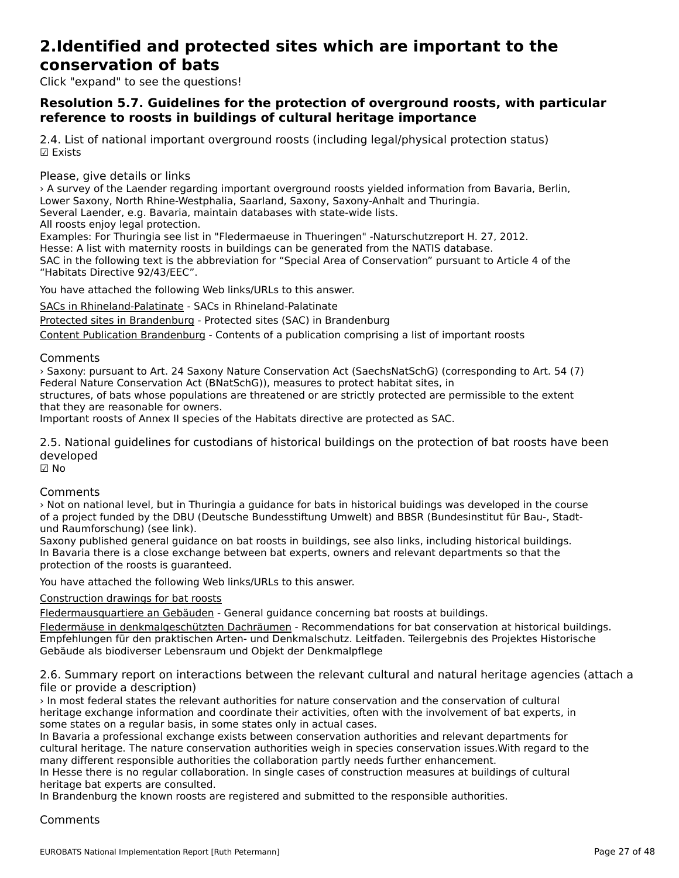# 2.Identified and protected sites which are important to the conservation of bats

Click "expand" to see the questions!

### Resolution 5.7. Guidelines for the protection of overground roosts, with particular reference to roosts in buildings of cultural heritage importance

2.4. List of national important overground roosts (including legal/physical protection status)
☑ Exists

Please, give details or links

› A survey of the Laender regarding important overground roosts yielded information from Bavaria, Berlin, Lower Saxony, North Rhine-Westphalia, Saarland, Saxony, Saxony-Anhalt and Thuringia.
Several Laender, e.g. Bavaria, maintain databases with state-wide lists.
All roosts enjoy legal protection.
Examples: For Thuringia see list in "Fledermaeuse in Thueringen" -Naturschutzreport H. 27, 2012.
Hesse: A list with maternity roosts in buildings can be generated from the NATIS database.
SAC in the following text is the abbreviation for “Special Area of Conservation” pursuant to Article 4 of the “Habitats Directive 92/43/EEC”.

You have attached the following Web links/URLs to this answer.

SACs in Rhineland-Palatinate - SACs in Rhineland-Palatinate

Protected sites in Brandenburg - Protected sites (SAC) in Brandenburg

Content Publication Brandenburg - Contents of a publication comprising a list of important roosts

Comments

› Saxony: pursuant to Art. 24 Saxony Nature Conservation Act (SaechsNatSchG) (corresponding to Art. 54 (7) Federal Nature Conservation Act (BNatSchG)), measures to protect habitat sites, in structures, of bats whose populations are threatened or are strictly protected are permissible to the extent that they are reasonable for owners.
Important roosts of Annex II species of the Habitats directive are protected as SAC.

2.5. National guidelines for custodians of historical buildings on the protection of bat roosts have been developed
☑ No

Comments

› Not on national level, but in Thuringia a guidance for bats in historical buidings was developed in the course of a project funded by the DBU (Deutsche Bundesstiftung Umwelt) and BBSR (Bundesinstitut für Bau-, Stadt- und Raumforschung) (see link).
Saxony published general guidance on bat roosts in buildings, see also links, including historical buildings.
In Bavaria there is a close exchange between bat experts, owners and relevant departments so that the protection of the roosts is guaranteed.

You have attached the following Web links/URLs to this answer.

Construction drawings for bat roosts

Fledermausquartiere an Gebäuden - General guidance concerning bat roosts at buildings.

Fledermäuse in denkmalgeschützten Dachräumen - Recommendations for bat conservation at historical buildings. Empfehlungen für den praktischen Arten- und Denkmalschutz. Leitfaden. Teilergebnis des Projektes Historische Gebäude als biodiverser Lebensraum und Objekt der Denkmalpflege

2.6. Summary report on interactions between the relevant cultural and natural heritage agencies (attach a file or provide a description)

› In most federal states the relevant authorities for nature conservation and the conservation of cultural heritage exchange information and coordinate their activities, often with the involvement of bat experts, in some states on a regular basis, in some states only in actual cases.
In Bavaria a professional exchange exists between conservation authorities and relevant departments for cultural heritage. The nature conservation authorities weigh in species conservation issues.With regard to the many different responsible authorities the collaboration partly needs further enhancement.
In Hesse there is no regular collaboration. In single cases of construction measures at buildings of cultural heritage bat experts are consulted.
In Brandenburg the known roosts are registered and submitted to the responsible authorities.

Comments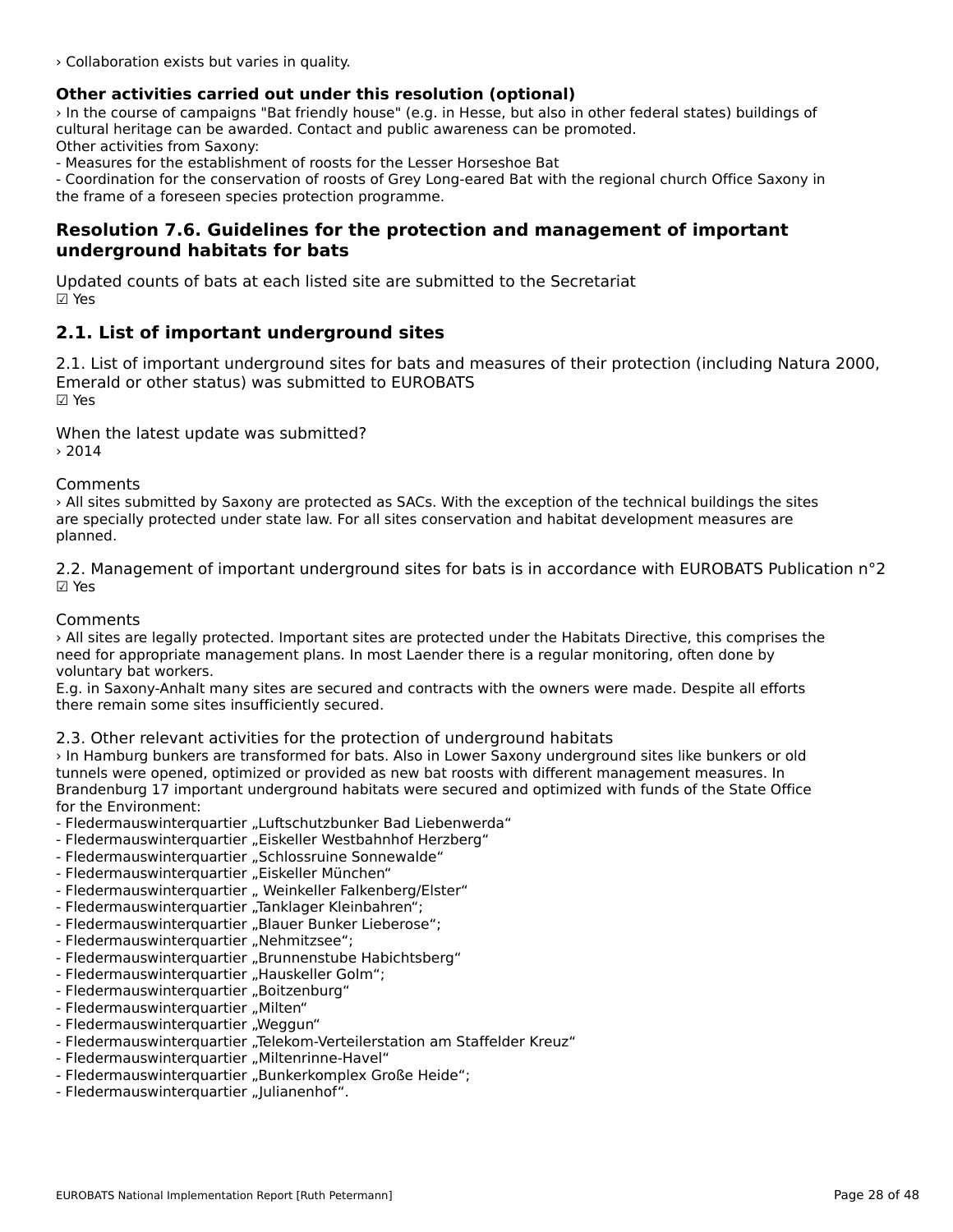› Collaboration exists but varies in quality.

**Other activities carried out under this resolution (optional)**

› In the course of campaigns "Bat friendly house" (e.g. in Hesse, but also in other federal states) buildings of cultural heritage can be awarded. Contact and public awareness can be promoted.
Other activities from Saxony:
- Measures for the establishment of roosts for the Lesser Horseshoe Bat
- Coordination for the conservation of roosts of Grey Long-eared Bat with the regional church Office Saxony in the frame of a foreseen species protection programme.

## Resolution 7.6. Guidelines for the protection and management of important underground habitats for bats

Updated counts of bats at each listed site are submitted to the Secretariat
☑ Yes

## 2.1. List of important underground sites

2.1. List of important underground sites for bats and measures of their protection (including Natura 2000, Emerald or other status) was submitted to EUROBATS
☑ Yes

When the latest update was submitted?
› 2014

Comments
› All sites submitted by Saxony are protected as SACs. With the exception of the technical buildings the sites are specially protected under state law. For all sites conservation and habitat development measures are planned.

2.2. Management of important underground sites for bats is in accordance with EUROBATS Publication n°2
☑ Yes

Comments
› All sites are legally protected. Important sites are protected under the Habitats Directive, this comprises the need for appropriate management plans. In most Laender there is a regular monitoring, often done by voluntary bat workers.
E.g. in Saxony-Anhalt many sites are secured and contracts with the owners were made. Despite all efforts there remain some sites insufficiently secured.

2.3. Other relevant activities for the protection of underground habitats
› In Hamburg bunkers are transformed for bats. Also in Lower Saxony underground sites like bunkers or old tunnels were opened, optimized or provided as new bat roosts with different management measures. In Brandenburg 17 important underground habitats were secured and optimized with funds of the State Office for the Environment:
- Fledermauswinterquartier „Luftschutzbunker Bad Liebenwerda“
- Fledermauswinterquartier „Eiskeller Westbahnhof Herzberg“
- Fledermauswinterquartier „Schlossruine Sonnewalde“
- Fledermauswinterquartier „Eiskeller München“
- Fledermauswinterquartier „ Weinkeller Falkenberg/Elster“
- Fledermauswinterquartier „Tanklager Kleinbahren“;
- Fledermauswinterquartier „Blauer Bunker Lieberose“;
- Fledermauswinterquartier „Nehmitzsee“;
- Fledermauswinterquartier „Brunnenstube Habichtsberg“
- Fledermauswinterquartier „Hauskeller Golm“;
- Fledermauswinterquartier „Boitzenburg“
- Fledermauswinterquartier „Milten“
- Fledermauswinterquartier „Weggun“
- Fledermauswinterquartier „Telekom-Verteilerstation am Staffelder Kreuz“
- Fledermauswinterquartier „Miltenrinne-Havel“
- Fledermauswinterquartier „Bunkerkomplex Große Heide“;
- Fledermauswinterquartier „Julianenhof“.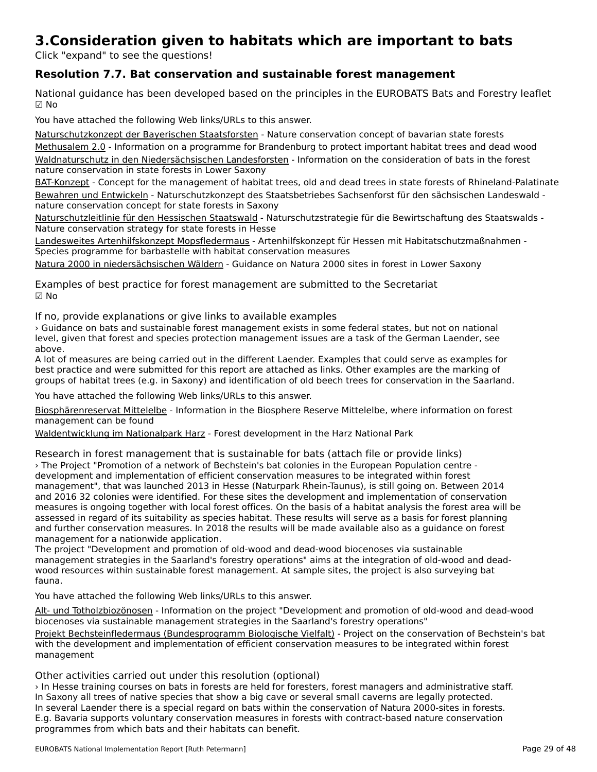# 3.Consideration given to habitats which are important to bats

Click "expand" to see the questions!

### Resolution 7.7. Bat conservation and sustainable forest management

National guidance has been developed based on the principles in the EUROBATS Bats and Forestry leaflet
☑ No

You have attached the following Web links/URLs to this answer.

Naturschutzkonzept der Bayerischen Staatsforsten - Nature conservation concept of bavarian state forests
Methusalem 2.0 - Information on a programme for Brandenburg to protect important habitat trees and dead wood
Waldnaturschutz in den Niedersächsischen Landesforsten - Information on the consideration of bats in the forest nature conservation in state forests in Lower Saxony
BAT-Konzept - Concept for the management of habitat trees, old and dead trees in state forests of Rhineland-Palatinate
Bewahren und Entwickeln - Naturschutzkonzept des Staatsbetriebes Sachsenforst für den sächsischen Landeswald - nature conservation concept for state forests in Saxony
Naturschutzleitlinie für den Hessischen Staatswald - Naturschutzstrategie für die Bewirtschaftung des Staatswalds - Nature conservation strategy for state forests in Hesse
Landesweites Artenhilfskonzept Mopsfledermaus - Artenhilfskonzept für Hessen mit Habitatschutzmaßnahmen - Species programme for barbastelle with habitat conservation measures
Natura 2000 in niedersächsischen Wäldern - Guidance on Natura 2000 sites in forest in Lower Saxony

Examples of best practice for forest management are submitted to the Secretariat
☑ No

If no, provide explanations or give links to available examples
› Guidance on bats and sustainable forest management exists in some federal states, but not on national level, given that forest and species protection management issues are a task of the German Laender, see above.
A lot of measures are being carried out in the different Laender. Examples that could serve as examples for best practice and were submitted for this report are attached as links. Other examples are the marking of groups of habitat trees (e.g. in Saxony) and identification of old beech trees for conservation in the Saarland.

You have attached the following Web links/URLs to this answer.

Biosphärenreservat Mittelelbe - Information in the Biosphere Reserve Mittelelbe, where information on forest management can be found
Waldentwicklung im Nationalpark Harz - Forest development in the Harz National Park

Research in forest management that is sustainable for bats (attach file or provide links)
› The Project "Promotion of a network of Bechstein's bat colonies in the European Population centre - development and implementation of efficient conservation measures to be integrated within forest management", that was launched 2013 in Hesse (Naturpark Rhein-Taunus), is still going on. Between 2014 and 2016 32 colonies were identified. For these sites the development and implementation of conservation measures is ongoing together with local forest offices. On the basis of a habitat analysis the forest area will be assessed in regard of its suitability as species habitat. These results will serve as a basis for forest planning and further conservation measures. In 2018 the results will be made available also as a guidance on forest management for a nationwide application.
The project "Development and promotion of old-wood and dead-wood biocenoses via sustainable management strategies in the Saarland's forestry operations" aims at the integration of old-wood and dead-wood resources within sustainable forest management. At sample sites, the project is also surveying bat fauna.

You have attached the following Web links/URLs to this answer.

Alt- und Totholzbiozönosen - Information on the project "Development and promotion of old-wood and dead-wood biocenoses via sustainable management strategies in the Saarland's forestry operations"
Projekt Bechsteinfledermaus (Bundesprogramm Biologische Vielfalt) - Project on the conservation of Bechstein's bat with the development and implementation of efficient conservation measures to be integrated within forest management

Other activities carried out under this resolution (optional)
› In Hesse training courses on bats in forests are held for foresters, forest managers and administrative staff. In Saxony all trees of native species that show a big cave or several small caverns are legally protected. In several Laender there is a special regard on bats within the conservation of Natura 2000-sites in forests. E.g. Bavaria supports voluntary conservation measures in forests with contract-based nature conservation programmes from which bats and their habitats can benefit.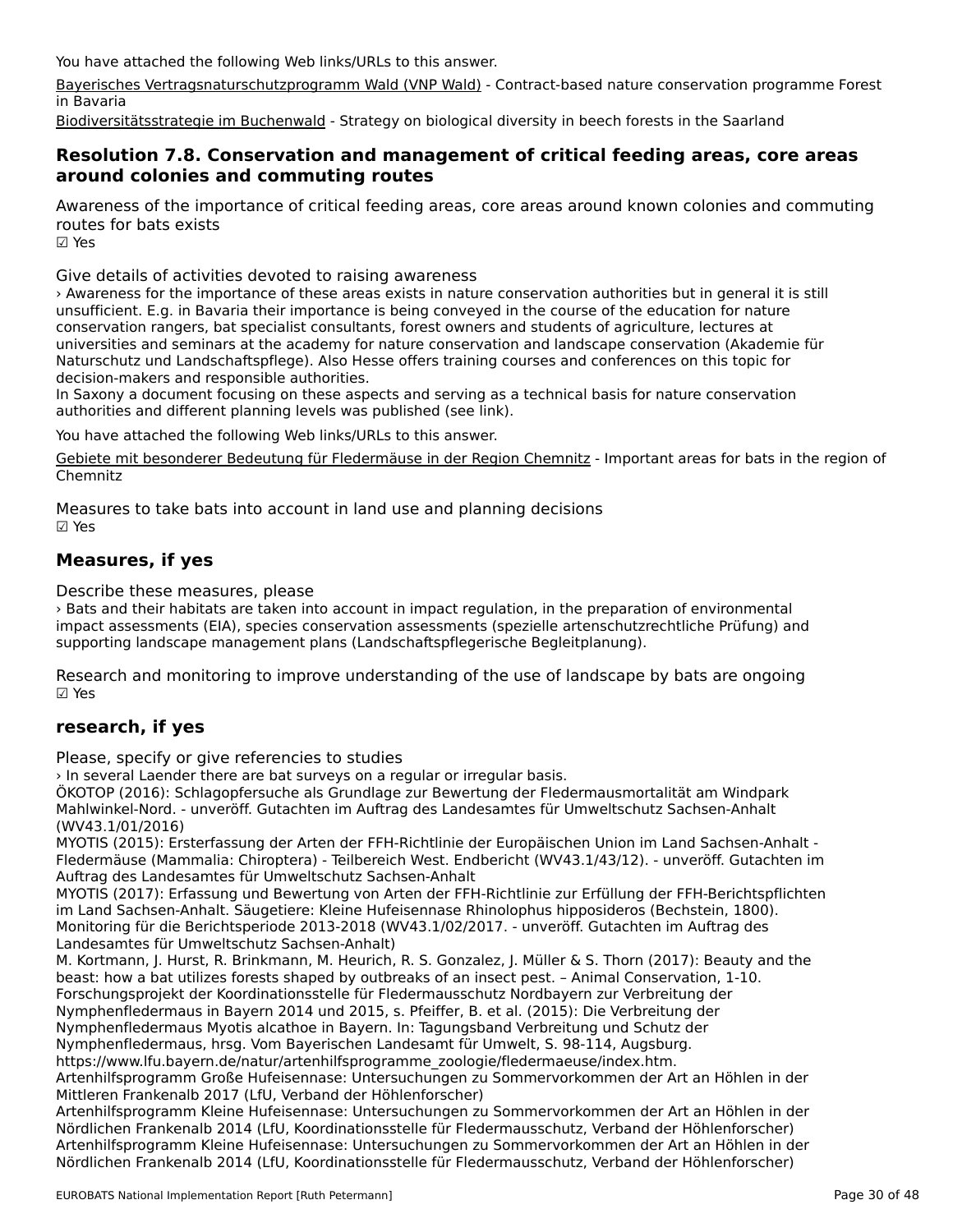You have attached the following Web links/URLs to this answer.

Bayerisches Vertragsnaturschutzprogramm Wald (VNP Wald) - Contract-based nature conservation programme Forest in Bavaria

Biodiversitätsstrategie im Buchenwald - Strategy on biological diversity in beech forests in the Saarland

## Resolution 7.8. Conservation and management of critical feeding areas, core areas around colonies and commuting routes

Awareness of the importance of critical feeding areas, core areas around known colonies and commuting routes for bats exists

☑ Yes

Give details of activities devoted to raising awareness

› Awareness for the importance of these areas exists in nature conservation authorities but in general it is still unsufficient. E.g. in Bavaria their importance is being conveyed in the course of the education for nature conservation rangers, bat specialist consultants, forest owners and students of agriculture, lectures at universities and seminars at the academy for nature conservation and landscape conservation (Akademie für Naturschutz und Landschaftspflege). Also Hesse offers training courses and conferences on this topic for decision-makers and responsible authorities.

In Saxony a document focusing on these aspects and serving as a technical basis for nature conservation authorities and different planning levels was published (see link).

You have attached the following Web links/URLs to this answer.

Gebiete mit besonderer Bedeutung für Fledermäuse in der Region Chemnitz - Important areas for bats in the region of Chemnitz

Measures to take bats into account in land use and planning decisions

☑ Yes

### Measures, if yes

Describe these measures, please

› Bats and their habitats are taken into account in impact regulation, in the preparation of environmental impact assessments (EIA), species conservation assessments (spezielle artenschutzrechtliche Prüfung) and supporting landscape management plans (Landschaftspflegerische Begleitplanung).

Research and monitoring to improve understanding of the use of landscape by bats are ongoing

☑ Yes

### research, if yes

Please, specify or give referencies to studies

› In several Laender there are bat surveys on a regular or irregular basis.

ÖKOTOP (2016): Schlagopfersuche als Grundlage zur Bewertung der Fledermausmortalität am Windpark Mahlwinkel-Nord. - unveröff. Gutachten im Auftrag des Landesamtes für Umweltschutz Sachsen-Anhalt (WV43.1/01/2016)

MYOTIS (2015): Ersterfassung der Arten der FFH-Richtlinie der Europäischen Union im Land Sachsen-Anhalt - Fledermäuse (Mammalia: Chiroptera) - Teilbereich West. Endbericht (WV43.1/43/12). - unveröff. Gutachten im Auftrag des Landesamtes für Umweltschutz Sachsen-Anhalt

MYOTIS (2017): Erfassung und Bewertung von Arten der FFH-Richtlinie zur Erfüllung der FFH-Berichtspflichten im Land Sachsen-Anhalt. Säugetiere: Kleine Hufeisennase Rhinolophus hipposideros (Bechstein, 1800). Monitoring für die Berichtsperiode 2013-2018 (WV43.1/02/2017. - unveröff. Gutachten im Auftrag des Landesamtes für Umweltschutz Sachsen-Anhalt)

M. Kortmann, J. Hurst, R. Brinkmann, M. Heurich, R. S. Gonzalez, J. Müller & S. Thorn (2017): Beauty and the beast: how a bat utilizes forests shaped by outbreaks of an insect pest. – Animal Conservation, 1-10.

Forschungsprojekt der Koordinationsstelle für Fledermausschutz Nordbayern zur Verbreitung der Nymphenfledermaus in Bayern 2014 und 2015, s. Pfeiffer, B. et al. (2015): Die Verbreitung der Nymphenfledermaus Myotis alcathoe in Bayern. In: Tagungsband Verbreitung und Schutz der Nymphenfledermaus, hrsg. Vom Bayerischen Landesamt für Umwelt, S. 98-114, Augsburg. https://www.lfu.bayern.de/natur/artenhilfsprogramme_zoologie/fledermaeuse/index.htm.

Artenhilfsprogramm Große Hufeisennase: Untersuchungen zu Sommervorkommen der Art an Höhlen in der Mittleren Frankenalb 2017 (LfU, Verband der Höhlenforscher)

Artenhilfsprogramm Kleine Hufeisennase: Untersuchungen zu Sommervorkommen der Art an Höhlen in der Nördlichen Frankenalb 2014 (LfU, Koordinationsstelle für Fledermausschutz, Verband der Höhlenforscher)

Artenhilfsprogramm Kleine Hufeisennase: Untersuchungen zu Sommervorkommen der Art an Höhlen in der Nördlichen Frankenalb 2014 (LfU, Koordinationsstelle für Fledermausschutz, Verband der Höhlenforscher)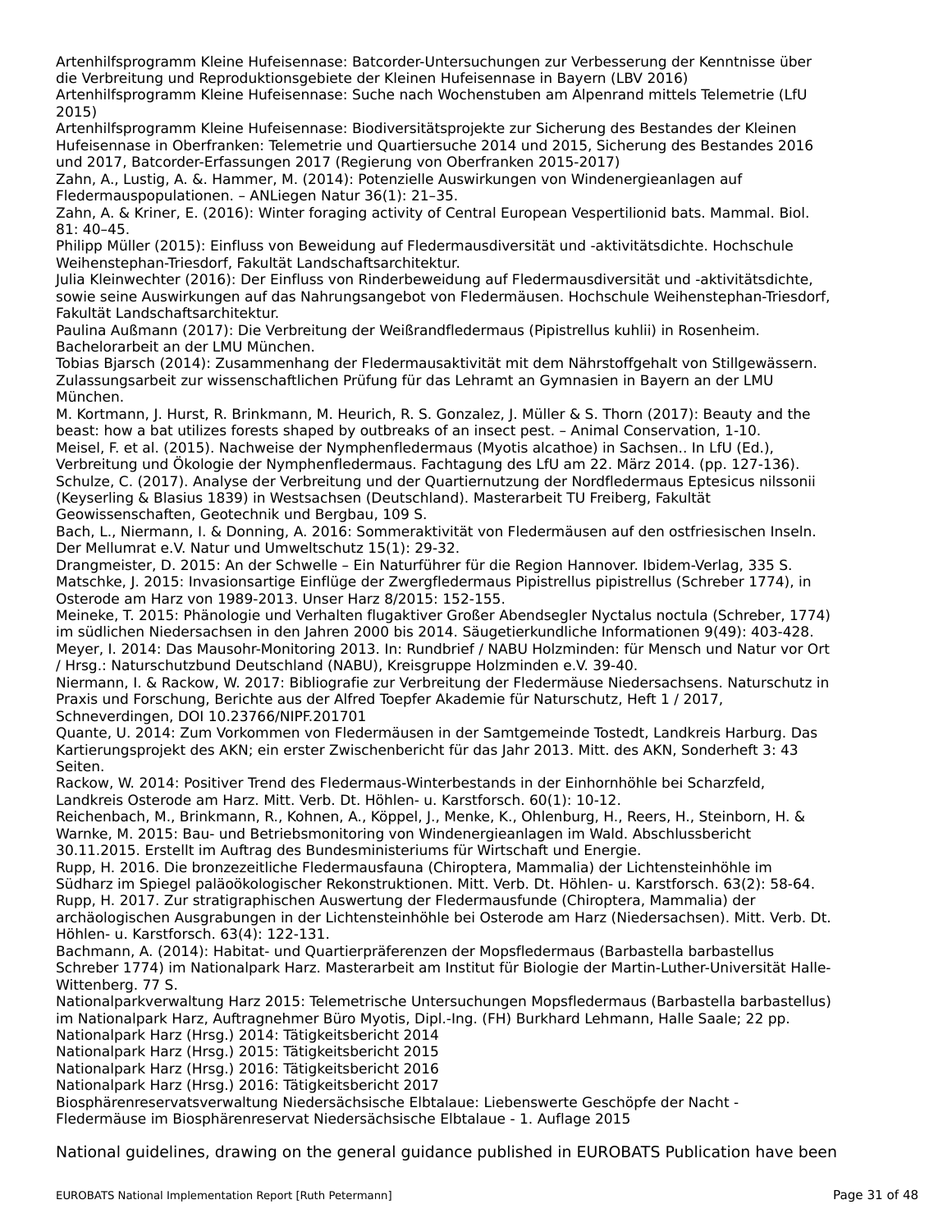Artenhilfsprogramm Kleine Hufeisennase: Batcorder-Untersuchungen zur Verbesserung der Kenntnisse über die Verbreitung und Reproduktionsgebiete der Kleinen Hufeisennase in Bayern (LBV 2016)
Artenhilfsprogramm Kleine Hufeisennase: Suche nach Wochenstuben am Alpenrand mittels Telemetrie (LfU 2015)
Artenhilfsprogramm Kleine Hufeisennase: Biodiversitätsprojekte zur Sicherung des Bestandes der Kleinen Hufeisennase in Oberfranken: Telemetrie und Quartiersuche 2014 und 2015, Sicherung des Bestandes 2016 und 2017, Batcorder-Erfassungen 2017 (Regierung von Oberfranken 2015-2017)
Zahn, A., Lustig, A. &. Hammer, M. (2014): Potenzielle Auswirkungen von Windenergieanlagen auf Fledermauspopulationen. – ANLiegen Natur 36(1): 21–35.
Zahn, A. & Kriner, E. (2016): Winter foraging activity of Central European Vespertilionid bats. Mammal. Biol. 81: 40–45.
Philipp Müller (2015): Einfluss von Beweidung auf Fledermausdiversität und -aktivitätsdichte. Hochschule Weihenstephan-Triesdorf, Fakultät Landschaftsarchitektur.
Julia Kleinwechter (2016): Der Einfluss von Rinderbeweidung auf Fledermausdiversität und -aktivitätsdichte, sowie seine Auswirkungen auf das Nahrungsangebot von Fledermäusen. Hochschule Weihenstephan-Triesdorf, Fakultät Landschaftsarchitektur.
Paulina Außmann (2017): Die Verbreitung der Weißrandfledermaus (Pipistrellus kuhlii) in Rosenheim. Bachelorarbeit an der LMU München.
Tobias Bjarsch (2014): Zusammenhang der Fledermausaktivität mit dem Nährstoffgehalt von Stillgewässern. Zulassungsarbeit zur wissenschaftlichen Prüfung für das Lehramt an Gymnasien in Bayern an der LMU München.
M. Kortmann, J. Hurst, R. Brinkmann, M. Heurich, R. S. Gonzalez, J. Müller & S. Thorn (2017): Beauty and the beast: how a bat utilizes forests shaped by outbreaks of an insect pest. – Animal Conservation, 1-10.
Meisel, F. et al. (2015). Nachweise der Nymphenfledermaus (Myotis alcathoe) in Sachsen.. In LfU (Ed.), Verbreitung und Ökologie der Nymphenfledermaus. Fachtagung des LfU am 22. März 2014. (pp. 127-136).
Schulze, C. (2017). Analyse der Verbreitung und der Quartiernutzung der Nordfledermaus Eptesicus nilssonii (Keyserling & Blasius 1839) in Westsachsen (Deutschland). Masterarbeit TU Freiberg, Fakultät Geowissenschaften, Geotechnik und Bergbau, 109 S.
Bach, L., Niermann, I. & Donning, A. 2016: Sommeraktivität von Fledermäusen auf den ostfriesischen Inseln. Der Mellumrat e.V. Natur und Umweltschutz 15(1): 29-32.
Drangmeister, D. 2015: An der Schwelle – Ein Naturführer für die Region Hannover. Ibidem-Verlag, 335 S.
Matschke, J. 2015: Invasionsartige Einflüge der Zwergfledermaus Pipistrellus pipistrellus (Schreber 1774), in Osterode am Harz von 1989-2013. Unser Harz 8/2015: 152-155.
Meineke, T. 2015: Phänologie und Verhalten flugaktiver Großer Abendsegler Nyctalus noctula (Schreber, 1774) im südlichen Niedersachsen in den Jahren 2000 bis 2014. Säugetierkundliche Informationen 9(49): 403-428.
Meyer, I. 2014: Das Mausohr-Monitoring 2013. In: Rundbrief / NABU Holzminden: für Mensch und Natur vor Ort / Hrsg.: Naturschutzbund Deutschland (NABU), Kreisgruppe Holzminden e.V. 39-40.
Niermann, I. & Rackow, W. 2017: Bibliografie zur Verbreitung der Fledermäuse Niedersachsens. Naturschutz in Praxis und Forschung, Berichte aus der Alfred Toepfer Akademie für Naturschutz, Heft 1 / 2017, Schneverdingen, DOI 10.23766/NIPF.201701
Quante, U. 2014: Zum Vorkommen von Fledermäusen in der Samtgemeinde Tostedt, Landkreis Harburg. Das Kartierungsprojekt des AKN; ein erster Zwischenbericht für das Jahr 2013. Mitt. des AKN, Sonderheft 3: 43 Seiten.
Rackow, W. 2014: Positiver Trend des Fledermaus-Winterbestands in der Einhornhöhle bei Scharzfeld, Landkreis Osterode am Harz. Mitt. Verb. Dt. Höhlen- u. Karstforsch. 60(1): 10-12.
Reichenbach, M., Brinkmann, R., Kohnen, A., Köppel, J., Menke, K., Ohlenburg, H., Reers, H., Steinborn, H. & Warnke, M. 2015: Bau- und Betriebsmonitoring von Windenergieanlagen im Wald. Abschlussbericht 30.11.2015. Erstellt im Auftrag des Bundesministeriums für Wirtschaft und Energie.
Rupp, H. 2016. Die bronzezeitliche Fledermausfauna (Chiroptera, Mammalia) der Lichtensteinhöhle im Südharz im Spiegel paläoökologischer Rekonstruktionen. Mitt. Verb. Dt. Höhlen- u. Karstforsch. 63(2): 58-64.
Rupp, H. 2017. Zur stratigraphischen Auswertung der Fledermausfunde (Chiroptera, Mammalia) der archäologischen Ausgrabungen in der Lichtensteinhöhle bei Osterode am Harz (Niedersachsen). Mitt. Verb. Dt. Höhlen- u. Karstforsch. 63(4): 122-131.
Bachmann, A. (2014): Habitat- und Quartierpräferenzen der Mopsfledermaus (Barbastella barbastellus Schreber 1774) im Nationalpark Harz. Masterarbeit am Institut für Biologie der Martin-Luther-Universität Halle-Wittenberg. 77 S.
Nationalparkverwaltung Harz 2015: Telemetrische Untersuchungen Mopsfledermaus (Barbastella barbastellus) im Nationalpark Harz, Auftragnehmer Büro Myotis, Dipl.-Ing. (FH) Burkhard Lehmann, Halle Saale; 22 pp.
Nationalpark Harz (Hrsg.) 2014: Tätigkeitsbericht 2014
Nationalpark Harz (Hrsg.) 2015: Tätigkeitsbericht 2015
Nationalpark Harz (Hrsg.) 2016: Tätigkeitsbericht 2016
Nationalpark Harz (Hrsg.) 2016: Tätigkeitsbericht 2017
Biosphärenreservatsverwaltung Niedersächsische Elbtalaue: Liebenswerte Geschöpfe der Nacht - Fledermäuse im Biosphärenreservat Niedersächsische Elbtalaue - 1. Auflage 2015

National guidelines, drawing on the general guidance published in EUROBATS Publication have been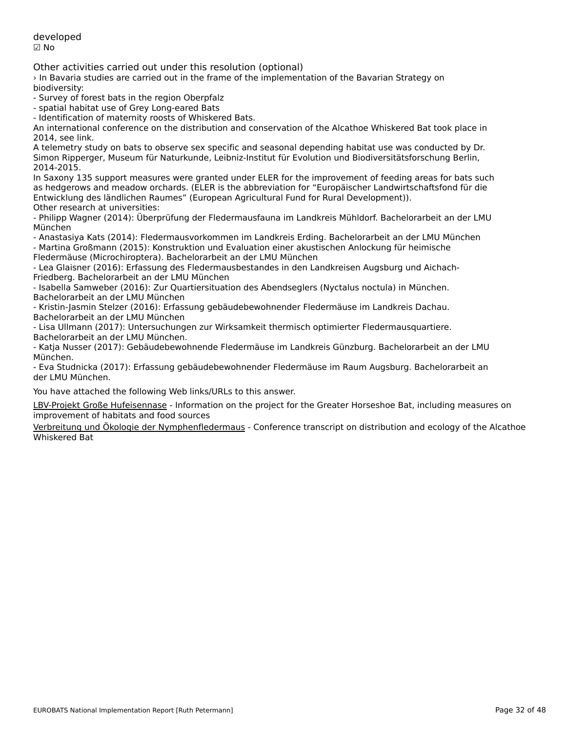developed

☑ No

Other activities carried out under this resolution (optional)

› In Bavaria studies are carried out in the frame of the implementation of the Bavarian Strategy on biodiversity:
- Survey of forest bats in the region Oberpfalz
- spatial habitat use of Grey Long-eared Bats
- Identification of maternity roosts of Whiskered Bats.

An international conference on the distribution and conservation of the Alcathoe Whiskered Bat took place in 2014, see link.

A telemetry study on bats to observe sex specific and seasonal depending habitat use was conducted by Dr. Simon Ripperger, Museum für Naturkunde, Leibniz-Institut für Evolution und Biodiversitätsforschung Berlin, 2014-2015.

In Saxony 135 support measures were granted under ELER for the improvement of feeding areas for bats such as hedgerows and meadow orchards. (ELER is the abbreviation for "Europäischer Landwirtschaftsfond für die Entwicklung des ländlichen Raumes" (European Agricultural Fund for Rural Development)).

Other research at universities:
- Philipp Wagner (2014): Überprüfung der Fledermausfauna im Landkreis Mühldorf. Bachelorarbeit an der LMU München
- Anastasiya Kats (2014): Fledermausvorkommen im Landkreis Erding. Bachelorarbeit an der LMU München
- Martina Großmann (2015): Konstruktion und Evaluation einer akustischen Anlockung für heimische Fledermäuse (Microchiroptera). Bachelorarbeit an der LMU München
- Lea Glaisner (2016): Erfassung des Fledermausbestandes in den Landkreisen Augsburg und Aichach-Friedberg. Bachelorarbeit an der LMU München
- Isabella Samweber (2016): Zur Quartiersituation des Abendseglers (Nyctalus noctula) in München. Bachelorarbeit an der LMU München
- Kristin-Jasmin Stelzer (2016): Erfassung gebäudebewohnender Fledermäuse im Landkreis Dachau. Bachelorarbeit an der LMU München
- Lisa Ullmann (2017): Untersuchungen zur Wirksamkeit thermisch optimierter Fledermausquartiere. Bachelorarbeit an der LMU München.
- Katja Nusser (2017): Gebäudebewohnende Fledermäuse im Landkreis Günzburg. Bachelorarbeit an der LMU München.
- Eva Studnicka (2017): Erfassung gebäudebewohnender Fledermäuse im Raum Augsburg. Bachelorarbeit an der LMU München.

You have attached the following Web links/URLs to this answer.

LBV-Projekt Große Hufeisennase - Information on the project for the Greater Horseshoe Bat, including measures on improvement of habitats and food sources

Verbreitung und Ökologie der Nymphenfledermaus - Conference transcript on distribution and ecology of the Alcathoe Whiskered Bat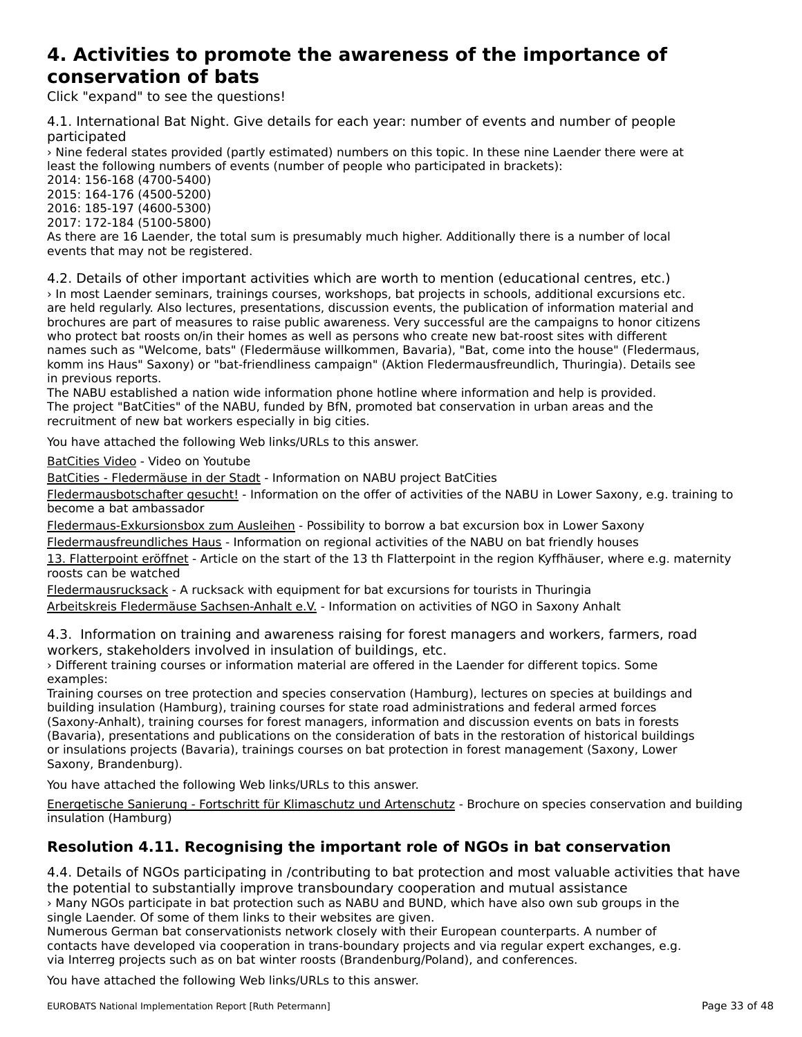## 4. Activities to promote the awareness of the importance of conservation of bats

Click "expand" to see the questions!

4.1. International Bat Night. Give details for each year: number of events and number of people participated

› Nine federal states provided (partly estimated) numbers on this topic. In these nine Laender there were at least the following numbers of events (number of people who participated in brackets):
2014: 156-168 (4700-5400)
2015: 164-176 (4500-5200)
2016: 185-197 (4600-5300)
2017: 172-184 (5100-5800)
As there are 16 Laender, the total sum is presumably much higher. Additionally there is a number of local events that may not be registered.

4.2. Details of other important activities which are worth to mention (educational centres, etc.)

› In most Laender seminars, trainings courses, workshops, bat projects in schools, additional excursions etc. are held regularly. Also lectures, presentations, discussion events, the publication of information material and brochures are part of measures to raise public awareness. Very successful are the campaigns to honor citizens who protect bat roosts on/in their homes as well as persons who create new bat-roost sites with different names such as "Welcome, bats" (Fledermäuse willkommen, Bavaria), "Bat, come into the house" (Fledermaus, komm ins Haus" Saxony) or "bat-friendliness campaign" (Aktion Fledermausfreundlich, Thuringia). Details see in previous reports.
The NABU established a nation wide information phone hotline where information and help is provided.
The project "BatCities" of the NABU, funded by BfN, promoted bat conservation in urban areas and the recruitment of new bat workers especially in big cities.

You have attached the following Web links/URLs to this answer.

BatCities Video - Video on Youtube

BatCities - Fledermäuse in der Stadt - Information on NABU project BatCities

Fledermausbotschafter gesucht! - Information on the offer of activities of the NABU in Lower Saxony, e.g. training to become a bat ambassador

Fledermaus-Exkursionsbox zum Ausleihen - Possibility to borrow a bat excursion box in Lower Saxony

Fledermausfreundliches Haus - Information on regional activities of the NABU on bat friendly houses

13. Flatterpoint eröffnet - Article on the start of the 13 th Flatterpoint in the region Kyffhäuser, where e.g. maternity roosts can be watched

Fledermausrucksack - A rucksack with equipment for bat excursions for tourists in Thuringia

Arbeitskreis Fledermäuse Sachsen-Anhalt e.V. - Information on activities of NGO in Saxony Anhalt

4.3. Information on training and awareness raising for forest managers and workers, farmers, road workers, stakeholders involved in insulation of buildings, etc.

› Different training courses or information material are offered in the Laender for different topics. Some examples:
Training courses on tree protection and species conservation (Hamburg), lectures on species at buildings and building insulation (Hamburg), training courses for state road administrations and federal armed forces (Saxony-Anhalt), training courses for forest managers, information and discussion events on bats in forests (Bavaria), presentations and publications on the consideration of bats in the restoration of historical buildings or insulations projects (Bavaria), trainings courses on bat protection in forest management (Saxony, Lower Saxony, Brandenburg).

You have attached the following Web links/URLs to this answer.

Energetische Sanierung - Fortschritt für Klimaschutz und Artenschutz - Brochure on species conservation and building insulation (Hamburg)

### Resolution 4.11. Recognising the important role of NGOs in bat conservation

4.4. Details of NGOs participating in /contributing to bat protection and most valuable activities that have the potential to substantially improve transboundary cooperation and mutual assistance

› Many NGOs participate in bat protection such as NABU and BUND, which have also own sub groups in the single Laender. Of some of them links to their websites are given.
Numerous German bat conservationists network closely with their European counterparts. A number of contacts have developed via cooperation in trans-boundary projects and via regular expert exchanges, e.g. via Interreg projects such as on bat winter roosts (Brandenburg/Poland), and conferences.

You have attached the following Web links/URLs to this answer.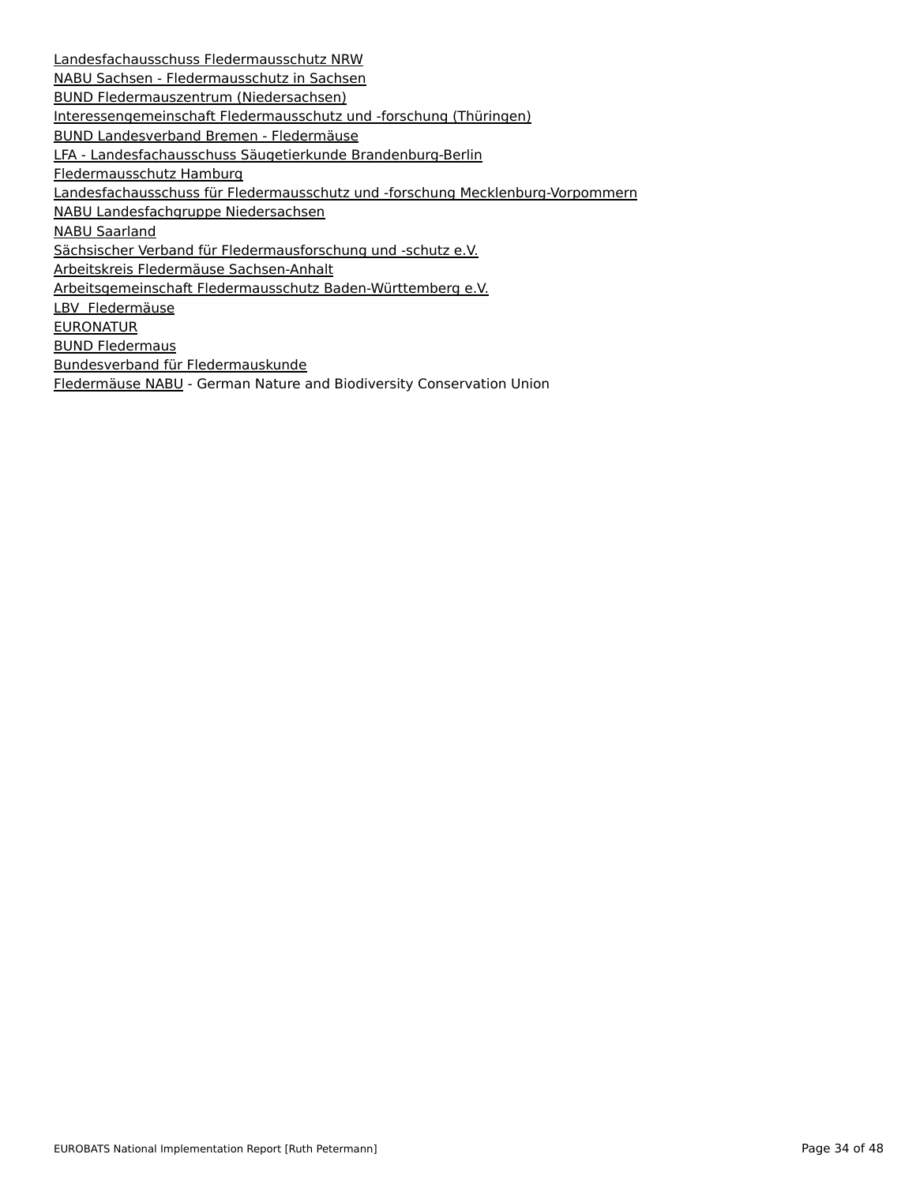Landesfachausschuss Fledermausschutz NRW
NABU Sachsen - Fledermausschutz in Sachsen
BUND Fledermauszentrum (Niedersachsen)
Interessengemeinschaft Fledermausschutz und -forschung (Thüringen)
BUND Landesverband Bremen - Fledermäuse
LFA - Landesfachausschuss Säugetierkunde Brandenburg-Berlin
Fledermausschutz Hamburg
Landesfachausschuss für Fledermausschutz und -forschung Mecklenburg-Vorpommern
NABU Landesfachgruppe Niedersachsen
NABU Saarland
Sächsischer Verband für Fledermausforschung und -schutz e.V.
Arbeitskreis Fledermäuse Sachsen-Anhalt
Arbeitsgemeinschaft Fledermausschutz Baden-Württemberg e.V.
LBV  Fledermäuse
EURONATUR
BUND Fledermaus
Bundesverband für Fledermauskunde
Fledermäuse NABU - German Nature and Biodiversity Conservation Union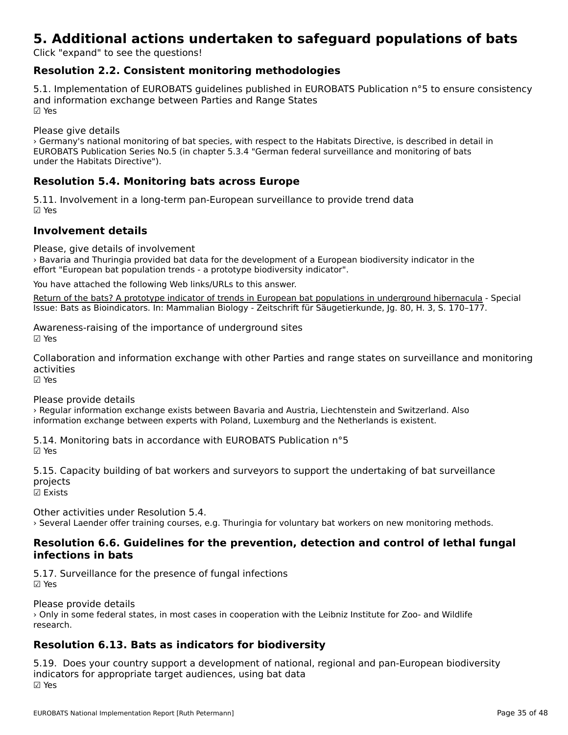# 5. Additional actions undertaken to safeguard populations of bats

Click "expand" to see the questions!

## Resolution 2.2. Consistent monitoring methodologies

5.1. Implementation of EUROBATS guidelines published in EUROBATS Publication n°5 to ensure consistency and information exchange between Parties and Range States
☑ Yes

Please give details
› Germany's national monitoring of bat species, with respect to the Habitats Directive, is described in detail in EUROBATS Publication Series No.5 (in chapter 5.3.4 "German federal surveillance and monitoring of bats under the Habitats Directive").

## Resolution 5.4. Monitoring bats across Europe

5.11. Involvement in a long-term pan-European surveillance to provide trend data
☑ Yes

## Involvement details

Please, give details of involvement
› Bavaria and Thuringia provided bat data for the development of a European biodiversity indicator in the effort "European bat population trends - a prototype biodiversity indicator".

You have attached the following Web links/URLs to this answer.

Return of the bats? A prototype indicator of trends in European bat populations in underground hibernacula - Special Issue: Bats as Bioindicators. In: Mammalian Biology - Zeitschrift für Säugetierkunde, Jg. 80, H. 3, S. 170–177.

Awareness-raising of the importance of underground sites
☑ Yes

Collaboration and information exchange with other Parties and range states on surveillance and monitoring activities
☑ Yes

Please provide details
› Regular information exchange exists between Bavaria and Austria, Liechtenstein and Switzerland. Also information exchange between experts with Poland, Luxemburg and the Netherlands is existent.

5.14. Monitoring bats in accordance with EUROBATS Publication n°5
☑ Yes

5.15. Capacity building of bat workers and surveyors to support the undertaking of bat surveillance projects
☑ Exists

Other activities under Resolution 5.4.
› Several Laender offer training courses, e.g. Thuringia for voluntary bat workers on new monitoring methods.

## Resolution 6.6. Guidelines for the prevention, detection and control of lethal fungal infections in bats

5.17. Surveillance for the presence of fungal infections
☑ Yes

Please provide details
› Only in some federal states, in most cases in cooperation with the Leibniz Institute for Zoo- and Wildlife research.

## Resolution 6.13. Bats as indicators for biodiversity

5.19. Does your country support a development of national, regional and pan-European biodiversity indicators for appropriate target audiences, using bat data
☑ Yes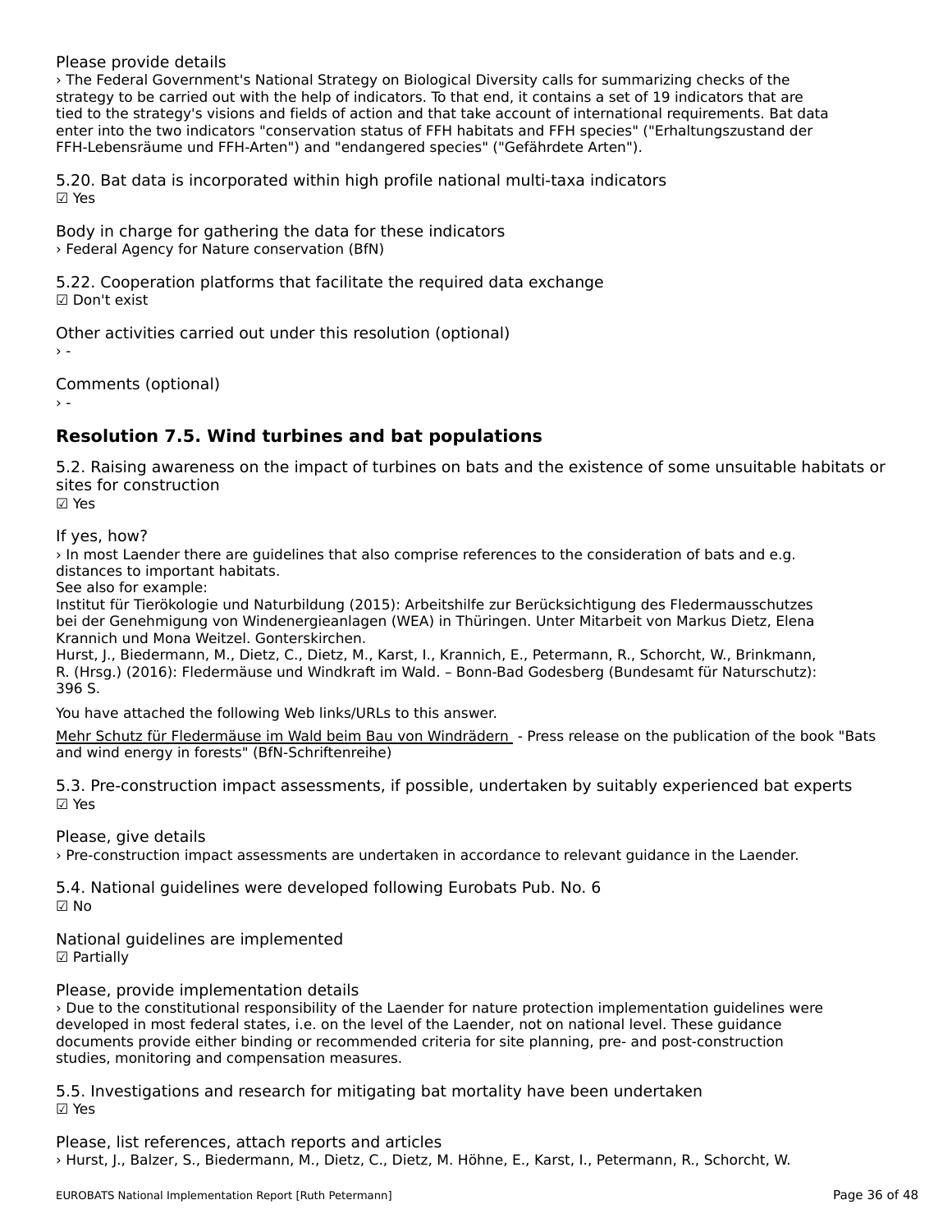Please provide details

› The Federal Government's National Strategy on Biological Diversity calls for summarizing checks of the strategy to be carried out with the help of indicators. To that end, it contains a set of 19 indicators that are tied to the strategy's visions and fields of action and that take account of international requirements. Bat data enter into the two indicators "conservation status of FFH habitats and FFH species" ("Erhaltungszustand der FFH-Lebensräume und FFH-Arten") and "endangered species" ("Gefährdete Arten").

5.20. Bat data is incorporated within high profile national multi-taxa indicators

☑ Yes

Body in charge for gathering the data for these indicators

› Federal Agency for Nature conservation (BfN)

5.22. Cooperation platforms that facilitate the required data exchange

☑ Don't exist

Other activities carried out under this resolution (optional)

› -

Comments (optional)

› -

## Resolution 7.5. Wind turbines and bat populations

5.2. Raising awareness on the impact of turbines on bats and the existence of some unsuitable habitats or sites for construction

☑ Yes

If yes, how?

› In most Laender there are guidelines that also comprise references to the consideration of bats and e.g. distances to important habitats.
See also for example:
Institut für Tierökologie und Naturbildung (2015): Arbeitshilfe zur Berücksichtigung des Fledermausschutzes bei der Genehmigung von Windenergieanlagen (WEA) in Thüringen. Unter Mitarbeit von Markus Dietz, Elena Krannich und Mona Weitzel. Gonterskirchen.
Hurst, J., Biedermann, M., Dietz, C., Dietz, M., Karst, I., Krannich, E., Petermann, R., Schorcht, W., Brinkmann, R. (Hrsg.) (2016): Fledermäuse und Windkraft im Wald. – Bonn-Bad Godesberg (Bundesamt für Naturschutz): 396 S.

You have attached the following Web links/URLs to this answer.

Mehr Schutz für Fledermäuse im Wald beim Bau von Windrädern - Press release on the publication of the book "Bats and wind energy in forests" (BfN-Schriftenreihe)

5.3. Pre-construction impact assessments, if possible, undertaken by suitably experienced bat experts

☑ Yes

Please, give details

› Pre-construction impact assessments are undertaken in accordance to relevant guidance in the Laender.

5.4. National guidelines were developed following Eurobats Pub. No. 6

☑ No

National guidelines are implemented

☑ Partially

Please, provide implementation details

› Due to the constitutional responsibility of the Laender for nature protection implementation guidelines were developed in most federal states, i.e. on the level of the Laender, not on national level. These guidance documents provide either binding or recommended criteria for site planning, pre- and post-construction studies, monitoring and compensation measures.

5.5. Investigations and research for mitigating bat mortality have been undertaken

☑ Yes

Please, list references, attach reports and articles

› Hurst, J., Balzer, S., Biedermann, M., Dietz, C., Dietz, M. Höhne, E., Karst, I., Petermann, R., Schorcht, W.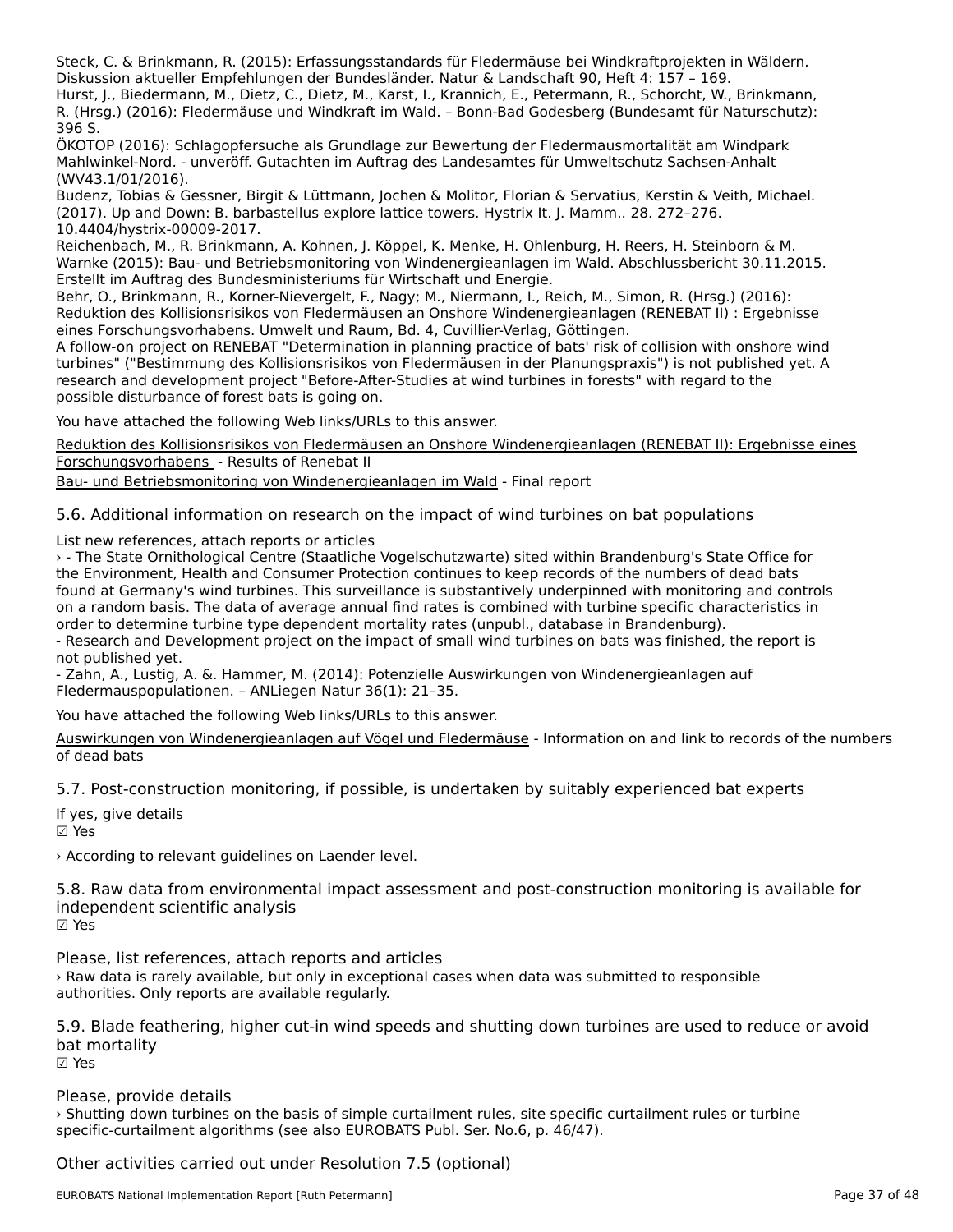Steck, C. & Brinkmann, R. (2015): Erfassungsstandards für Fledermäuse bei Windkraftprojekten in Wäldern. Diskussion aktueller Empfehlungen der Bundesländer. Natur & Landschaft 90, Heft 4: 157 – 169.
Hurst, J., Biedermann, M., Dietz, C., Dietz, M., Karst, I., Krannich, E., Petermann, R., Schorcht, W., Brinkmann, R. (Hrsg.) (2016): Fledermäuse und Windkraft im Wald. – Bonn-Bad Godesberg (Bundesamt für Naturschutz): 396 S.
ÖKOTOP (2016): Schlagopfersuche als Grundlage zur Bewertung der Fledermausmortalität am Windpark Mahlwinkel-Nord. - unveröff. Gutachten im Auftrag des Landesamtes für Umweltschutz Sachsen-Anhalt (WV43.1/01/2016).
Budenz, Tobias & Gessner, Birgit & Lüttmann, Jochen & Molitor, Florian & Servatius, Kerstin & Veith, Michael. (2017). Up and Down: B. barbastellus explore lattice towers. Hystrix It. J. Mamm.. 28. 272–276. 10.4404/hystrix-00009-2017.
Reichenbach, M., R. Brinkmann, A. Kohnen, J. Köppel, K. Menke, H. Ohlenburg, H. Reers, H. Steinborn & M. Warnke (2015): Bau- und Betriebsmonitoring von Windenergieanlagen im Wald. Abschlussbericht 30.11.2015. Erstellt im Auftrag des Bundesministeriums für Wirtschaft und Energie.
Behr, O., Brinkmann, R., Korner-Nievergelt, F., Nagy; M., Niermann, I., Reich, M., Simon, R. (Hrsg.) (2016): Reduktion des Kollisionsrisikos von Fledermäusen an Onshore Windenergieanlagen (RENEBAT II) : Ergebnisse eines Forschungsvorhabens. Umwelt und Raum, Bd. 4, Cuvillier-Verlag, Göttingen.
A follow-on project on RENEBAT "Determination in planning practice of bats' risk of collision with onshore wind turbines" ("Bestimmung des Kollisionsrisikos von Fledermäusen in der Planungspraxis") is not published yet. A research and development project "Before-After-Studies at wind turbines in forests" with regard to the possible disturbance of forest bats is going on.

You have attached the following Web links/URLs to this answer.

Reduktion des Kollisionsrisikos von Fledermäusen an Onshore Windenergieanlagen (RENEBAT II): Ergebnisse eines Forschungsvorhabens - Results of Renebat II

Bau- und Betriebsmonitoring von Windenergieanlagen im Wald - Final report

### 5.6. Additional information on research on the impact of wind turbines on bat populations

List new references, attach reports or articles

› - The State Ornithological Centre (Staatliche Vogelschutzwarte) sited within Brandenburg's State Office for the Environment, Health and Consumer Protection continues to keep records of the numbers of dead bats found at Germany's wind turbines. This surveillance is substantively underpinned with monitoring and controls on a random basis. The data of average annual find rates is combined with turbine specific characteristics in order to determine turbine type dependent mortality rates (unpubl., database in Brandenburg).
- Research and Development project on the impact of small wind turbines on bats was finished, the report is not published yet.
- Zahn, A., Lustig, A. &. Hammer, M. (2014): Potenzielle Auswirkungen von Windenergieanlagen auf Fledermauspopulationen. – ANLiegen Natur 36(1): 21–35.

You have attached the following Web links/URLs to this answer.

Auswirkungen von Windenergieanlagen auf Vögel und Fledermäuse - Information on and link to records of the numbers of dead bats

### 5.7. Post-construction monitoring, if possible, is undertaken by suitably experienced bat experts

If yes, give details
☑ Yes

› According to relevant guidelines on Laender level.

### 5.8. Raw data from environmental impact assessment and post-construction monitoring is available for independent scientific analysis

☑ Yes

Please, list references, attach reports and articles

› Raw data is rarely available, but only in exceptional cases when data was submitted to responsible authorities. Only reports are available regularly.

### 5.9. Blade feathering, higher cut-in wind speeds and shutting down turbines are used to reduce or avoid bat mortality

☑ Yes

Please, provide details

› Shutting down turbines on the basis of simple curtailment rules, site specific curtailment rules or turbine specific-curtailment algorithms (see also EUROBATS Publ. Ser. No.6, p. 46/47).

Other activities carried out under Resolution 7.5 (optional)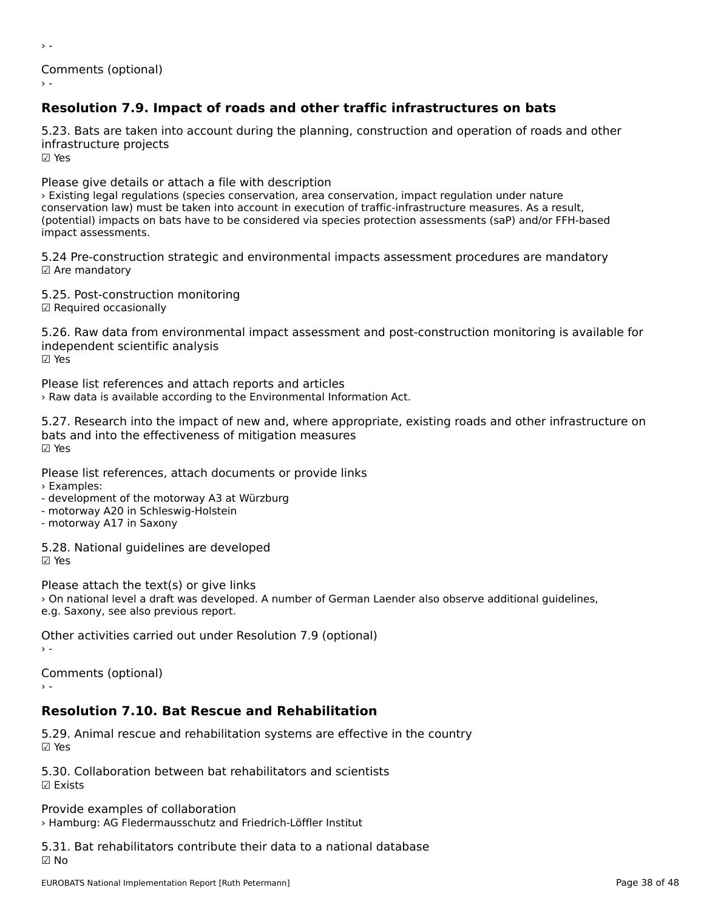› -

Comments (optional)
› -

## Resolution 7.9. Impact of roads and other traffic infrastructures on bats

5.23. Bats are taken into account during the planning, construction and operation of roads and other infrastructure projects
☑ Yes

Please give details or attach a file with description
› Existing legal regulations (species conservation, area conservation, impact regulation under nature conservation law) must be taken into account in execution of traffic-infrastructure measures. As a result, (potential) impacts on bats have to be considered via species protection assessments (saP) and/or FFH-based impact assessments.

5.24 Pre-construction strategic and environmental impacts assessment procedures are mandatory
☑ Are mandatory

5.25. Post-construction monitoring
☑ Required occasionally

5.26. Raw data from environmental impact assessment and post-construction monitoring is available for independent scientific analysis
☑ Yes

Please list references and attach reports and articles
› Raw data is available according to the Environmental Information Act.

5.27. Research into the impact of new and, where appropriate, existing roads and other infrastructure on bats and into the effectiveness of mitigation measures
☑ Yes

Please list references, attach documents or provide links
› Examples:
- development of the motorway A3 at Würzburg
- motorway A20 in Schleswig-Holstein
- motorway A17 in Saxony

5.28. National guidelines are developed
☑ Yes

Please attach the text(s) or give links
› On national level a draft was developed. A number of German Laender also observe additional guidelines, e.g. Saxony, see also previous report.

Other activities carried out under Resolution 7.9 (optional)
› -

Comments (optional)
› -

## Resolution 7.10. Bat Rescue and Rehabilitation

5.29. Animal rescue and rehabilitation systems are effective in the country
☑ Yes

5.30. Collaboration between bat rehabilitators and scientists
☑ Exists

Provide examples of collaboration
› Hamburg: AG Fledermausschutz and Friedrich-Löffler Institut

5.31. Bat rehabilitators contribute their data to a national database
☑ No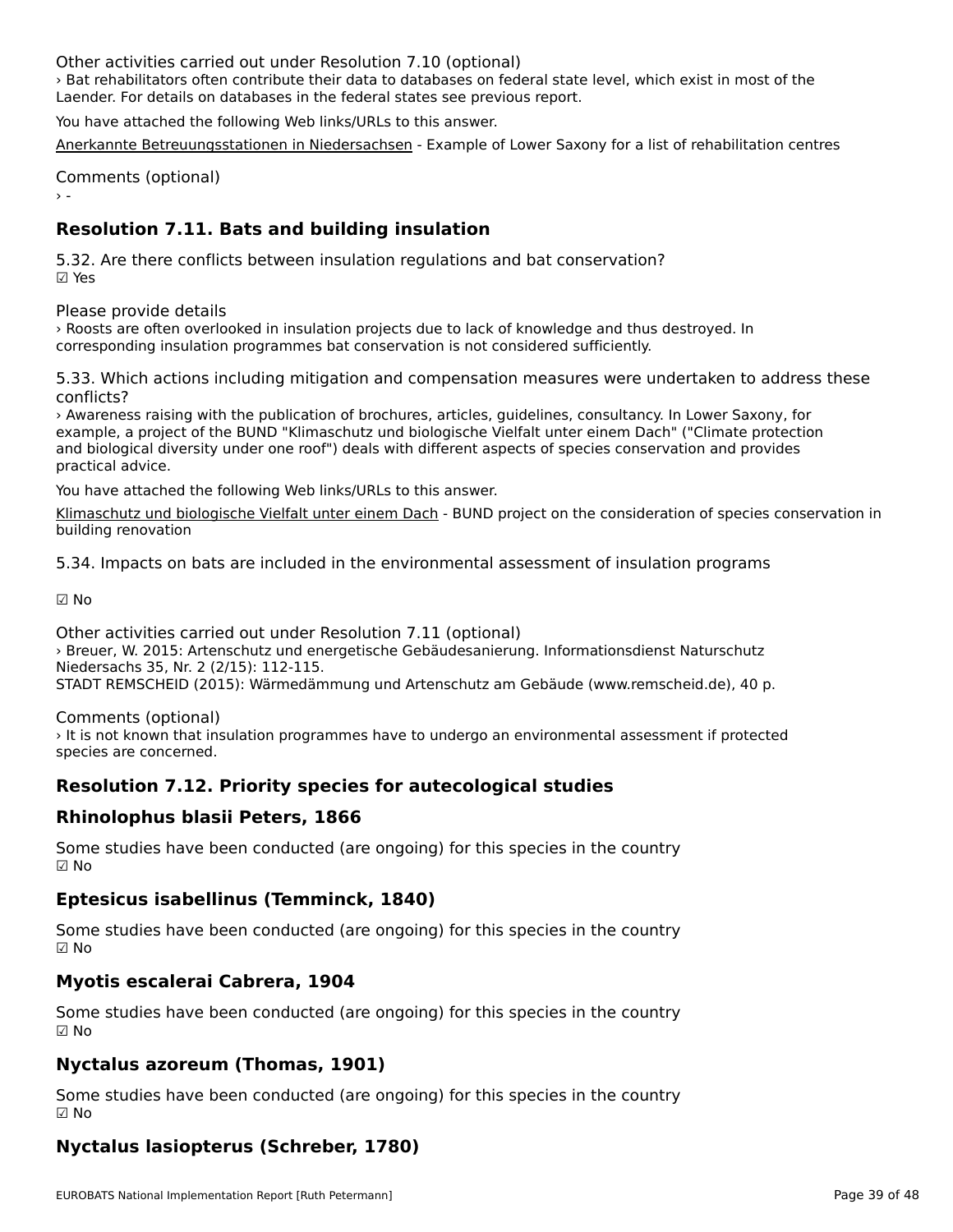Other activities carried out under Resolution 7.10 (optional)

› Bat rehabilitators often contribute their data to databases on federal state level, which exist in most of the Laender. For details on databases in the federal states see previous report.

You have attached the following Web links/URLs to this answer.

Anerkannte Betreuungsstationen in Niedersachsen - Example of Lower Saxony for a list of rehabilitation centres

Comments (optional)

› -

## Resolution 7.11. Bats and building insulation

5.32. Are there conflicts between insulation regulations and bat conservation?

☑ Yes

Please provide details

› Roosts are often overlooked in insulation projects due to lack of knowledge and thus destroyed. In corresponding insulation programmes bat conservation is not considered sufficiently.

5.33. Which actions including mitigation and compensation measures were undertaken to address these conflicts?

› Awareness raising with the publication of brochures, articles, guidelines, consultancy. In Lower Saxony, for example, a project of the BUND "Klimaschutz und biologische Vielfalt unter einem Dach" ("Climate protection and biological diversity under one roof") deals with different aspects of species conservation and provides practical advice.

You have attached the following Web links/URLs to this answer.

Klimaschutz und biologische Vielfalt unter einem Dach - BUND project on the consideration of species conservation in building renovation

5.34. Impacts on bats are included in the environmental assessment of insulation programs

☑ No

Other activities carried out under Resolution 7.11 (optional)

› Breuer, W. 2015: Artenschutz und energetische Gebäudesanierung. Informationsdienst Naturschutz Niedersachs 35, Nr. 2 (2/15): 112-115.
STADT REMSCHEID (2015): Wärmedämmung und Artenschutz am Gebäude (www.remscheid.de), 40 p.

Comments (optional)

› It is not known that insulation programmes have to undergo an environmental assessment if protected species are concerned.

## Resolution 7.12. Priority species for autecological studies

### Rhinolophus blasii Peters, 1866

Some studies have been conducted (are ongoing) for this species in the country

☑ No

### Eptesicus isabellinus (Temminck, 1840)

Some studies have been conducted (are ongoing) for this species in the country

☑ No

### Myotis escalerai Cabrera, 1904

Some studies have been conducted (are ongoing) for this species in the country

☑ No

### Nyctalus azoreum (Thomas, 1901)

Some studies have been conducted (are ongoing) for this species in the country

☑ No

### Nyctalus lasiopterus (Schreber, 1780)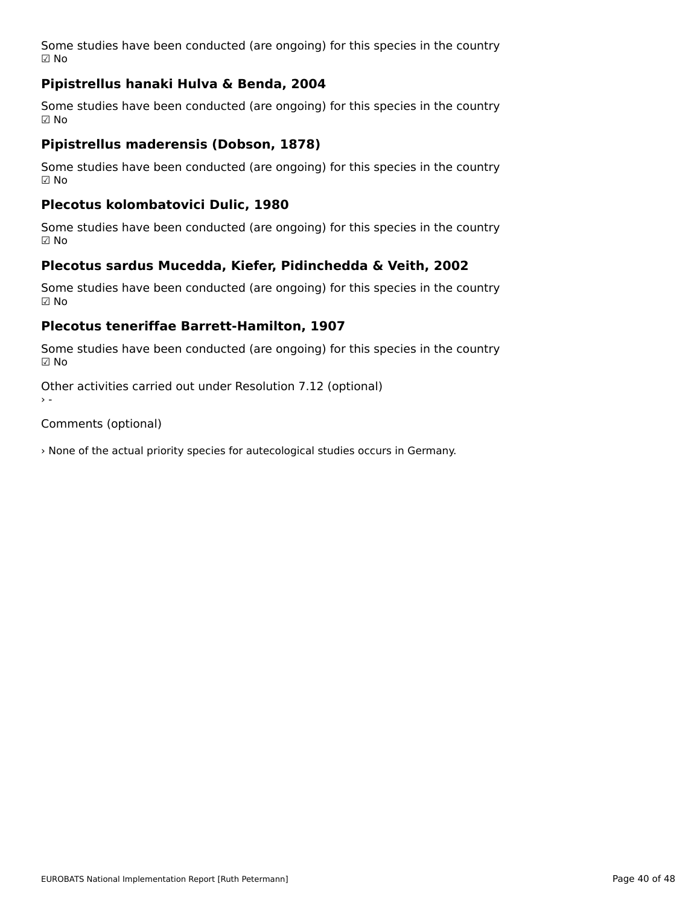Some studies have been conducted (are ongoing) for this species in the country
☑ No

### Pipistrellus hanaki Hulva & Benda, 2004

Some studies have been conducted (are ongoing) for this species in the country
☑ No

### Pipistrellus maderensis (Dobson, 1878)

Some studies have been conducted (are ongoing) for this species in the country
☑ No

### Plecotus kolombatovici Dulic, 1980

Some studies have been conducted (are ongoing) for this species in the country
☑ No

### Plecotus sardus Mucedda, Kiefer, Pidinchedda & Veith, 2002

Some studies have been conducted (are ongoing) for this species in the country
☑ No

### Plecotus teneriffae Barrett-Hamilton, 1907

Some studies have been conducted (are ongoing) for this species in the country
☑ No

Other activities carried out under Resolution 7.12 (optional)
› -

Comments (optional)

› None of the actual priority species for autecological studies occurs in Germany.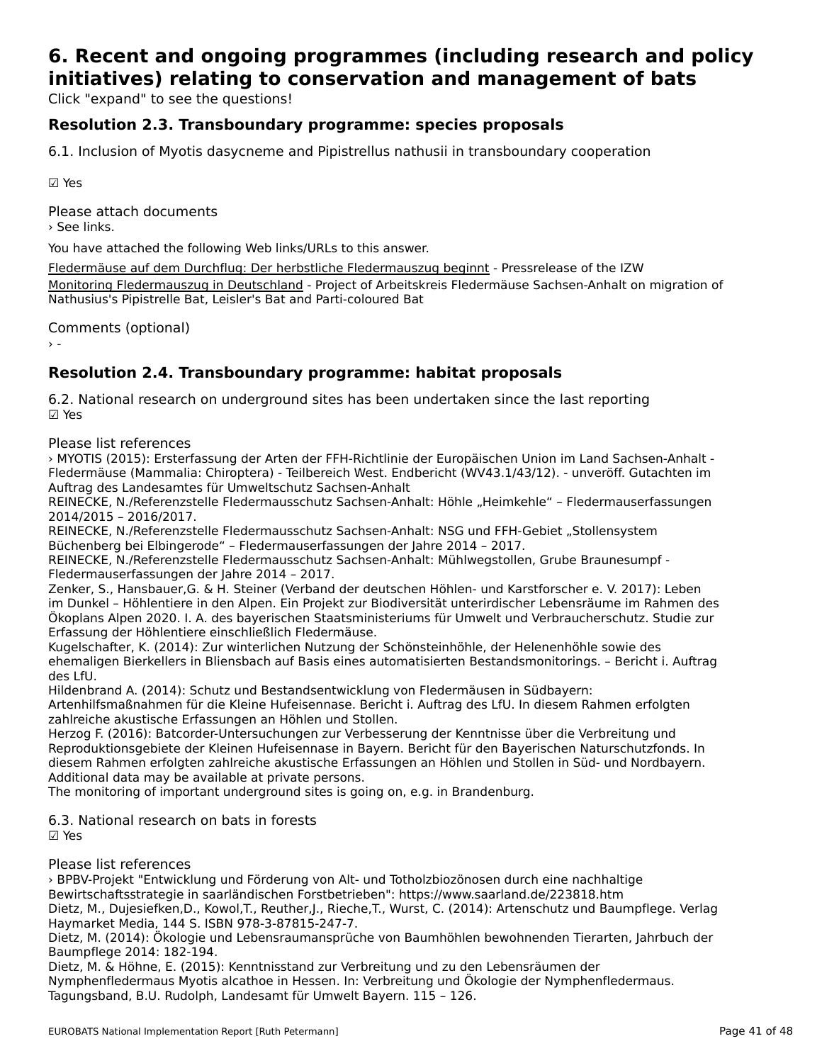# 6. Recent and ongoing programmes (including research and policy initiatives) relating to conservation and management of bats

Click "expand" to see the questions!

### Resolution 2.3. Transboundary programme: species proposals

6.1. Inclusion of Myotis dasycneme and Pipistrellus nathusii in transboundary cooperation

☑ Yes

Please attach documents
› See links.

You have attached the following Web links/URLs to this answer.

Fledermäuse auf dem Durchflug: Der herbstliche Fledermauszug beginnt - Pressrelease of the IZW
Monitoring Fledermauszug in Deutschland - Project of Arbeitskreis Fledermäuse Sachsen-Anhalt on migration of Nathusius's Pipistrelle Bat, Leisler's Bat and Parti-coloured Bat

Comments (optional)
› -

### Resolution 2.4. Transboundary programme: habitat proposals

6.2. National research on underground sites has been undertaken since the last reporting
☑ Yes

Please list references
› MYOTIS (2015): Ersterfassung der Arten der FFH-Richtlinie der Europäischen Union im Land Sachsen-Anhalt - Fledermäuse (Mammalia: Chiroptera) - Teilbereich West. Endbericht (WV43.1/43/12). - unveröff. Gutachten im Auftrag des Landesamtes für Umweltschutz Sachsen-Anhalt
REINECKE, N./Referenzstelle Fledermausschutz Sachsen-Anhalt: Höhle „Heimkehle“ – Fledermauserfassungen 2014/2015 – 2016/2017.
REINECKE, N./Referenzstelle Fledermausschutz Sachsen-Anhalt: NSG und FFH-Gebiet „Stollensystem Büchenberg bei Elbingerode“ – Fledermauserfassungen der Jahre 2014 – 2017.
REINECKE, N./Referenzstelle Fledermausschutz Sachsen-Anhalt: Mühlwegstollen, Grube Braunesumpf - Fledermauserfassungen der Jahre 2014 – 2017.
Zenker, S., Hansbauer,G. & H. Steiner (Verband der deutschen Höhlen- und Karstforscher e. V. 2017): Leben im Dunkel – Höhlentiere in den Alpen. Ein Projekt zur Biodiversität unterirdischer Lebensräume im Rahmen des Ökoplans Alpen 2020. I. A. des bayerischen Staatsministeriums für Umwelt und Verbraucherschutz. Studie zur Erfassung der Höhlentiere einschließlich Fledermäuse.
Kugelschafter, K. (2014): Zur winterlichen Nutzung der Schönsteinhöhle, der Helenenhöhle sowie des ehemaligen Bierkellers in Bliensbach auf Basis eines automatisierten Bestandsmonitorings. – Bericht i. Auftrag des LfU.
Hildenbrand A. (2014): Schutz und Bestandsentwicklung von Fledermäusen in Südbayern: Artenhilfsmaßnahmen für die Kleine Hufeisennase. Bericht i. Auftrag des LfU. In diesem Rahmen erfolgten zahlreiche akustische Erfassungen an Höhlen und Stollen.
Herzog F. (2016): Batcorder-Untersuchungen zur Verbesserung der Kenntnisse über die Verbreitung und Reproduktionsgebiete der Kleinen Hufeisennase in Bayern. Bericht für den Bayerischen Naturschutzfonds. In diesem Rahmen erfolgten zahlreiche akustische Erfassungen an Höhlen und Stollen in Süd- und Nordbayern.
Additional data may be available at private persons.
The monitoring of important underground sites is going on, e.g. in Brandenburg.

6.3. National research on bats in forests
☑ Yes

Please list references
› BPBV-Projekt "Entwicklung und Förderung von Alt- und Totholzbiozönosen durch eine nachhaltige Bewirtschaftsstrategie in saarländischen Forstbetrieben": https://www.saarland.de/223818.htm
Dietz, M., Dujesiefken,D., Kowol,T., Reuther,J., Rieche,T., Wurst, C. (2014): Artenschutz und Baumpflege. Verlag Haymarket Media, 144 S. ISBN 978-3-87815-247-7.
Dietz, M. (2014): Ökologie und Lebensraumansprüche von Baumhöhlen bewohnenden Tierarten, Jahrbuch der Baumpflege 2014: 182-194.
Dietz, M. & Höhne, E. (2015): Kenntnisstand zur Verbreitung und zu den Lebensräumen der Nymphenfledermaus Myotis alcathoe in Hessen. In: Verbreitung und Ökologie der Nymphenfledermaus. Tagungsband, B.U. Rudolph, Landesamt für Umwelt Bayern. 115 – 126.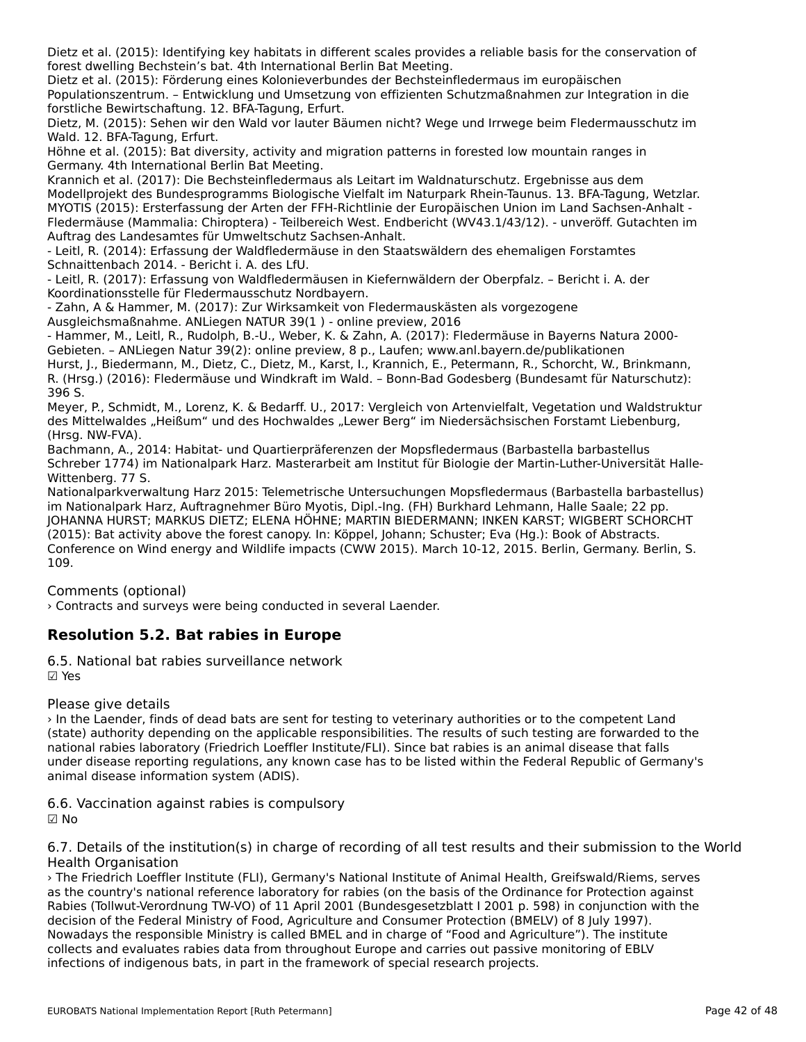Dietz et al. (2015): Identifying key habitats in different scales provides a reliable basis for the conservation of forest dwelling Bechstein's bat. 4th International Berlin Bat Meeting.
Dietz et al. (2015): Förderung eines Kolonieverbundes der Bechsteinfledermaus im europäischen Populationszentrum. – Entwicklung und Umsetzung von effizienten Schutzmaßnahmen zur Integration in die forstliche Bewirtschaftung. 12. BFA-Tagung, Erfurt.
Dietz, M. (2015): Sehen wir den Wald vor lauter Bäumen nicht? Wege und Irrwege beim Fledermausschutz im Wald. 12. BFA-Tagung, Erfurt.
Höhne et al. (2015): Bat diversity, activity and migration patterns in forested low mountain ranges in Germany. 4th International Berlin Bat Meeting.
Krannich et al. (2017): Die Bechsteinfledermaus als Leitart im Waldnaturschutz. Ergebnisse aus dem Modellprojekt des Bundesprogramms Biologische Vielfalt im Naturpark Rhein-Taunus. 13. BFA-Tagung, Wetzlar.
MYOTIS (2015): Ersterfassung der Arten der FFH-Richtlinie der Europäischen Union im Land Sachsen-Anhalt - Fledermäuse (Mammalia: Chiroptera) - Teilbereich West. Endbericht (WV43.1/43/12). - unveröff. Gutachten im Auftrag des Landesamtes für Umweltschutz Sachsen-Anhalt.
- Leitl, R. (2014): Erfassung der Waldfledermäuse in den Staatswäldern des ehemaligen Forstamtes Schnaittenbach 2014. - Bericht i. A. des LfU.
- Leitl, R. (2017): Erfassung von Waldfledermäusen in Kiefernwäldern der Oberpfalz. – Bericht i. A. der Koordinationsstelle für Fledermausschutz Nordbayern.
- Zahn, A & Hammer, M. (2017): Zur Wirksamkeit von Fledermauskästen als vorgezogene Ausgleichsmaßnahme. ANLiegen NATUR 39(1 ) - online preview, 2016
- Hammer, M., Leitl, R., Rudolph, B.-U., Weber, K. & Zahn, A. (2017): Fledermäuse in Bayerns Natura 2000-Gebieten. – ANLiegen Natur 39(2): online preview, 8 p., Laufen; www.anl.bayern.de/publikationen
Hurst, J., Biedermann, M., Dietz, C., Dietz, M., Karst, I., Krannich, E., Petermann, R., Schorcht, W., Brinkmann, R. (Hrsg.) (2016): Fledermäuse und Windkraft im Wald. – Bonn-Bad Godesberg (Bundesamt für Naturschutz): 396 S.
Meyer, P., Schmidt, M., Lorenz, K. & Bedarff. U., 2017: Vergleich von Artenvielfalt, Vegetation und Waldstruktur des Mittelwaldes „Heißum" und des Hochwaldes „Lewer Berg" im Niedersächsischen Forstamt Liebenburg, (Hrsg. NW-FVA).
Bachmann, A., 2014: Habitat- und Quartierpräferenzen der Mopsfledermaus (Barbastella barbastellus Schreber 1774) im Nationalpark Harz. Masterarbeit am Institut für Biologie der Martin-Luther-Universität Halle-Wittenberg. 77 S.
Nationalparkverwaltung Harz 2015: Telemetrische Untersuchungen Mopsfledermaus (Barbastella barbastellus) im Nationalpark Harz, Auftragnehmer Büro Myotis, Dipl.-Ing. (FH) Burkhard Lehmann, Halle Saale; 22 pp.
JOHANNA HURST; MARKUS DIETZ; ELENA HÖHNE; MARTIN BIEDERMANN; INKEN KARST; WIGBERT SCHORCHT (2015): Bat activity above the forest canopy. In: Köppel, Johann; Schuster; Eva (Hg.): Book of Abstracts. Conference on Wind energy and Wildlife impacts (CWW 2015). March 10-12, 2015. Berlin, Germany. Berlin, S. 109.

Comments (optional)
› Contracts and surveys were being conducted in several Laender.

## Resolution 5.2. Bat rabies in Europe

6.5. National bat rabies surveillance network
☑ Yes

Please give details
› In the Laender, finds of dead bats are sent for testing to veterinary authorities or to the competent Land (state) authority depending on the applicable responsibilities. The results of such testing are forwarded to the national rabies laboratory (Friedrich Loeffler Institute/FLI). Since bat rabies is an animal disease that falls under disease reporting regulations, any known case has to be listed within the Federal Republic of Germany's animal disease information system (ADIS).

6.6. Vaccination against rabies is compulsory
☑ No

6.7. Details of the institution(s) in charge of recording of all test results and their submission to the World Health Organisation
› The Friedrich Loeffler Institute (FLI), Germany's National Institute of Animal Health, Greifswald/Riems, serves as the country's national reference laboratory for rabies (on the basis of the Ordinance for Protection against Rabies (Tollwut-Verordnung TW-VO) of 11 April 2001 (Bundesgesetzblatt I 2001 p. 598) in conjunction with the decision of the Federal Ministry of Food, Agriculture and Consumer Protection (BMELV) of 8 July 1997). Nowadays the responsible Ministry is called BMEL and in charge of "Food and Agriculture"). The institute collects and evaluates rabies data from throughout Europe and carries out passive monitoring of EBLV infections of indigenous bats, in part in the framework of special research projects.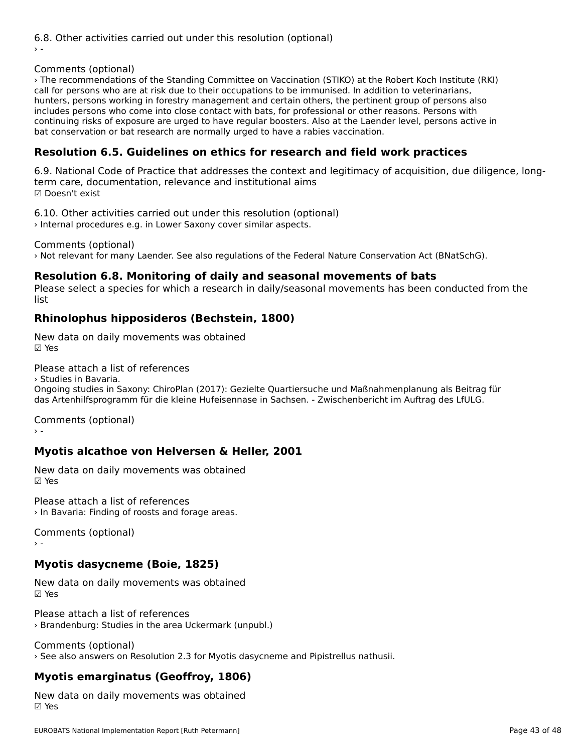6.8. Other activities carried out under this resolution (optional)

› -

Comments (optional)

› The recommendations of the Standing Committee on Vaccination (STIKO) at the Robert Koch Institute (RKI) call for persons who are at risk due to their occupations to be immunised. In addition to veterinarians, hunters, persons working in forestry management and certain others, the pertinent group of persons also includes persons who come into close contact with bats, for professional or other reasons. Persons with continuing risks of exposure are urged to have regular boosters. Also at the Laender level, persons active in bat conservation or bat research are normally urged to have a rabies vaccination.

## Resolution 6.5. Guidelines on ethics for research and field work practices

6.9. National Code of Practice that addresses the context and legitimacy of acquisition, due diligence, long-term care, documentation, relevance and institutional aims

☑ Doesn't exist

6.10. Other activities carried out under this resolution (optional)

› Internal procedures e.g. in Lower Saxony cover similar aspects.

Comments (optional)

› Not relevant for many Laender. See also regulations of the Federal Nature Conservation Act (BNatSchG).

## Resolution 6.8. Monitoring of daily and seasonal movements of bats

Please select a species for which a research in daily/seasonal movements has been conducted from the list

### Rhinolophus hipposideros (Bechstein, 1800)

New data on daily movements was obtained

☑ Yes

Please attach a list of references

› Studies in Bavaria.
Ongoing studies in Saxony: ChiroPlan (2017): Gezielte Quartiersuche und Maßnahmenplanung als Beitrag für das Artenhilfsprogramm für die kleine Hufeisennase in Sachsen. - Zwischenbericht im Auftrag des LfULG.

Comments (optional)

› -

### Myotis alcathoe von Helversen & Heller, 2001

New data on daily movements was obtained

☑ Yes

Please attach a list of references

› In Bavaria: Finding of roosts and forage areas.

Comments (optional)

› -

### Myotis dasycneme (Boie, 1825)

New data on daily movements was obtained

☑ Yes

Please attach a list of references

› Brandenburg: Studies in the area Uckermark (unpubl.)

Comments (optional)

› See also answers on Resolution 2.3 for Myotis dasycneme and Pipistrellus nathusii.

### Myotis emarginatus (Geoffroy, 1806)

New data on daily movements was obtained

☑ Yes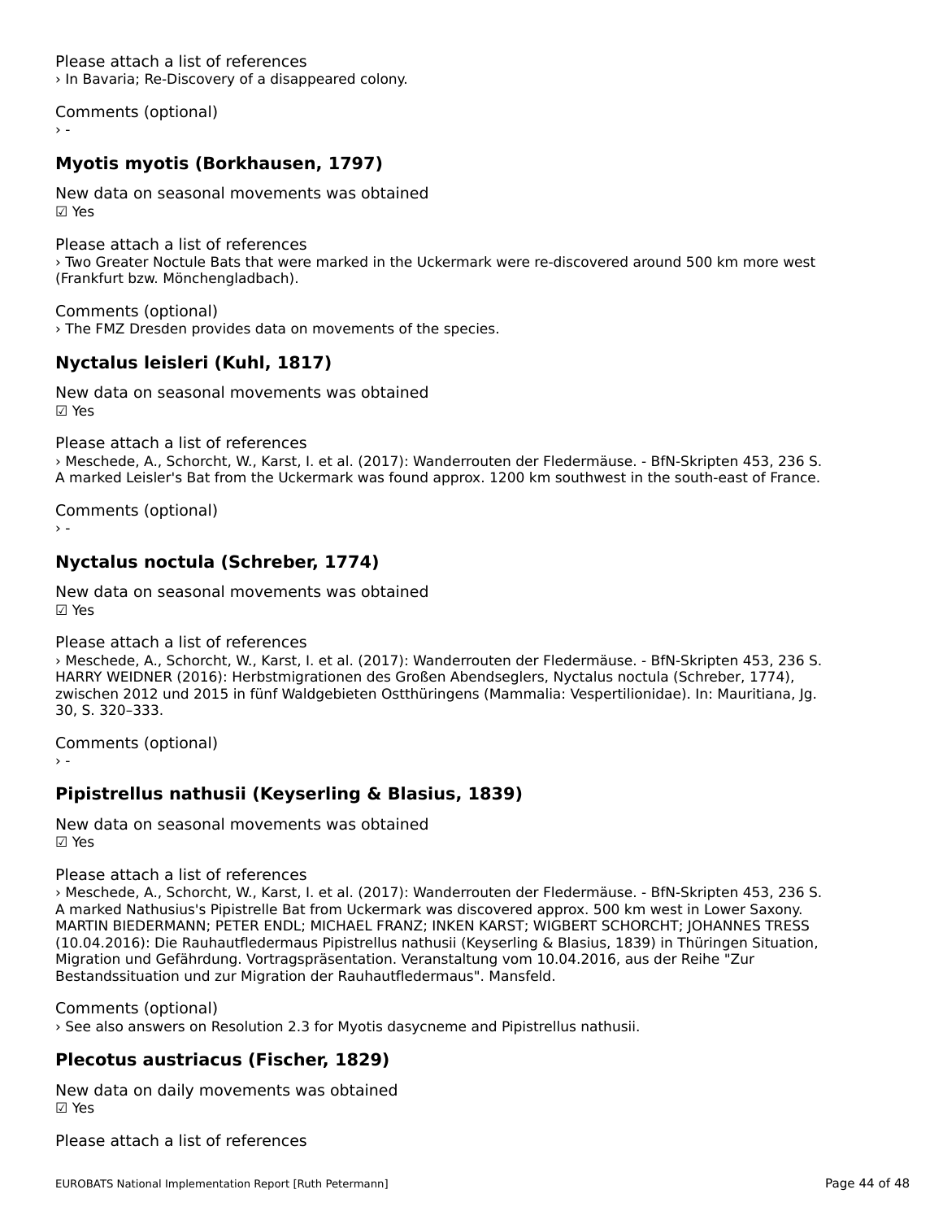Please attach a list of references
› In Bavaria; Re-Discovery of a disappeared colony.

Comments (optional)
› -

### Myotis myotis (Borkhausen, 1797)

New data on seasonal movements was obtained
☑ Yes

Please attach a list of references
› Two Greater Noctule Bats that were marked in the Uckermark were re-discovered around 500 km more west (Frankfurt bzw. Mönchengladbach).

Comments (optional)
› The FMZ Dresden provides data on movements of the species.

### Nyctalus leisleri (Kuhl, 1817)

New data on seasonal movements was obtained
☑ Yes

Please attach a list of references
› Meschede, A., Schorcht, W., Karst, I. et al. (2017): Wanderrouten der Fledermäuse. - BfN-Skripten 453, 236 S.
A marked Leisler's Bat from the Uckermark was found approx. 1200 km southwest in the south-east of France.

Comments (optional)
› -

### Nyctalus noctula (Schreber, 1774)

New data on seasonal movements was obtained
☑ Yes

Please attach a list of references
› Meschede, A., Schorcht, W., Karst, I. et al. (2017): Wanderrouten der Fledermäuse. - BfN-Skripten 453, 236 S.
HARRY WEIDNER (2016): Herbstmigrationen des Großen Abendseglers, Nyctalus noctula (Schreber, 1774), zwischen 2012 und 2015 in fünf Waldgebieten Ostthüringens (Mammalia: Vespertilionidae). In: Mauritiana, Jg. 30, S. 320–333.

Comments (optional)
› -

### Pipistrellus nathusii (Keyserling & Blasius, 1839)

New data on seasonal movements was obtained
☑ Yes

Please attach a list of references
› Meschede, A., Schorcht, W., Karst, I. et al. (2017): Wanderrouten der Fledermäuse. - BfN-Skripten 453, 236 S.
A marked Nathusius's Pipistrelle Bat from Uckermark was discovered approx. 500 km west in Lower Saxony.
MARTIN BIEDERMANN; PETER ENDL; MICHAEL FRANZ; INKEN KARST; WIGBERT SCHORCHT; JOHANNES TRESS (10.04.2016): Die Rauhautfledermaus Pipistrellus nathusii (Keyserling & Blasius, 1839) in Thüringen Situation, Migration und Gefährdung. Vortragspräsentation. Veranstaltung vom 10.04.2016, aus der Reihe "Zur Bestandssituation und zur Migration der Rauhautfledermaus". Mansfeld.

Comments (optional)
› See also answers on Resolution 2.3 for Myotis dasycneme and Pipistrellus nathusii.

### Plecotus austriacus (Fischer, 1829)

New data on daily movements was obtained
☑ Yes

Please attach a list of references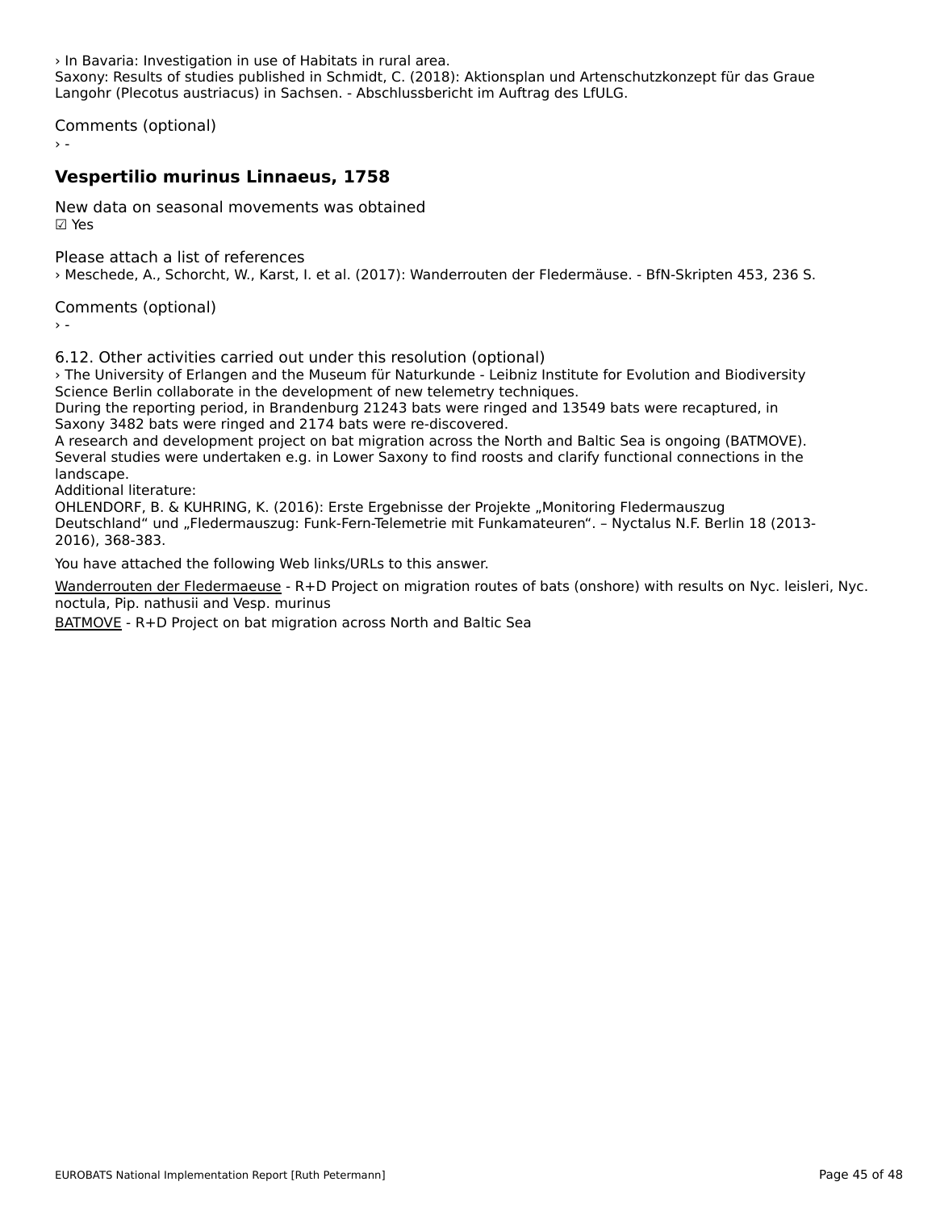› In Bavaria: Investigation in use of Habitats in rural area.
Saxony: Results of studies published in Schmidt, C. (2018): Aktionsplan und Artenschutzkonzept für das Graue Langohr (Plecotus austriacus) in Sachsen. - Abschlussbericht im Auftrag des LfULG.

Comments (optional)
› -

### Vespertilio murinus Linnaeus, 1758

New data on seasonal movements was obtained
☑ Yes

Please attach a list of references
› Meschede, A., Schorcht, W., Karst, I. et al. (2017): Wanderrouten der Fledermäuse. - BfN-Skripten 453, 236 S.

Comments (optional)
› -

6.12. Other activities carried out under this resolution (optional)
› The University of Erlangen and the Museum für Naturkunde - Leibniz Institute for Evolution and Biodiversity Science Berlin collaborate in the development of new telemetry techniques.
During the reporting period, in Brandenburg 21243 bats were ringed and 13549 bats were recaptured, in Saxony 3482 bats were ringed and 2174 bats were re-discovered.
A research and development project on bat migration across the North and Baltic Sea is ongoing (BATMOVE).
Several studies were undertaken e.g. in Lower Saxony to find roosts and clarify functional connections in the landscape.
Additional literature:
OHLENDORF, B. & KUHRING, K. (2016): Erste Ergebnisse der Projekte „Monitoring Fledermauszug Deutschland“ und „Fledermauszug: Funk-Fern-Telemetrie mit Funkamateuren“. – Nyctalus N.F. Berlin 18 (2013-2016), 368-383.

You have attached the following Web links/URLs to this answer.

Wanderrouten der Fledermaeuse - R+D Project on migration routes of bats (onshore) with results on Nyc. leisleri, Nyc. noctula, Pip. nathusii and Vesp. murinus

BATMOVE - R+D Project on bat migration across North and Baltic Sea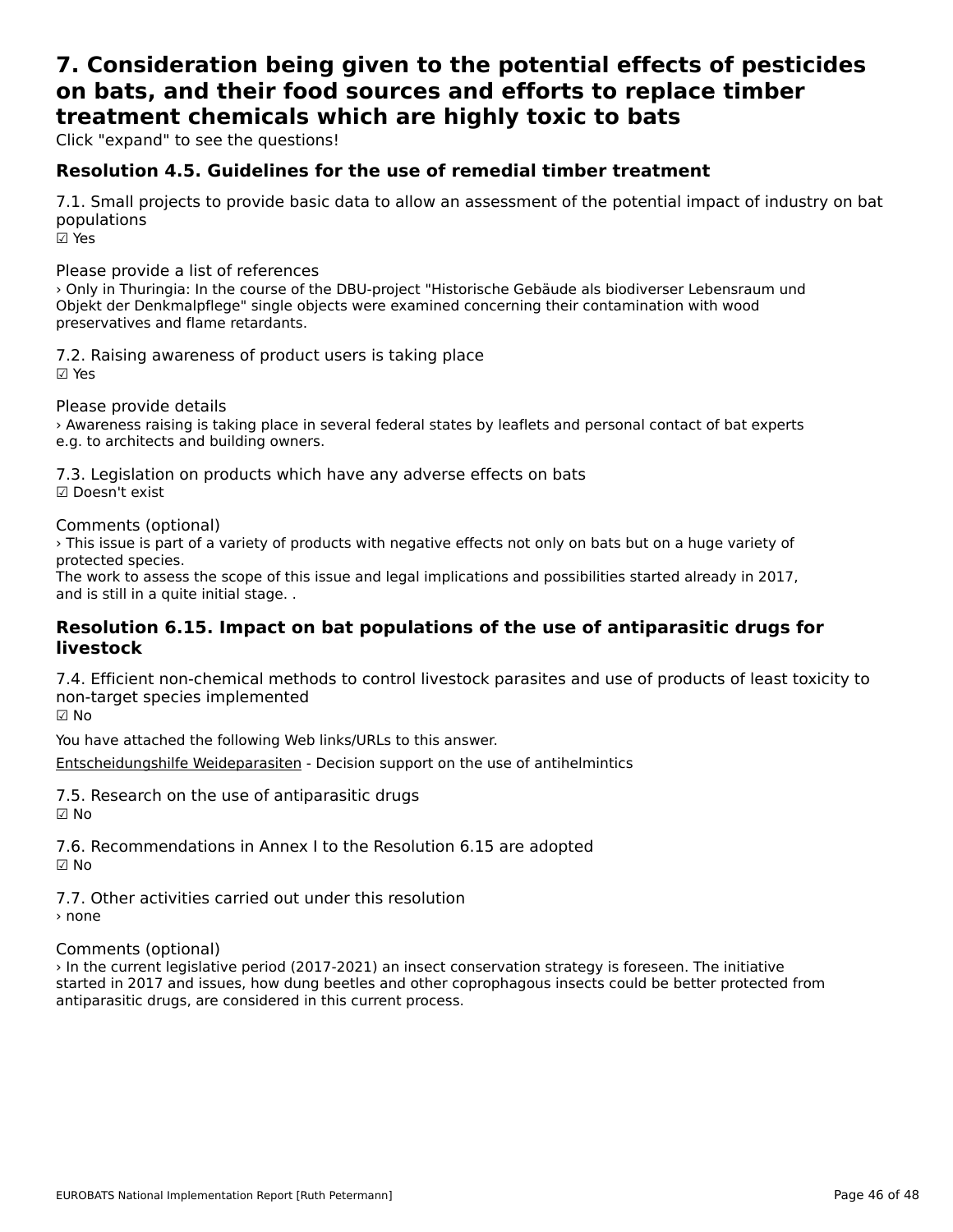# 7. Consideration being given to the potential effects of pesticides on bats, and their food sources and efforts to replace timber treatment chemicals which are highly toxic to bats

Click "expand" to see the questions!

## Resolution 4.5. Guidelines for the use of remedial timber treatment

7.1. Small projects to provide basic data to allow an assessment of the potential impact of industry on bat populations
☑ Yes

Please provide a list of references
› Only in Thuringia: In the course of the DBU-project "Historische Gebäude als biodiverser Lebensraum und Objekt der Denkmalpflege" single objects were examined concerning their contamination with wood preservatives and flame retardants.

7.2. Raising awareness of product users is taking place
☑ Yes

Please provide details
› Awareness raising is taking place in several federal states by leaflets and personal contact of bat experts e.g. to architects and building owners.

7.3. Legislation on products which have any adverse effects on bats
☑ Doesn't exist

Comments (optional)
› This issue is part of a variety of products with negative effects not only on bats but on a huge variety of protected species.
The work to assess the scope of this issue and legal implications and possibilities started already in 2017, and is still in a quite initial stage. .

## Resolution 6.15. Impact on bat populations of the use of antiparasitic drugs for livestock

7.4. Efficient non-chemical methods to control livestock parasites and use of products of least toxicity to non-target species implemented
☑ No

You have attached the following Web links/URLs to this answer.

Entscheidungshilfe Weideparasiten - Decision support on the use of antihelmintics

7.5. Research on the use of antiparasitic drugs
☑ No

7.6. Recommendations in Annex I to the Resolution 6.15 are adopted
☑ No

7.7. Other activities carried out under this resolution
› none

Comments (optional)
› In the current legislative period (2017-2021) an insect conservation strategy is foreseen. The initiative started in 2017 and issues, how dung beetles and other coprophagous insects could be better protected from antiparasitic drugs, are considered in this current process.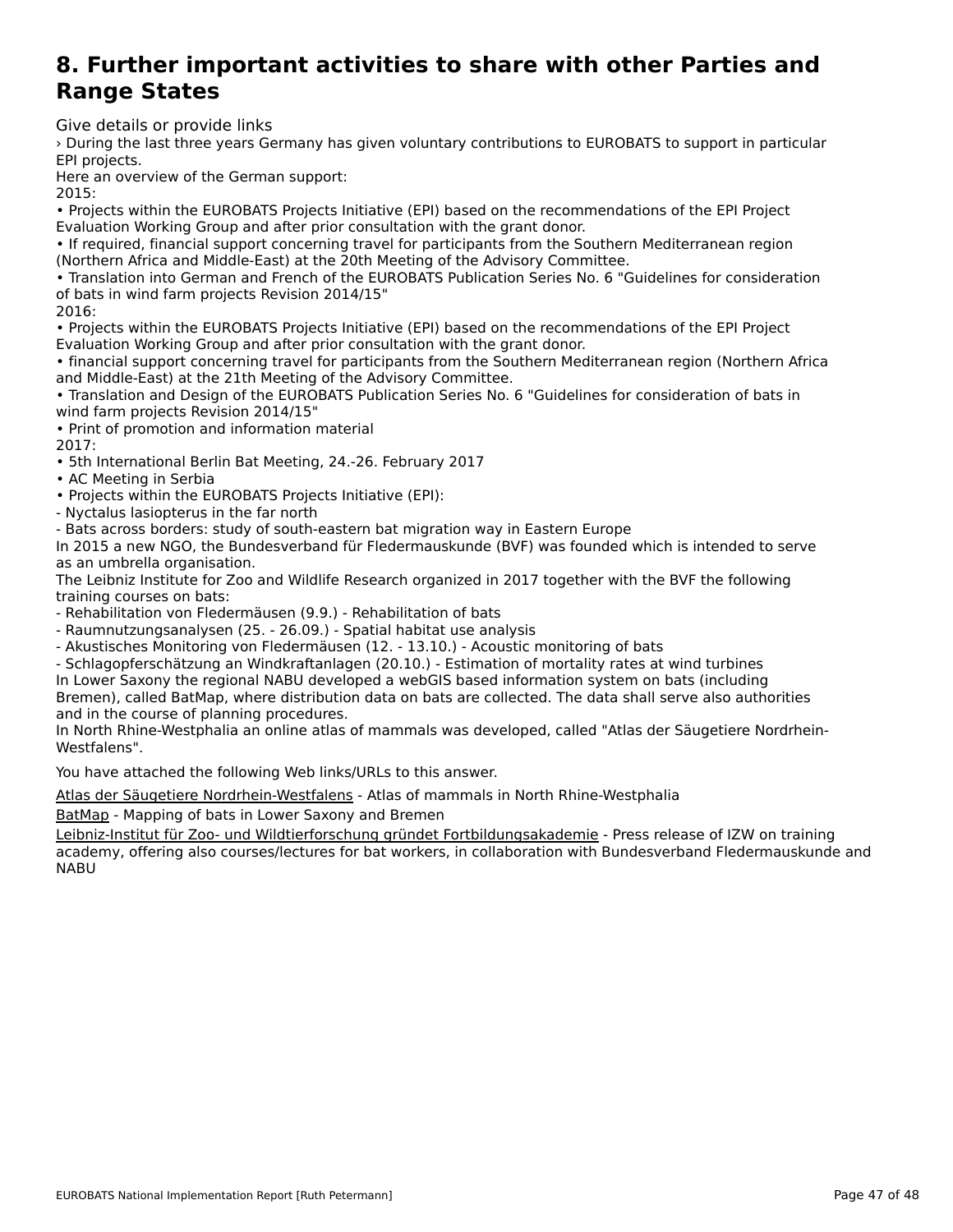# 8. Further important activities to share with other Parties and Range States

Give details or provide links

› During the last three years Germany has given voluntary contributions to EUROBATS to support in particular EPI projects.
Here an overview of the German support:
2015:
• Projects within the EUROBATS Projects Initiative (EPI) based on the recommendations of the EPI Project Evaluation Working Group and after prior consultation with the grant donor.
• If required, financial support concerning travel for participants from the Southern Mediterranean region (Northern Africa and Middle-East) at the 20th Meeting of the Advisory Committee.
• Translation into German and French of the EUROBATS Publication Series No. 6 "Guidelines for consideration of bats in wind farm projects Revision 2014/15"
2016:
• Projects within the EUROBATS Projects Initiative (EPI) based on the recommendations of the EPI Project Evaluation Working Group and after prior consultation with the grant donor.
• financial support concerning travel for participants from the Southern Mediterranean region (Northern Africa and Middle-East) at the 21th Meeting of the Advisory Committee.
• Translation and Design of the EUROBATS Publication Series No. 6 "Guidelines for consideration of bats in wind farm projects Revision 2014/15"
• Print of promotion and information material
2017:
• 5th International Berlin Bat Meeting, 24.-26. February 2017
• AC Meeting in Serbia
• Projects within the EUROBATS Projects Initiative (EPI):
- Nyctalus lasiopterus in the far north
- Bats across borders: study of south-eastern bat migration way in Eastern Europe
In 2015 a new NGO, the Bundesverband für Fledermauskunde (BVF) was founded which is intended to serve as an umbrella organisation.
The Leibniz Institute for Zoo and Wildlife Research organized in 2017 together with the BVF the following training courses on bats:
- Rehabilitation von Fledermäusen (9.9.) - Rehabilitation of bats
- Raumnutzungsanalysen (25. - 26.09.) - Spatial habitat use analysis
- Akustisches Monitoring von Fledermäusen (12. - 13.10.) - Acoustic monitoring of bats
- Schlagopferschätzung an Windkraftanlagen (20.10.) - Estimation of mortality rates at wind turbines
In Lower Saxony the regional NABU developed a webGIS based information system on bats (including Bremen), called BatMap, where distribution data on bats are collected. The data shall serve also authorities and in the course of planning procedures.
In North Rhine-Westphalia an online atlas of mammals was developed, called "Atlas der Säugetiere Nordrhein-Westfalens".

You have attached the following Web links/URLs to this answer.

Atlas der Säugetiere Nordrhein-Westfalens - Atlas of mammals in North Rhine-Westphalia

BatMap - Mapping of bats in Lower Saxony and Bremen

Leibniz-Institut für Zoo- und Wildtierforschung gründet Fortbildungsakademie - Press release of IZW on training academy, offering also courses/lectures for bat workers, in collaboration with Bundesverband Fledermauskunde and NABU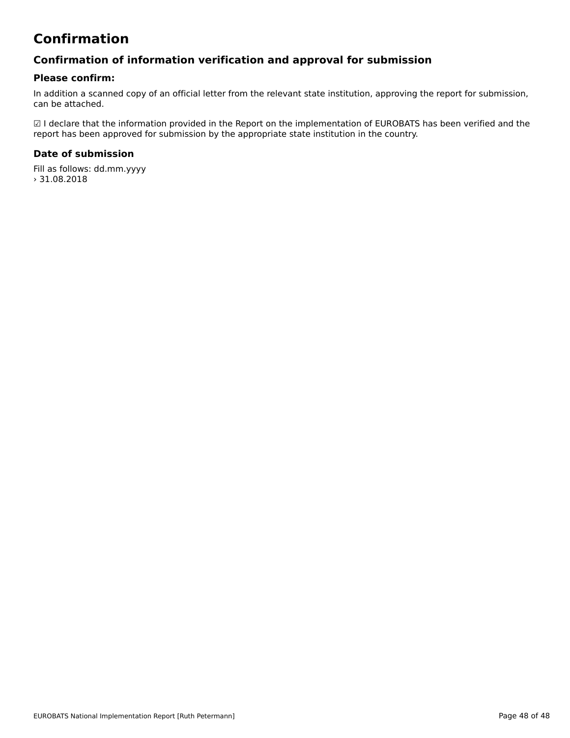# Confirmation

## Confirmation of information verification and approval for submission

### Please confirm:

In addition a scanned copy of an official letter from the relevant state institution, approving the report for submission, can be attached.

☑ I declare that the information provided in the Report on the implementation of EUROBATS has been verified and the report has been approved for submission by the appropriate state institution in the country.

### Date of submission

Fill as follows: dd.mm.yyyy
› 31.08.2018